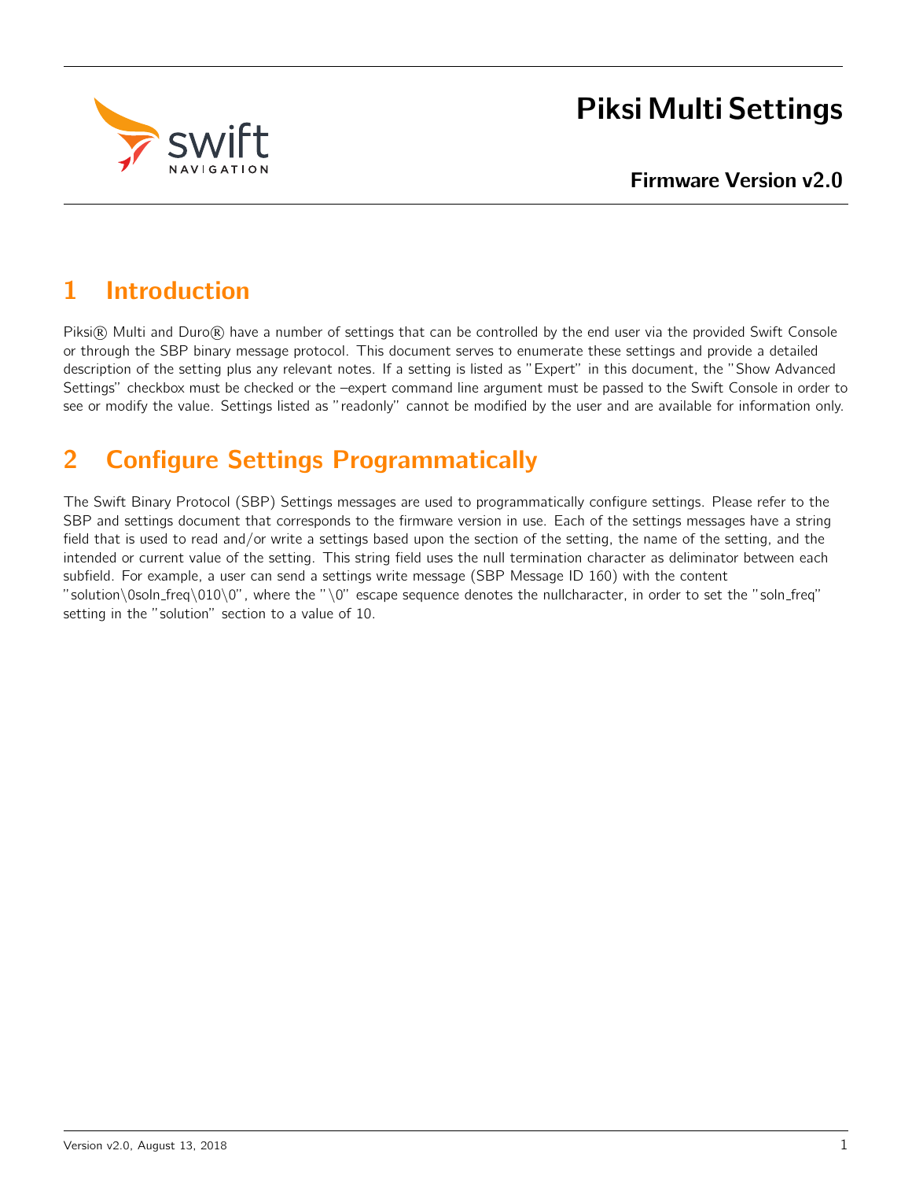# Piksi Multi Settings

**Firmware Version v2.0**

## 1 Introduction

Piksi® Multi and Duro® have a number of settings that can be controlled by the end user via the provided Swift Console or through the SBP binary message protocol. This document serves to enumerate these settings and provide a detailed description of the setting plus any relevant notes. If a setting is listed as "Expert" in this document, the "Show Advanced Settings" checkbox must be checked or the –expert command line argument must be passed to the Swift Console in order to see or modify the value. Settings listed as "readonly" cannot be modified by the user and are available for information only.

## 2 Configure Settings Programmatically

The Swift Binary Protocol (SBP) Settings messages are used to programmatically configure settings. Please refer to the SBP and settings document that corresponds to the firmware version in use. Each of the settings messages have a string field that is used to read and/or write a settings based upon the section of the setting, the name of the setting, and the intended or current value of the setting. This string field uses the null termination character as deliminator between each subfield. For example, a user can send a settings write message (SBP Message ID 160) with the content "solution\0soln_freq\010\0", where the "\0" escape sequence denotes the nullcharacter, in order to set the "soln_freq" setting in the "solution" section to a value of 10.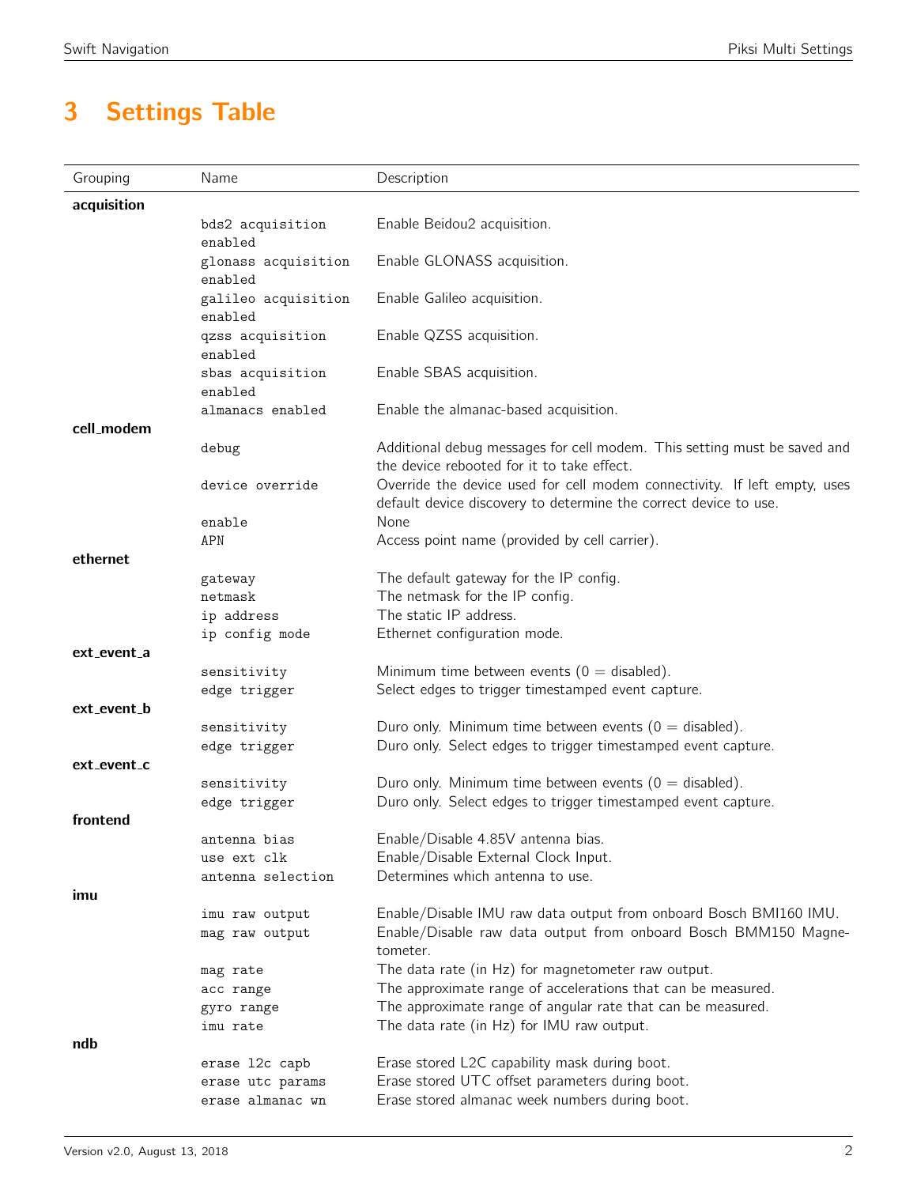# 3 Settings Table

| Grouping | Name | Description |
|---|---|---|
| **acquisition** | | |
| | `bds2 acquisition enabled` | Enable Beidou2 acquisition. |
| | `glonass acquisition enabled` | Enable GLONASS acquisition. |
| | `galileo acquisition enabled` | Enable Galileo acquisition. |
| | `qzss acquisition enabled` | Enable QZSS acquisition. |
| | `sbas acquisition enabled` | Enable SBAS acquisition. |
| | `almanacs enabled` | Enable the almanac-based acquisition. |
| **cell_modem** | | |
| | `debug` | Additional debug messages for cell modem. This setting must be saved and the device rebooted for it to take effect. |
| | `device override` | Override the device used for cell modem connectivity. If left empty, uses default device discovery to determine the correct device to use. |
| | `enable` | None |
| | `APN` | Access point name (provided by cell carrier). |
| **ethernet** | | |
| | `gateway` | The default gateway for the IP config. |
| | `netmask` | The netmask for the IP config. |
| | `ip address` | The static IP address. |
| | `ip config mode` | Ethernet configuration mode. |
| **ext_event_a** | | |
| | `sensitivity` | Minimum time between events (0 = disabled). |
| | `edge trigger` | Select edges to trigger timestamped event capture. |
| **ext_event_b** | | |
| | `sensitivity` | Duro only. Minimum time between events (0 = disabled). |
| | `edge trigger` | Duro only. Select edges to trigger timestamped event capture. |
| **ext_event_c** | | |
| | `sensitivity` | Duro only. Minimum time between events (0 = disabled). |
| | `edge trigger` | Duro only. Select edges to trigger timestamped event capture. |
| **frontend** | | |
| | `antenna bias` | Enable/Disable 4.85V antenna bias. |
| | `use ext clk` | Enable/Disable External Clock Input. |
| | `antenna selection` | Determines which antenna to use. |
| **imu** | | |
| | `imu raw output` | Enable/Disable IMU raw data output from onboard Bosch BMI160 IMU. |
| | `mag raw output` | Enable/Disable raw data output from onboard Bosch BMM150 Magnetometer. |
| | `mag rate` | The data rate (in Hz) for magnetometer raw output. |
| | `acc range` | The approximate range of accelerations that can be measured. |
| | `gyro range` | The approximate range of angular rate that can be measured. |
| | `imu rate` | The data rate (in Hz) for IMU raw output. |
| **ndb** | | |
| | `erase l2c capb` | Erase stored L2C capability mask during boot. |
| | `erase utc params` | Erase stored UTC offset parameters during boot. |
| | `erase almanac wn` | Erase stored almanac week numbers during boot. |

Version v2.0, August 13, 2018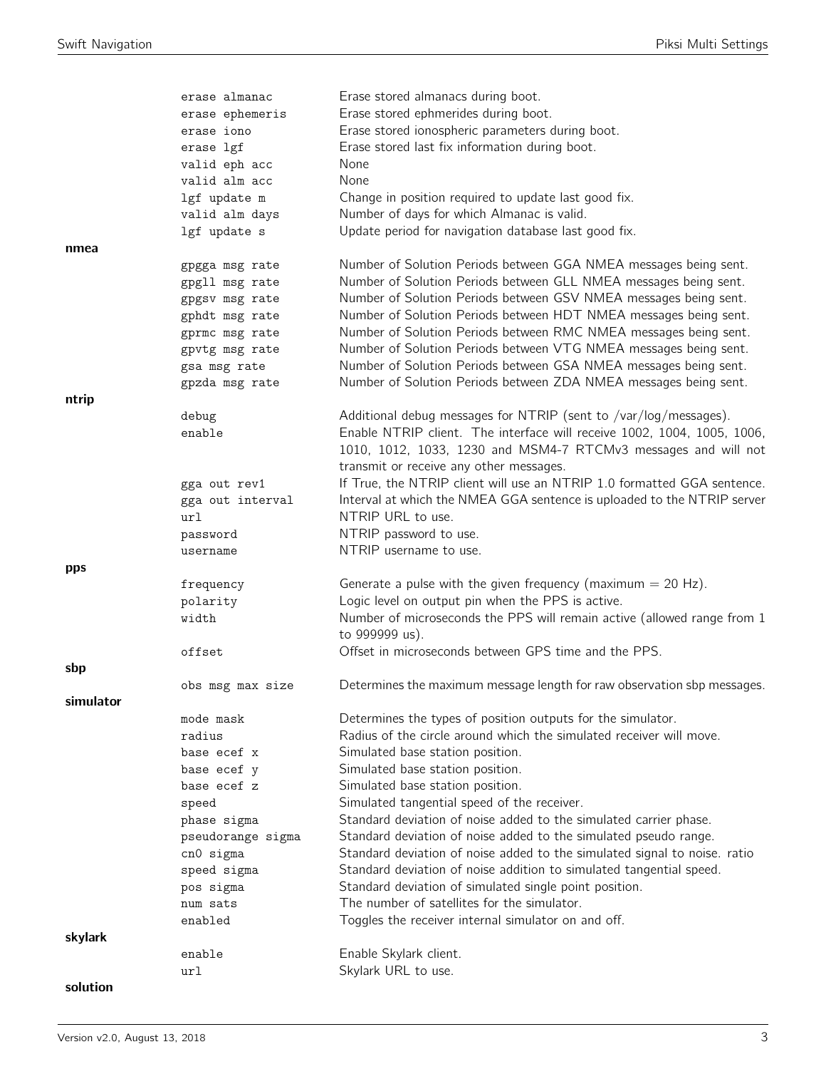| | | |
|---|---|---|
| | `erase almanac` | Erase stored almanacs during boot. |
| | `erase ephemeris` | Erase stored ephmerides during boot. |
| | `erase iono` | Erase stored ionospheric parameters during boot. |
| | `erase lgf` | Erase stored last fix information during boot. |
| | `valid eph acc` | None |
| | `valid alm acc` | None |
| | `lgf update m` | Change in position required to update last good fix. |
| | `valid alm days` | Number of days for which Almanac is valid. |
| | `lgf update s` | Update period for navigation database last good fix. |
| **nmea** | | |
| | `gpgga msg rate` | Number of Solution Periods between GGA NMEA messages being sent. |
| | `gpgll msg rate` | Number of Solution Periods between GLL NMEA messages being sent. |
| | `gpgsv msg rate` | Number of Solution Periods between GSV NMEA messages being sent. |
| | `gphdt msg rate` | Number of Solution Periods between HDT NMEA messages being sent. |
| | `gprmc msg rate` | Number of Solution Periods between RMC NMEA messages being sent. |
| | `gpvtg msg rate` | Number of Solution Periods between VTG NMEA messages being sent. |
| | `gsa msg rate` | Number of Solution Periods between GSA NMEA messages being sent. |
| | `gpzda msg rate` | Number of Solution Periods between ZDA NMEA messages being sent. |
| **ntrip** | | |
| | `debug` | Additional debug messages for NTRIP (sent to /var/log/messages). |
| | `enable` | Enable NTRIP client. The interface will receive 1002, 1004, 1005, 1006, 1010, 1012, 1033, 1230 and MSM4-7 RTCMv3 messages and will not transmit or receive any other messages. |
| | `gga out rev1` | If True, the NTRIP client will use an NTRIP 1.0 formatted GGA sentence. |
| | `gga out interval` | Interval at which the NMEA GGA sentence is uploaded to the NTRIP server |
| | `url` | NTRIP URL to use. |
| | `password` | NTRIP password to use. |
| | `username` | NTRIP username to use. |
| **pps** | | |
| | `frequency` | Generate a pulse with the given frequency (maximum = 20 Hz). |
| | `polarity` | Logic level on output pin when the PPS is active. |
| | `width` | Number of microseconds the PPS will remain active (allowed range from 1 to 999999 us). |
| | `offset` | Offset in microseconds between GPS time and the PPS. |
| **sbp** | | |
| | `obs msg max size` | Determines the maximum message length for raw observation sbp messages. |
| **simulator** | | |
| | `mode mask` | Determines the types of position outputs for the simulator. |
| | `radius` | Radius of the circle around which the simulated receiver will move. |
| | `base ecef x` | Simulated base station position. |
| | `base ecef y` | Simulated base station position. |
| | `base ecef z` | Simulated base station position. |
| | `speed` | Simulated tangential speed of the receiver. |
| | `phase sigma` | Standard deviation of noise added to the simulated carrier phase. |
| | `pseudorange sigma` | Standard deviation of noise added to the simulated pseudo range. |
| | `cn0 sigma` | Standard deviation of noise added to the simulated signal to noise. ratio |
| | `speed sigma` | Standard deviation of noise addition to simulated tangential speed. |
| | `pos sigma` | Standard deviation of simulated single point position. |
| | `num sats` | The number of satellites for the simulator. |
| | `enabled` | Toggles the receiver internal simulator on and off. |
| **skylark** | | |
| | `enable` | Enable Skylark client. |
| | `url` | Skylark URL to use. |
| **solution** | | |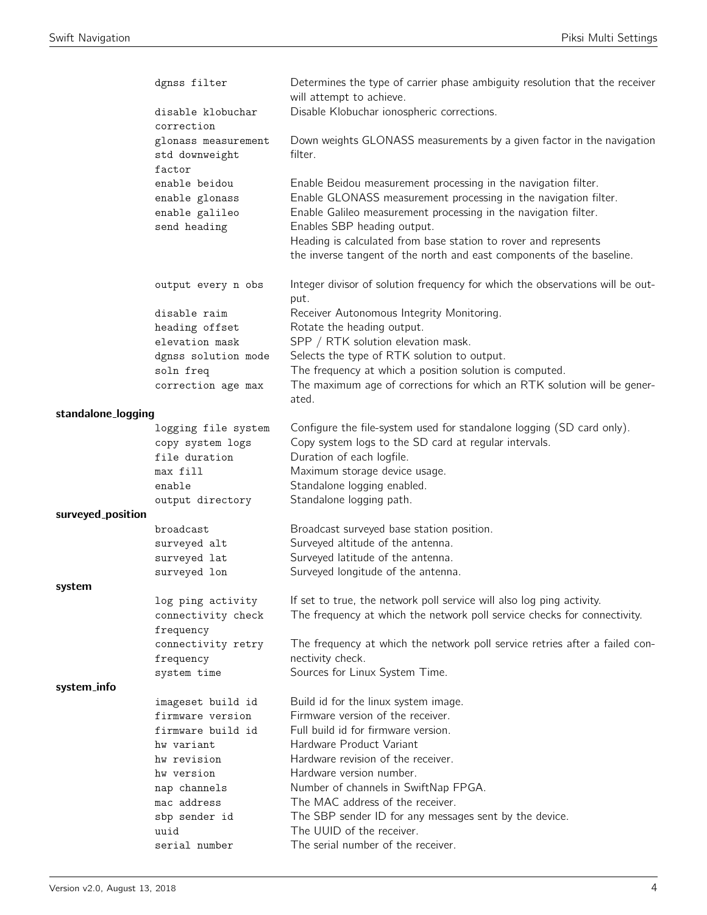| | | |
|---|---|---|
| | `dgnss filter` | Determines the type of carrier phase ambiguity resolution that the receiver will attempt to achieve. |
| | `disable klobuchar correction` | Disable Klobuchar ionospheric corrections. |
| | `glonass measurement std downweight factor` | Down weights GLONASS measurements by a given factor in the navigation filter. |
| | `enable beidou` | Enable Beidou measurement processing in the navigation filter. |
| | `enable glonass` | Enable GLONASS measurement processing in the navigation filter. |
| | `enable galileo` | Enable Galileo measurement processing in the navigation filter. |
| | `send heading` | Enables SBP heading output. Heading is calculated from base station to rover and represents the inverse tangent of the north and east components of the baseline. |
| | `output every n obs` | Integer divisor of solution frequency for which the observations will be output. |
| | `disable raim` | Receiver Autonomous Integrity Monitoring. |
| | `heading offset` | Rotate the heading output. |
| | `elevation mask` | SPP / RTK solution elevation mask. |
| | `dgnss solution mode` | Selects the type of RTK solution to output. |
| | `soln freq` | The frequency at which a position solution is computed. |
| | `correction age max` | The maximum age of corrections for which an RTK solution will be generated. |
| **standalone_logging** | | |
| | `logging file system` | Configure the file-system used for standalone logging (SD card only). |
| | `copy system logs` | Copy system logs to the SD card at regular intervals. |
| | `file duration` | Duration of each logfile. |
| | `max fill` | Maximum storage device usage. |
| | `enable` | Standalone logging enabled. |
| | `output directory` | Standalone logging path. |
| **surveyed_position** | | |
| | `broadcast` | Broadcast surveyed base station position. |
| | `surveyed alt` | Surveyed altitude of the antenna. |
| | `surveyed lat` | Surveyed latitude of the antenna. |
| | `surveyed lon` | Surveyed longitude of the antenna. |
| **system** | | |
| | `log ping activity` | If set to true, the network poll service will also log ping activity. |
| | `connectivity check frequency` | The frequency at which the network poll service checks for connectivity. |
| | `connectivity retry frequency` | The frequency at which the network poll service retries after a failed connectivity check. |
| | `system time` | Sources for Linux System Time. |
| **system_info** | | |
| | `imageset build id` | Build id for the linux system image. |
| | `firmware version` | Firmware version of the receiver. |
| | `firmware build id` | Full build id for firmware version. |
| | `hw variant` | Hardware Product Variant |
| | `hw revision` | Hardware revision of the receiver. |
| | `hw version` | Hardware version number. |
| | `nap channels` | Number of channels in SwiftNap FPGA. |
| | `mac address` | The MAC address of the receiver. |
| | `sbp sender id` | The SBP sender ID for any messages sent by the device. |
| | `uuid` | The UUID of the receiver. |
| | `serial number` | The serial number of the receiver. |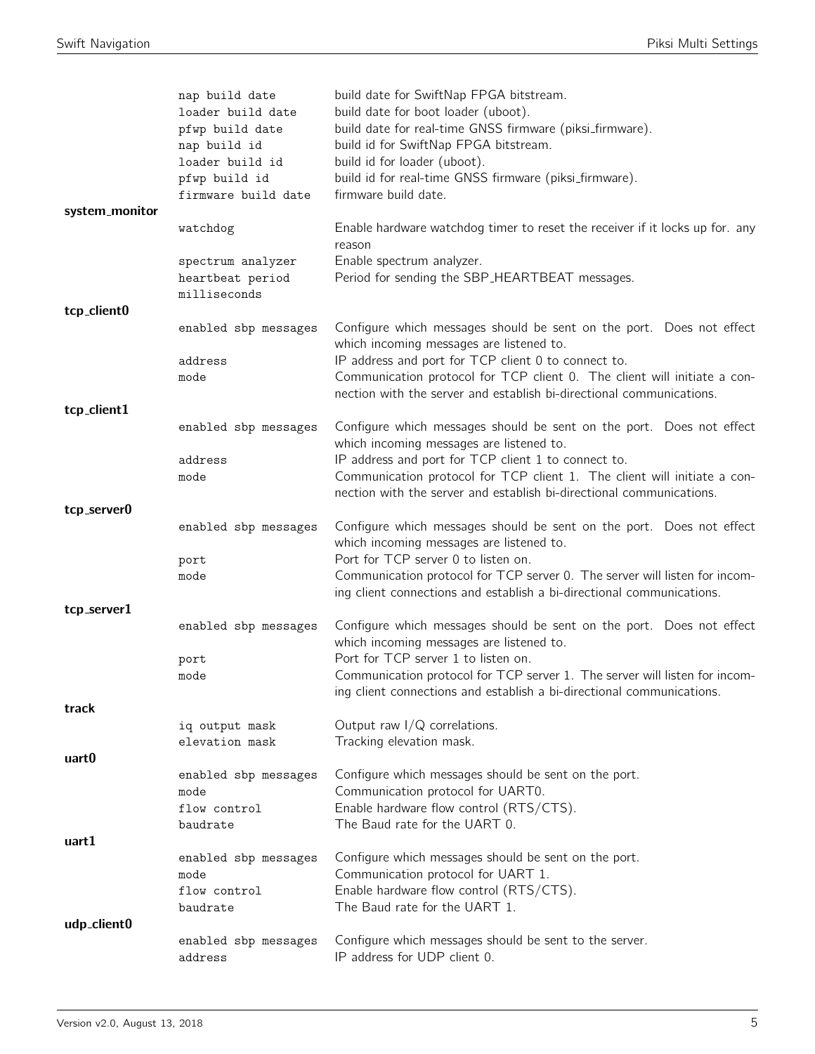| | | |
|---|---|---|
| | nap build date | build date for SwiftNap FPGA bitstream. |
| | loader build date | build date for boot loader (uboot). |
| | pfwp build date | build date for real-time GNSS firmware (piksi_firmware). |
| | nap build id | build id for SwiftNap FPGA bitstream. |
| | loader build id | build id for loader (uboot). |
| | pfwp build id | build id for real-time GNSS firmware (piksi_firmware). |
| | firmware build date | firmware build date. |
| **system_monitor** | | |
| | watchdog | Enable hardware watchdog timer to reset the receiver if it locks up for. any reason |
| | spectrum analyzer | Enable spectrum analyzer. |
| | heartbeat period milliseconds | Period for sending the SBP_HEARTBEAT messages. |
| **tcp_client0** | | |
| | enabled sbp messages | Configure which messages should be sent on the port. Does not effect which incoming messages are listened to. |
| | address | IP address and port for TCP client 0 to connect to. |
| | mode | Communication protocol for TCP client 0. The client will initiate a connection with the server and establish bi-directional communications. |
| **tcp_client1** | | |
| | enabled sbp messages | Configure which messages should be sent on the port. Does not effect which incoming messages are listened to. |
| | address | IP address and port for TCP client 1 to connect to. |
| | mode | Communication protocol for TCP client 1. The client will initiate a connection with the server and establish bi-directional communications. |
| **tcp_server0** | | |
| | enabled sbp messages | Configure which messages should be sent on the port. Does not effect which incoming messages are listened to. |
| | port | Port for TCP server 0 to listen on. |
| | mode | Communication protocol for TCP server 0. The server will listen for incoming client connections and establish a bi-directional communications. |
| **tcp_server1** | | |
| | enabled sbp messages | Configure which messages should be sent on the port. Does not effect which incoming messages are listened to. |
| | port | Port for TCP server 1 to listen on. |
| | mode | Communication protocol for TCP server 1. The server will listen for incoming client connections and establish a bi-directional communications. |
| **track** | | |
| | iq output mask | Output raw I/Q correlations. |
| | elevation mask | Tracking elevation mask. |
| **uart0** | | |
| | enabled sbp messages | Configure which messages should be sent on the port. |
| | mode | Communication protocol for UART0. |
| | flow control | Enable hardware flow control (RTS/CTS). |
| | baudrate | The Baud rate for the UART 0. |
| **uart1** | | |
| | enabled sbp messages | Configure which messages should be sent on the port. |
| | mode | Communication protocol for UART 1. |
| | flow control | Enable hardware flow control (RTS/CTS). |
| | baudrate | The Baud rate for the UART 1. |
| **udp_client0** | | |
| | enabled sbp messages | Configure which messages should be sent to the server. |
| | address | IP address for UDP client 0. |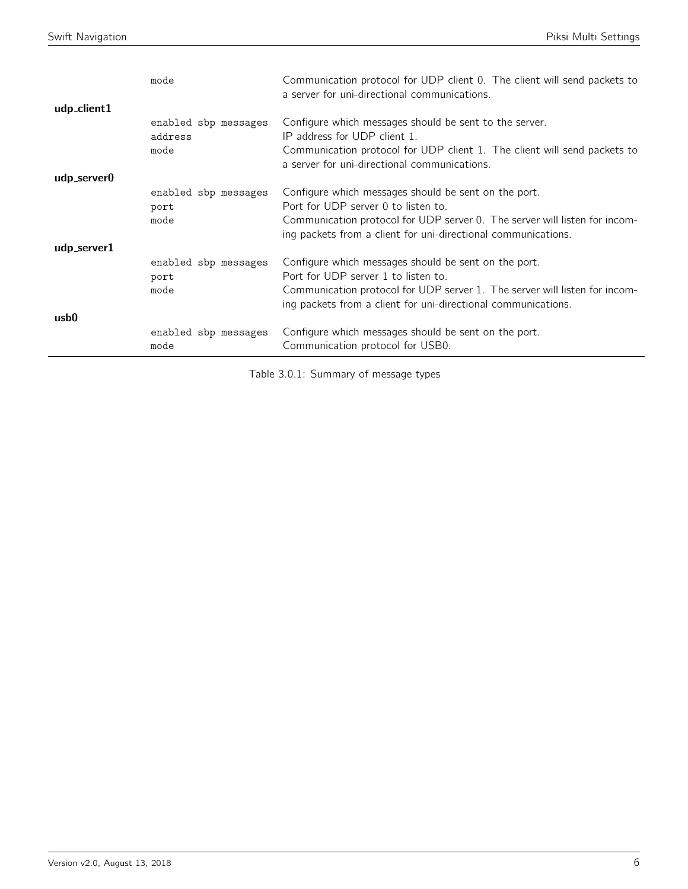| | | |
|---|---|---|
| | mode | Communication protocol for UDP client 0. The client will send packets to a server for uni-directional communications. |
| **udp_client1** | | |
| | enabled sbp messages | Configure which messages should be sent to the server. |
| | address | IP address for UDP client 1. |
| | mode | Communication protocol for UDP client 1. The client will send packets to a server for uni-directional communications. |
| **udp_server0** | | |
| | enabled sbp messages | Configure which messages should be sent on the port. |
| | port | Port for UDP server 0 to listen to. |
| | mode | Communication protocol for UDP server 0. The server will listen for incoming packets from a client for uni-directional communications. |
| **udp_server1** | | |
| | enabled sbp messages | Configure which messages should be sent on the port. |
| | port | Port for UDP server 1 to listen to. |
| | mode | Communication protocol for UDP server 1. The server will listen for incoming packets from a client for uni-directional communications. |
| **usb0** | | |
| | enabled sbp messages | Configure which messages should be sent on the port. |
| | mode | Communication protocol for USB0. |

Table 3.0.1: Summary of message types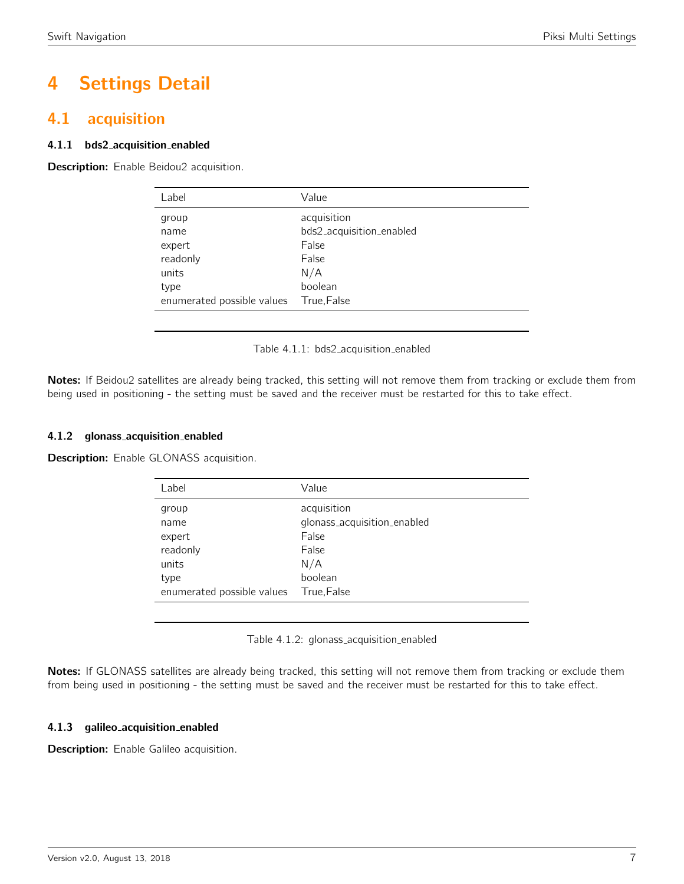# 4 Settings Detail

## 4.1 acquisition

### 4.1.1 bds2_acquisition_enabled

**Description:** Enable Beidou2 acquisition.

| Label | Value |
|---|---|
| group | acquisition |
| name | bds2_acquisition_enabled |
| expert | False |
| readonly | False |
| units | N/A |
| type | boolean |
| enumerated possible values | True,False |

Table 4.1.1: bds2_acquisition_enabled

**Notes:** If Beidou2 satellites are already being tracked, this setting will not remove them from tracking or exclude them from being used in positioning - the setting must be saved and the receiver must be restarted for this to take effect.

### 4.1.2 glonass_acquisition_enabled

**Description:** Enable GLONASS acquisition.

| Label | Value |
|---|---|
| group | acquisition |
| name | glonass_acquisition_enabled |
| expert | False |
| readonly | False |
| units | N/A |
| type | boolean |
| enumerated possible values | True,False |

Table 4.1.2: glonass_acquisition_enabled

**Notes:** If GLONASS satellites are already being tracked, this setting will not remove them from tracking or exclude them from being used in positioning - the setting must be saved and the receiver must be restarted for this to take effect.

### 4.1.3 galileo_acquisition_enabled

**Description:** Enable Galileo acquisition.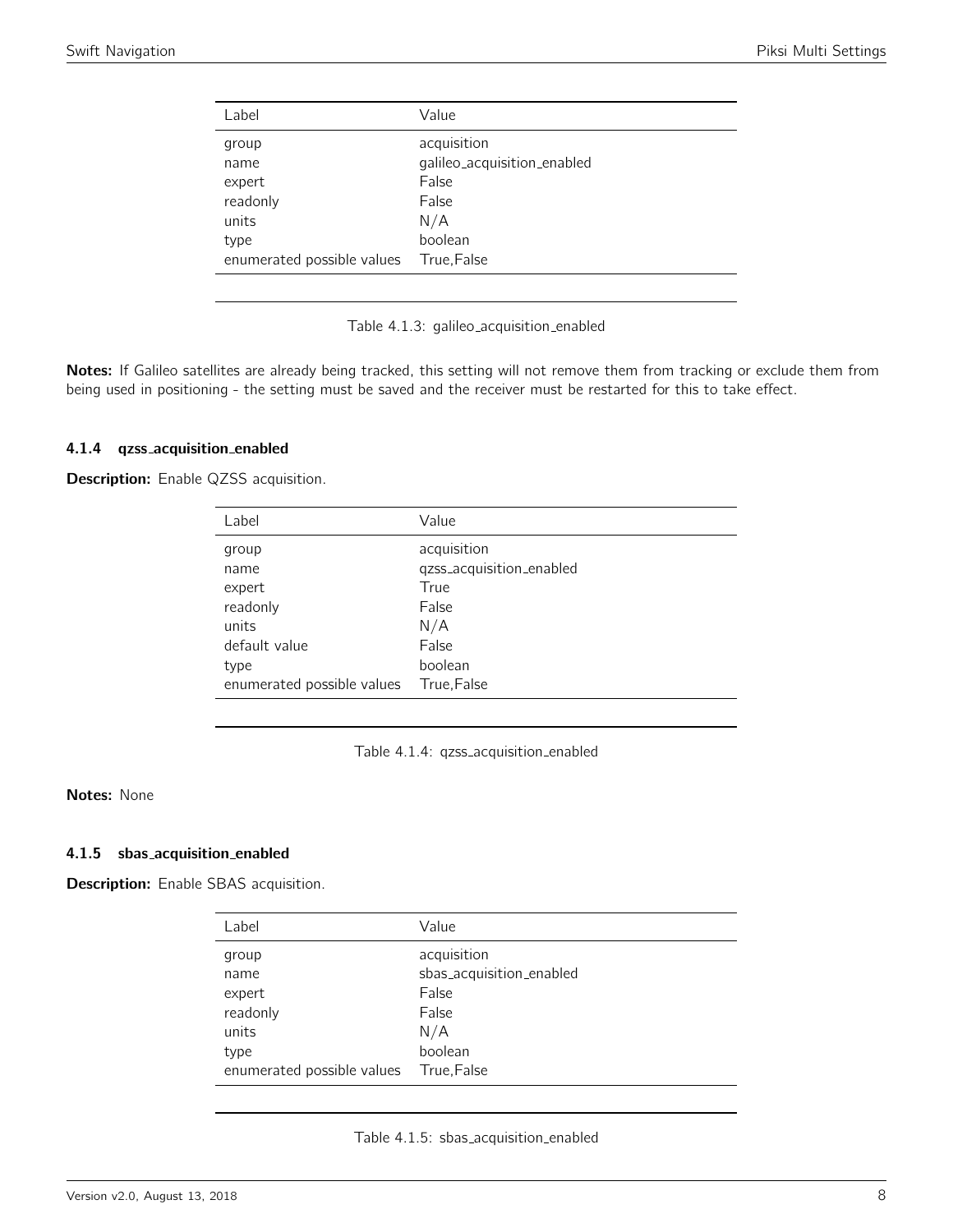| Label | Value |
| --- | --- |
| group | acquisition |
| name | galileo_acquisition_enabled |
| expert | False |
| readonly | False |
| units | N/A |
| type | boolean |
| enumerated possible values | True,False |

Table 4.1.3: galileo_acquisition_enabled

**Notes:** If Galileo satellites are already being tracked, this setting will not remove them from tracking or exclude them from being used in positioning - the setting must be saved and the receiver must be restarted for this to take effect.

### 4.1.4 qzss_acquisition_enabled

**Description:** Enable QZSS acquisition.

| Label | Value |
| --- | --- |
| group | acquisition |
| name | qzss_acquisition_enabled |
| expert | True |
| readonly | False |
| units | N/A |
| default value | False |
| type | boolean |
| enumerated possible values | True,False |

Table 4.1.4: qzss_acquisition_enabled

**Notes:** None

### 4.1.5 sbas_acquisition_enabled

**Description:** Enable SBAS acquisition.

| Label | Value |
| --- | --- |
| group | acquisition |
| name | sbas_acquisition_enabled |
| expert | False |
| readonly | False |
| units | N/A |
| type | boolean |
| enumerated possible values | True,False |

Table 4.1.5: sbas_acquisition_enabled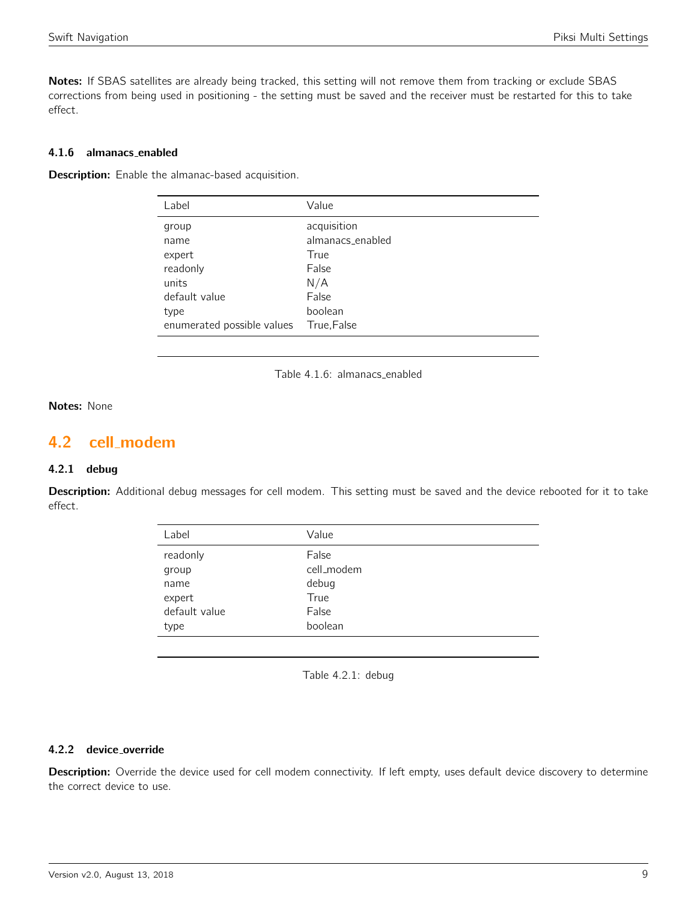**Notes:** If SBAS satellites are already being tracked, this setting will not remove them from tracking or exclude SBAS corrections from being used in positioning - the setting must be saved and the receiver must be restarted for this to take effect.

#### 4.1.6 almanacs_enabled

**Description:** Enable the almanac-based acquisition.

| Label | Value |
|---|---|
| group | acquisition |
| name | almanacs_enabled |
| expert | True |
| readonly | False |
| units | N/A |
| default value | False |
| type | boolean |
| enumerated possible values | True,False |

Table 4.1.6: almanacs_enabled

**Notes:** None

## 4.2 cell_modem

#### 4.2.1 debug

**Description:** Additional debug messages for cell modem. This setting must be saved and the device rebooted for it to take effect.

| Label | Value |
|---|---|
| readonly | False |
| group | cell_modem |
| name | debug |
| expert | True |
| default value | False |
| type | boolean |

Table 4.2.1: debug

#### 4.2.2 device_override

**Description:** Override the device used for cell modem connectivity. If left empty, uses default device discovery to determine the correct device to use.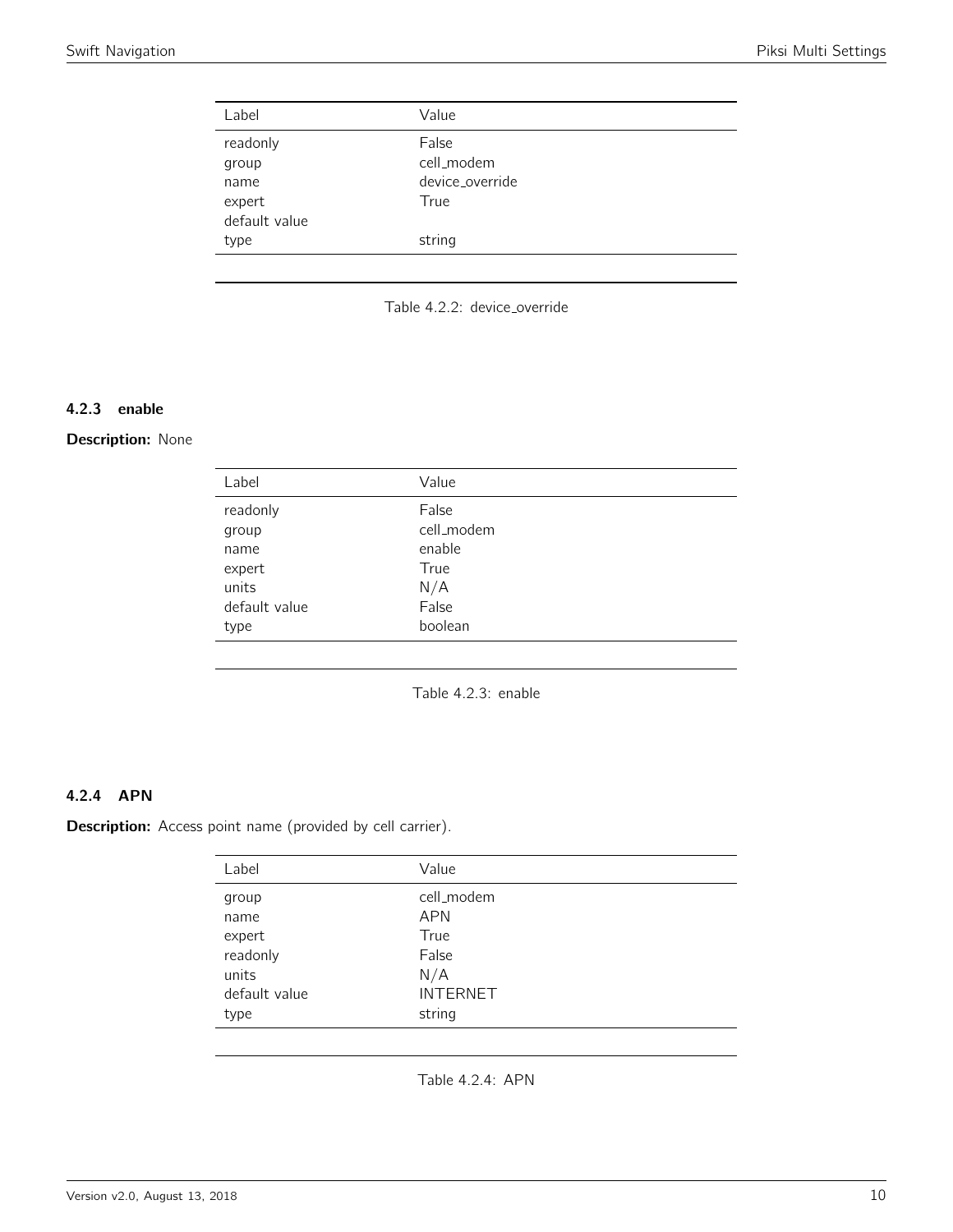| Label | Value |
|---|---|
| readonly | False |
| group | cell_modem |
| name | device_override |
| expert | True |
| default value | |
| type | string |

Table 4.2.2: device_override

### 4.2.3 enable

**Description:** None

| Label | Value |
|---|---|
| readonly | False |
| group | cell_modem |
| name | enable |
| expert | True |
| units | N/A |
| default value | False |
| type | boolean |

Table 4.2.3: enable

### 4.2.4 APN

**Description:** Access point name (provided by cell carrier).

| Label | Value |
|---|---|
| group | cell_modem |
| name | APN |
| expert | True |
| readonly | False |
| units | N/A |
| default value | INTERNET |
| type | string |

Table 4.2.4: APN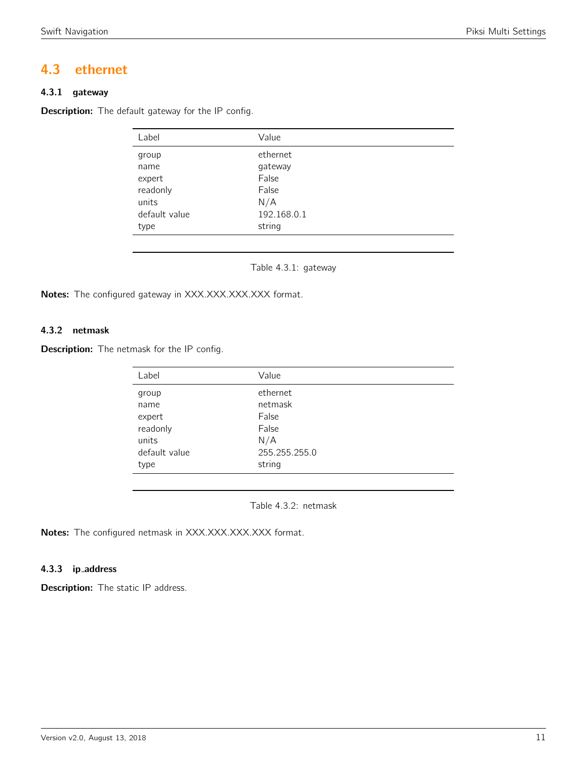## 4.3 ethernet

### 4.3.1 gateway

**Description:** The default gateway for the IP config.

| Label | Value |
|---|---|
| group | ethernet |
| name | gateway |
| expert | False |
| readonly | False |
| units | N/A |
| default value | 192.168.0.1 |
| type | string |

Table 4.3.1: gateway

**Notes:** The configured gateway in XXX.XXX.XXX.XXX format.

### 4.3.2 netmask

**Description:** The netmask for the IP config.

| Label | Value |
|---|---|
| group | ethernet |
| name | netmask |
| expert | False |
| readonly | False |
| units | N/A |
| default value | 255.255.255.0 |
| type | string |

Table 4.3.2: netmask

**Notes:** The configured netmask in XXX.XXX.XXX.XXX format.

### 4.3.3 ip_address

**Description:** The static IP address.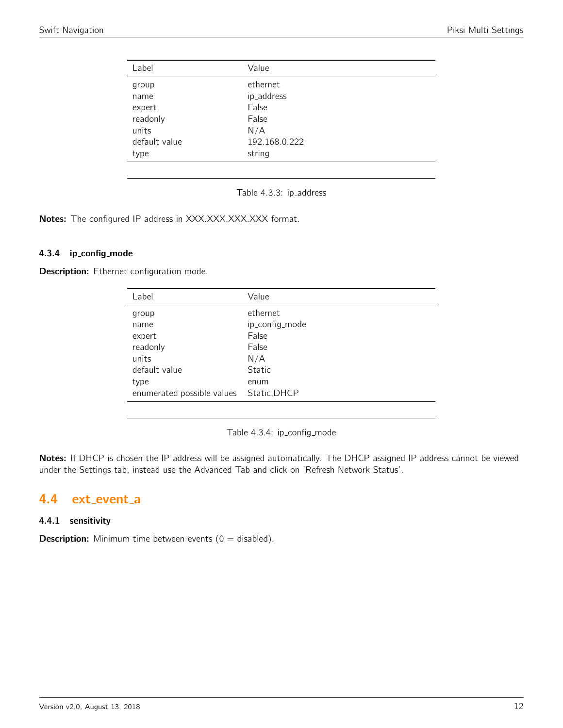| Label | Value |
| --- | --- |
| group | ethernet |
| name | ip_address |
| expert | False |
| readonly | False |
| units | N/A |
| default value | 192.168.0.222 |
| type | string |

Table 4.3.3: ip_address

**Notes:** The configured IP address in XXX.XXX.XXX.XXX format.

#### 4.3.4 ip_config_mode

**Description:** Ethernet configuration mode.

| Label | Value |
| --- | --- |
| group | ethernet |
| name | ip_config_mode |
| expert | False |
| readonly | False |
| units | N/A |
| default value | Static |
| type | enum |
| enumerated possible values | Static,DHCP |

Table 4.3.4: ip_config_mode

**Notes:** If DHCP is chosen the IP address will be assigned automatically. The DHCP assigned IP address cannot be viewed under the Settings tab, instead use the Advanced Tab and click on 'Refresh Network Status'.

## 4.4 ext_event_a

#### 4.4.1 sensitivity

**Description:** Minimum time between events (0 = disabled).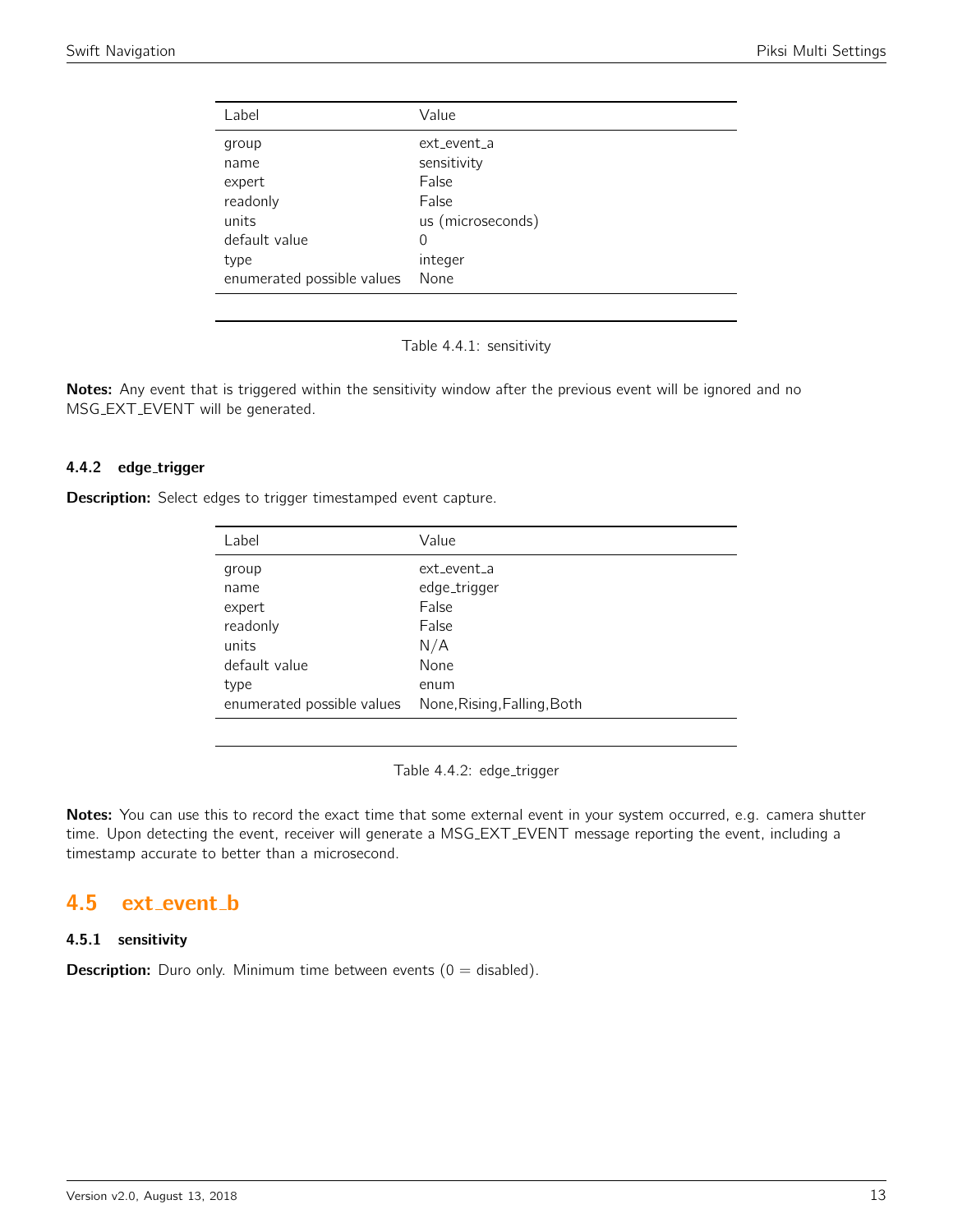| Label | Value |
| --- | --- |
| group | ext_event_a |
| name | sensitivity |
| expert | False |
| readonly | False |
| units | us (microseconds) |
| default value | 0 |
| type | integer |
| enumerated possible values | None |

Table 4.4.1: sensitivity

**Notes:** Any event that is triggered within the sensitivity window after the previous event will be ignored and no MSG_EXT_EVENT will be generated.

### 4.4.2 edge_trigger

**Description:** Select edges to trigger timestamped event capture.

| Label | Value |
| --- | --- |
| group | ext_event_a |
| name | edge_trigger |
| expert | False |
| readonly | False |
| units | N/A |
| default value | None |
| type | enum |
| enumerated possible values | None,Rising,Falling,Both |

Table 4.4.2: edge_trigger

**Notes:** You can use this to record the exact time that some external event in your system occurred, e.g. camera shutter time. Upon detecting the event, receiver will generate a MSG_EXT_EVENT message reporting the event, including a timestamp accurate to better than a microsecond.

## 4.5 ext_event_b

### 4.5.1 sensitivity

**Description:** Duro only. Minimum time between events (0 = disabled).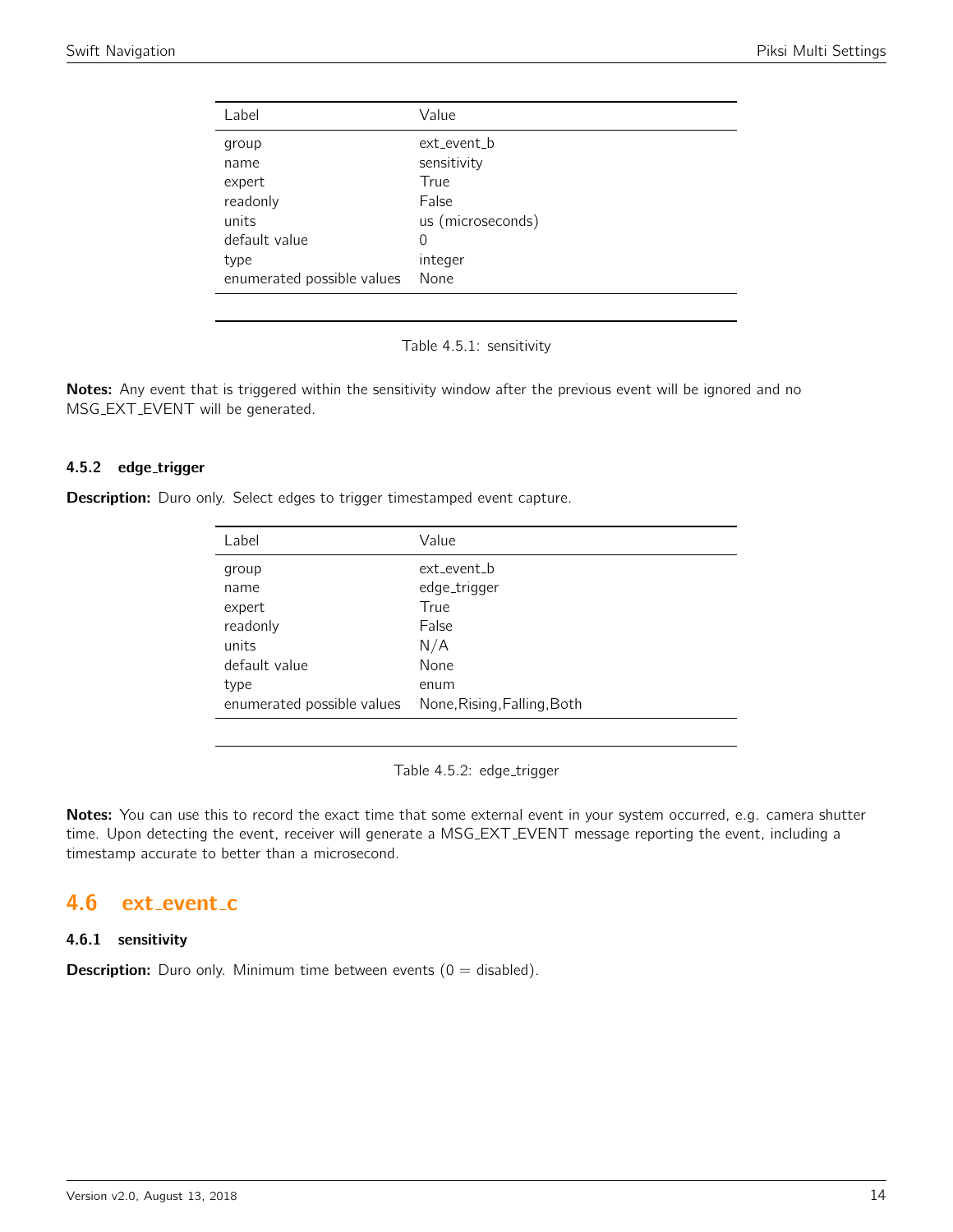| Label | Value |
|---|---|
| group | ext_event_b |
| name | sensitivity |
| expert | True |
| readonly | False |
| units | us (microseconds) |
| default value | 0 |
| type | integer |
| enumerated possible values | None |

Table 4.5.1: sensitivity

**Notes:** Any event that is triggered within the sensitivity window after the previous event will be ignored and no MSG_EXT_EVENT will be generated.

#### 4.5.2 edge_trigger

**Description:** Duro only. Select edges to trigger timestamped event capture.

| Label | Value |
|---|---|
| group | ext_event_b |
| name | edge_trigger |
| expert | True |
| readonly | False |
| units | N/A |
| default value | None |
| type | enum |
| enumerated possible values | None,Rising,Falling,Both |

Table 4.5.2: edge_trigger

**Notes:** You can use this to record the exact time that some external event in your system occurred, e.g. camera shutter time. Upon detecting the event, receiver will generate a MSG_EXT_EVENT message reporting the event, including a timestamp accurate to better than a microsecond.

## 4.6 ext_event_c

#### 4.6.1 sensitivity

**Description:** Duro only. Minimum time between events (0 = disabled).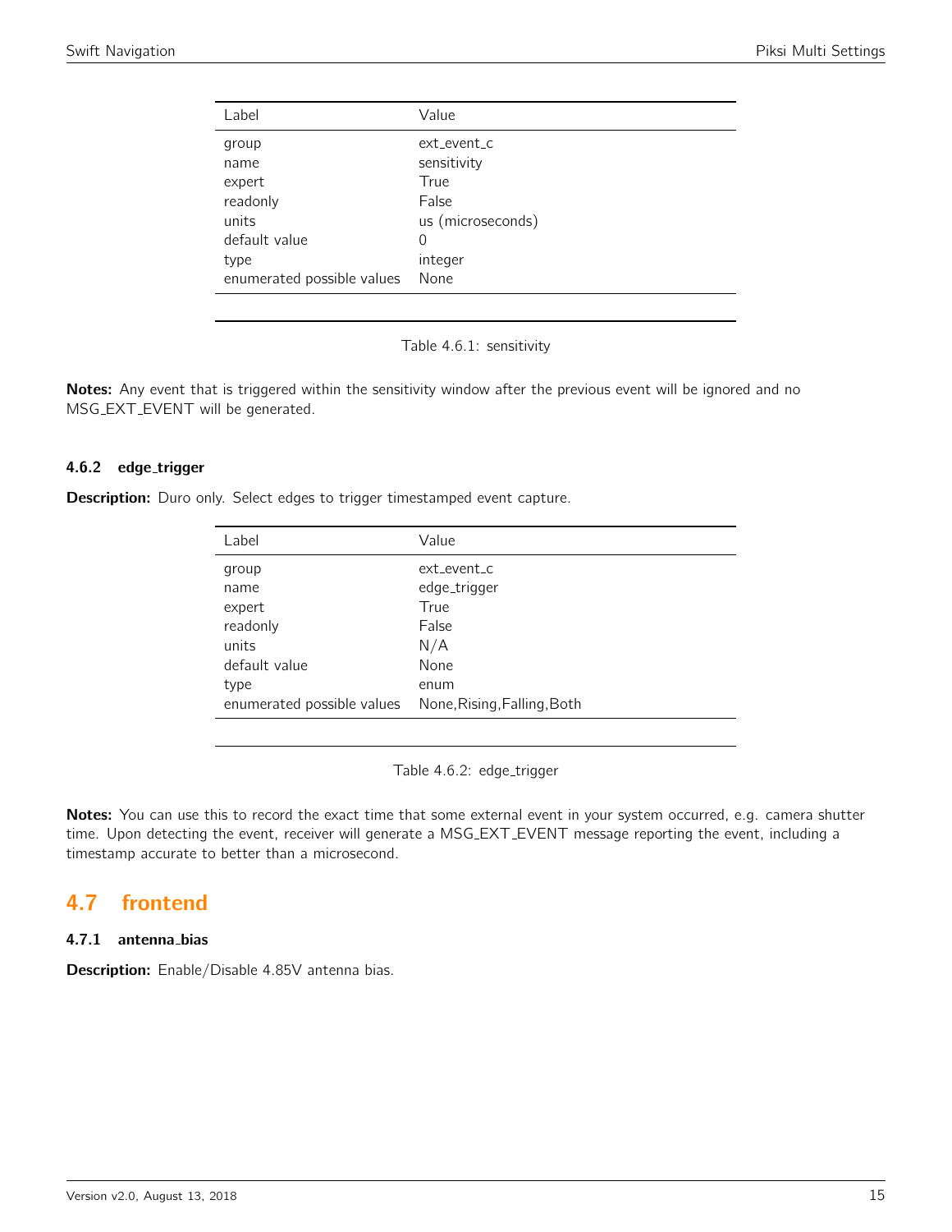| Label | Value |
| --- | --- |
| group | ext_event_c |
| name | sensitivity |
| expert | True |
| readonly | False |
| units | us (microseconds) |
| default value | 0 |
| type | integer |
| enumerated possible values | None |

Table 4.6.1: sensitivity

**Notes:** Any event that is triggered within the sensitivity window after the previous event will be ignored and no MSG_EXT_EVENT will be generated.

### 4.6.2 edge_trigger

**Description:** Duro only. Select edges to trigger timestamped event capture.

| Label | Value |
| --- | --- |
| group | ext_event_c |
| name | edge_trigger |
| expert | True |
| readonly | False |
| units | N/A |
| default value | None |
| type | enum |
| enumerated possible values | None,Rising,Falling,Both |

Table 4.6.2: edge_trigger

**Notes:** You can use this to record the exact time that some external event in your system occurred, e.g. camera shutter time. Upon detecting the event, receiver will generate a MSG_EXT_EVENT message reporting the event, including a timestamp accurate to better than a microsecond.

## 4.7 frontend

### 4.7.1 antenna_bias

**Description:** Enable/Disable 4.85V antenna bias.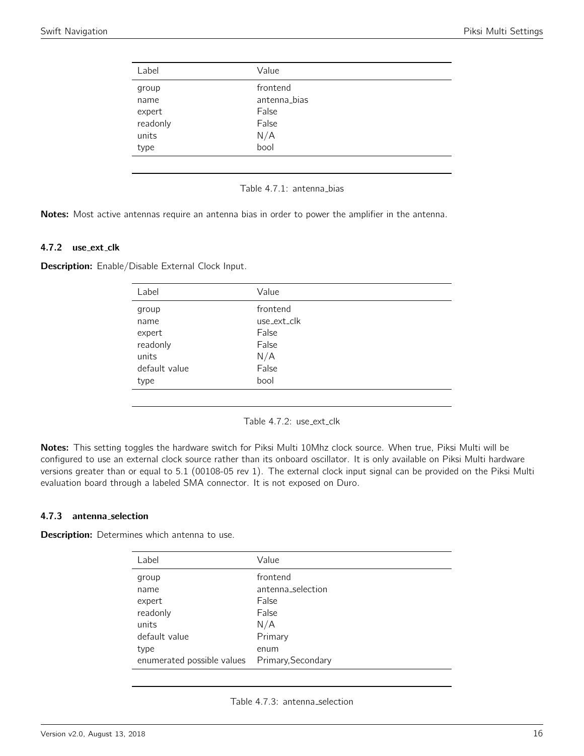| Label | Value |
| --- | --- |
| group | frontend |
| name | antenna_bias |
| expert | False |
| readonly | False |
| units | N/A |
| type | bool |

Table 4.7.1: antenna_bias

**Notes:** Most active antennas require an antenna bias in order to power the amplifier in the antenna.

### 4.7.2 use_ext_clk

**Description:** Enable/Disable External Clock Input.

| Label | Value |
| --- | --- |
| group | frontend |
| name | use_ext_clk |
| expert | False |
| readonly | False |
| units | N/A |
| default value | False |
| type | bool |

Table 4.7.2: use_ext_clk

**Notes:** This setting toggles the hardware switch for Piksi Multi 10Mhz clock source. When true, Piksi Multi will be configured to use an external clock source rather than its onboard oscillator. It is only available on Piksi Multi hardware versions greater than or equal to 5.1 (00108-05 rev 1). The external clock input signal can be provided on the Piksi Multi evaluation board through a labeled SMA connector. It is not exposed on Duro.

### 4.7.3 antenna_selection

**Description:** Determines which antenna to use.

| Label | Value |
| --- | --- |
| group | frontend |
| name | antenna_selection |
| expert | False |
| readonly | False |
| units | N/A |
| default value | Primary |
| type | enum |
| enumerated possible values | Primary,Secondary |

Table 4.7.3: antenna_selection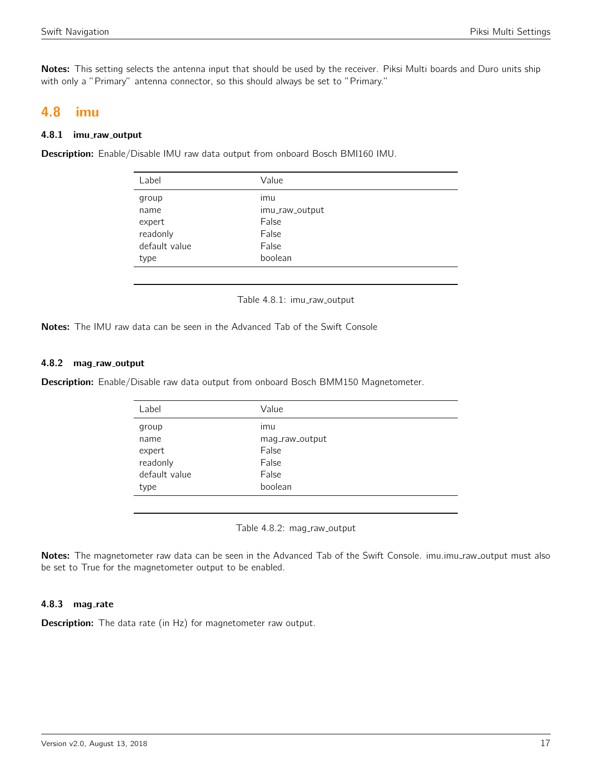**Notes:** This setting selects the antenna input that should be used by the receiver. Piksi Multi boards and Duro units ship with only a "Primary" antenna connector, so this should always be set to "Primary."

## 4.8 imu

### 4.8.1 imu_raw_output

**Description:** Enable/Disable IMU raw data output from onboard Bosch BMI160 IMU.

| Label | Value |
|---|---|
| group | imu |
| name | imu_raw_output |
| expert | False |
| readonly | False |
| default value | False |
| type | boolean |

Table 4.8.1: imu_raw_output

**Notes:** The IMU raw data can be seen in the Advanced Tab of the Swift Console

### 4.8.2 mag_raw_output

**Description:** Enable/Disable raw data output from onboard Bosch BMM150 Magnetometer.

| Label | Value |
|---|---|
| group | imu |
| name | mag_raw_output |
| expert | False |
| readonly | False |
| default value | False |
| type | boolean |

Table 4.8.2: mag_raw_output

**Notes:** The magnetometer raw data can be seen in the Advanced Tab of the Swift Console. imu.imu_raw_output must also be set to True for the magnetometer output to be enabled.

### 4.8.3 mag_rate

**Description:** The data rate (in Hz) for magnetometer raw output.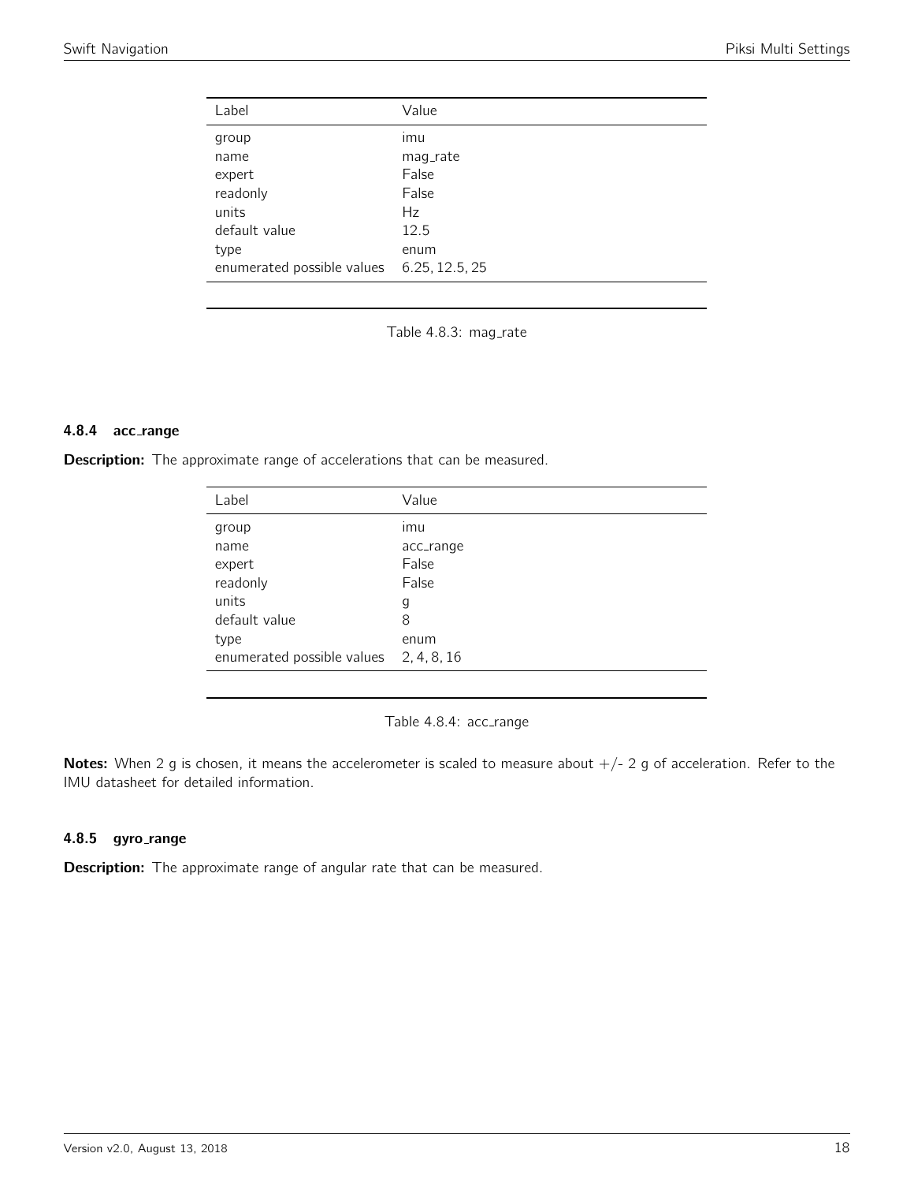| Label | Value |
| --- | --- |
| group | imu |
| name | mag_rate |
| expert | False |
| readonly | False |
| units | Hz |
| default value | 12.5 |
| type | enum |
| enumerated possible values | 6.25, 12.5, 25 |

Table 4.8.3: mag_rate

#### 4.8.4 acc_range

**Description:** The approximate range of accelerations that can be measured.

| Label | Value |
| --- | --- |
| group | imu |
| name | acc_range |
| expert | False |
| readonly | False |
| units | g |
| default value | 8 |
| type | enum |
| enumerated possible values | 2, 4, 8, 16 |

Table 4.8.4: acc_range

**Notes:** When 2 g is chosen, it means the accelerometer is scaled to measure about +/- 2 g of acceleration. Refer to the IMU datasheet for detailed information.

#### 4.8.5 gyro_range

**Description:** The approximate range of angular rate that can be measured.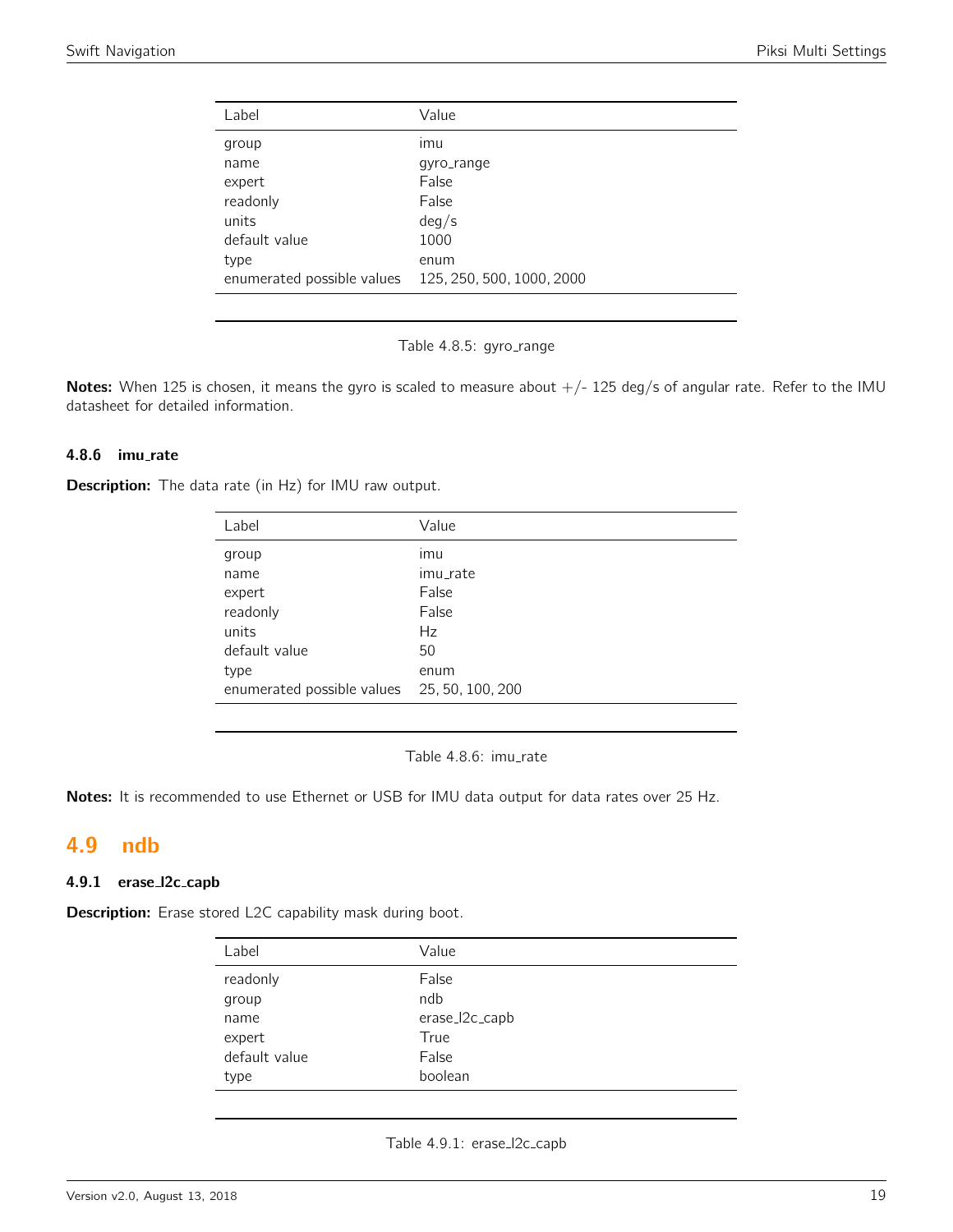| Label | Value |
| --- | --- |
| group | imu |
| name | gyro_range |
| expert | False |
| readonly | False |
| units | deg/s |
| default value | 1000 |
| type | enum |
| enumerated possible values | 125, 250, 500, 1000, 2000 |

Table 4.8.5: gyro_range

**Notes:** When 125 is chosen, it means the gyro is scaled to measure about +/- 125 deg/s of angular rate. Refer to the IMU datasheet for detailed information.

### 4.8.6 imu_rate

**Description:** The data rate (in Hz) for IMU raw output.

| Label | Value |
| --- | --- |
| group | imu |
| name | imu_rate |
| expert | False |
| readonly | False |
| units | Hz |
| default value | 50 |
| type | enum |
| enumerated possible values | 25, 50, 100, 200 |

Table 4.8.6: imu_rate

**Notes:** It is recommended to use Ethernet or USB for IMU data output for data rates over 25 Hz.

## 4.9 ndb

### 4.9.1 erase_l2c_capb

**Description:** Erase stored L2C capability mask during boot.

| Label | Value |
| --- | --- |
| readonly | False |
| group | ndb |
| name | erase_l2c_capb |
| expert | True |
| default value | False |
| type | boolean |

Table 4.9.1: erase_l2c_capb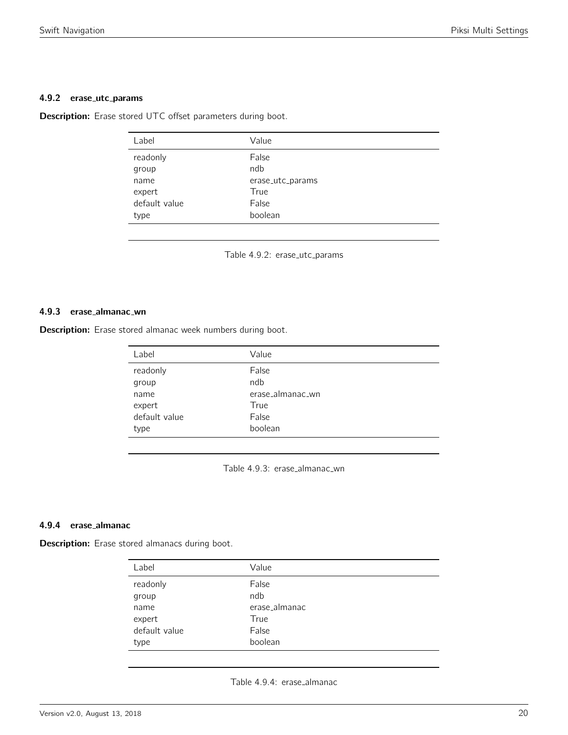### 4.9.2 erase_utc_params

**Description:** Erase stored UTC offset parameters during boot.

| Label | Value |
|---|---|
| readonly | False |
| group | ndb |
| name | erase_utc_params |
| expert | True |
| default value | False |
| type | boolean |

Table 4.9.2: erase_utc_params

### 4.9.3 erase_almanac_wn

**Description:** Erase stored almanac week numbers during boot.

| Label | Value |
|---|---|
| readonly | False |
| group | ndb |
| name | erase_almanac_wn |
| expert | True |
| default value | False |
| type | boolean |

Table 4.9.3: erase_almanac_wn

### 4.9.4 erase_almanac

**Description:** Erase stored almanacs during boot.

| Label | Value |
|---|---|
| readonly | False |
| group | ndb |
| name | erase_almanac |
| expert | True |
| default value | False |
| type | boolean |

Table 4.9.4: erase_almanac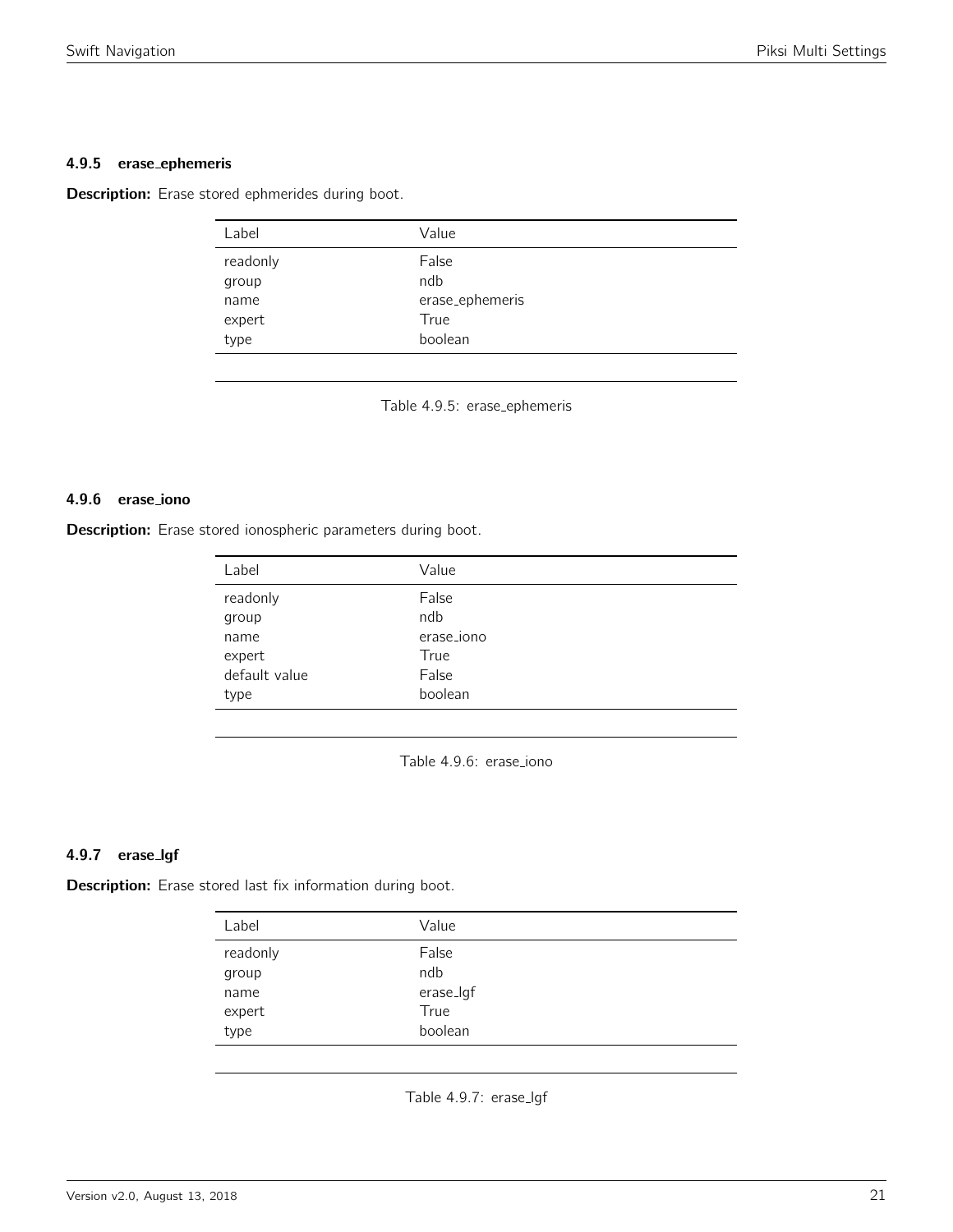#### 4.9.5 erase_ephemeris

**Description:** Erase stored ephmerides during boot.

| Label | Value |
|---|---|
| readonly | False |
| group | ndb |
| name | erase_ephemeris |
| expert | True |
| type | boolean |

Table 4.9.5: erase_ephemeris

#### 4.9.6 erase_iono

**Description:** Erase stored ionospheric parameters during boot.

| Label | Value |
|---|---|
| readonly | False |
| group | ndb |
| name | erase_iono |
| expert | True |
| default value | False |
| type | boolean |

Table 4.9.6: erase_iono

#### 4.9.7 erase_lgf

**Description:** Erase stored last fix information during boot.

| Label | Value |
|---|---|
| readonly | False |
| group | ndb |
| name | erase_lgf |
| expert | True |
| type | boolean |

Table 4.9.7: erase_lgf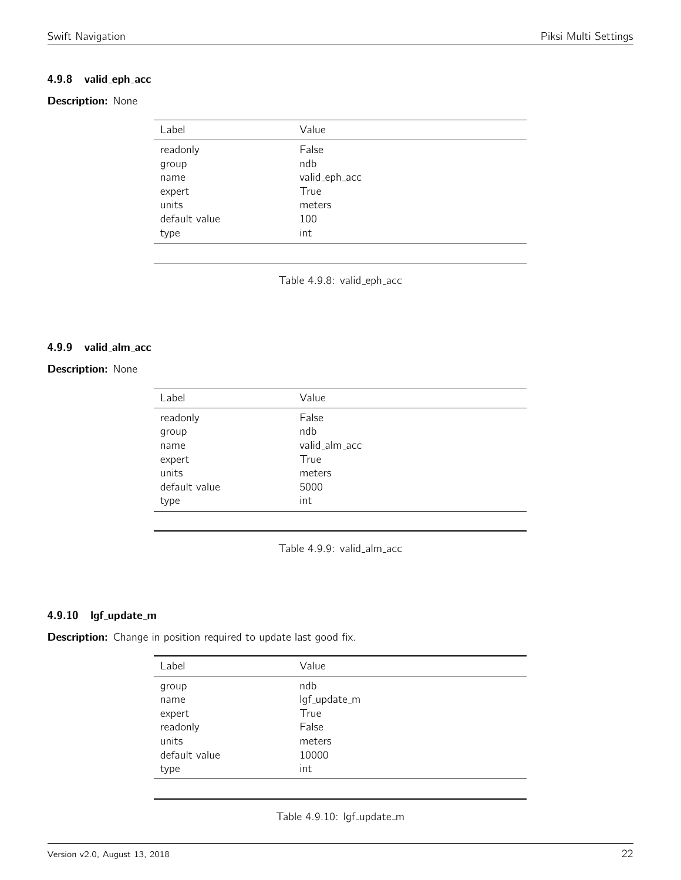#### 4.9.8 valid_eph_acc

**Description:** None

| Label | Value |
|---|---|
| readonly | False |
| group | ndb |
| name | valid_eph_acc |
| expert | True |
| units | meters |
| default value | 100 |
| type | int |

Table 4.9.8: valid_eph_acc

#### 4.9.9 valid_alm_acc

**Description:** None

| Label | Value |
|---|---|
| readonly | False |
| group | ndb |
| name | valid_alm_acc |
| expert | True |
| units | meters |
| default value | 5000 |
| type | int |

Table 4.9.9: valid_alm_acc

#### 4.9.10 lgf_update_m

**Description:** Change in position required to update last good fix.

| Label | Value |
|---|---|
| group | ndb |
| name | lgf_update_m |
| expert | True |
| readonly | False |
| units | meters |
| default value | 10000 |
| type | int |

Table 4.9.10: lgf_update_m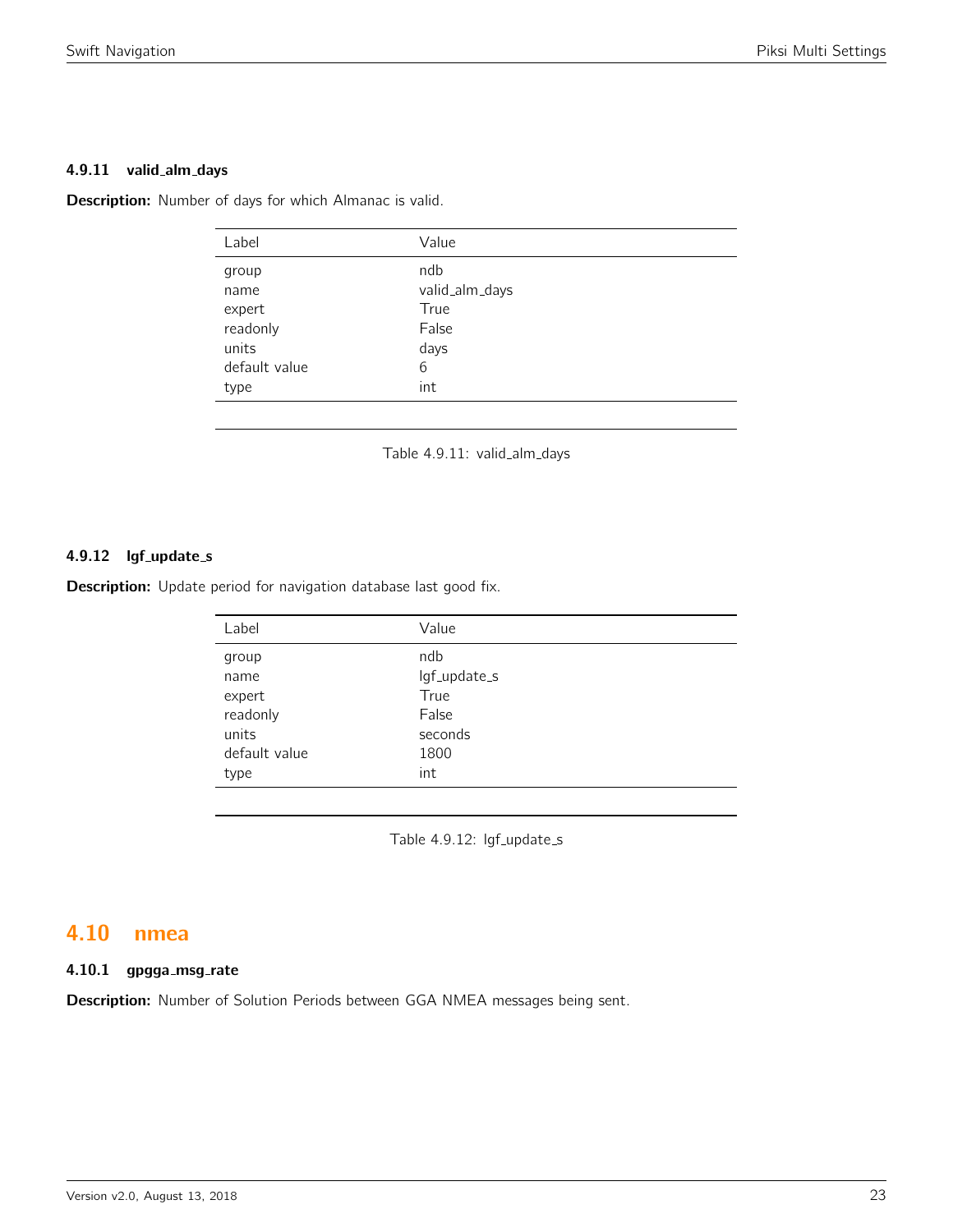#### 4.9.11 valid_alm_days

**Description:** Number of days for which Almanac is valid.

| Label | Value |
|---|---|
| group | ndb |
| name | valid_alm_days |
| expert | True |
| readonly | False |
| units | days |
| default value | 6 |
| type | int |

Table 4.9.11: valid_alm_days

#### 4.9.12 lgf_update_s

**Description:** Update period for navigation database last good fix.

| Label | Value |
|---|---|
| group | ndb |
| name | lgf_update_s |
| expert | True |
| readonly | False |
| units | seconds |
| default value | 1800 |
| type | int |

Table 4.9.12: lgf_update_s

## 4.10 nmea

#### 4.10.1 gpgga_msg_rate

**Description:** Number of Solution Periods between GGA NMEA messages being sent.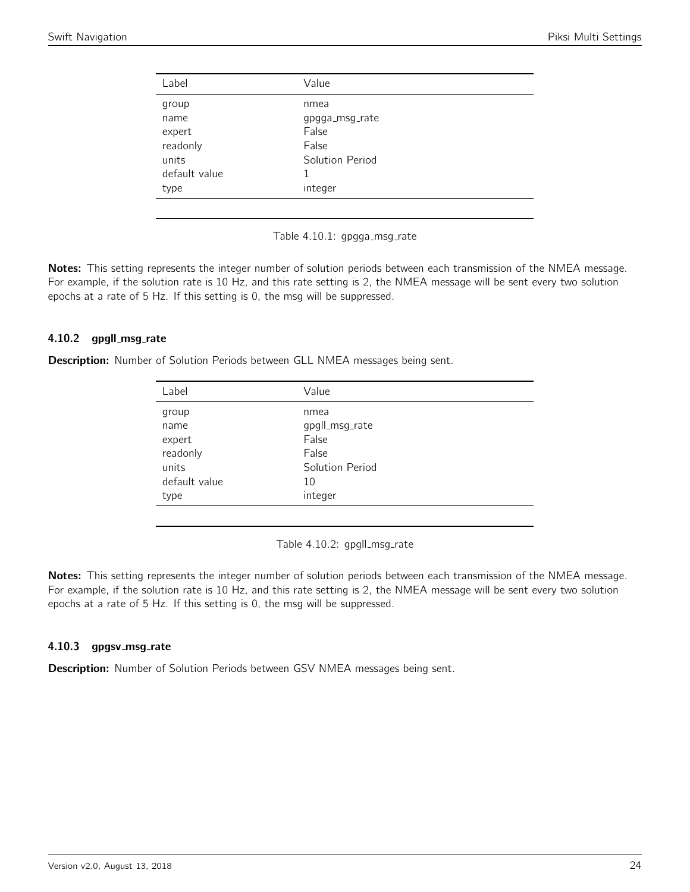| Label | Value |
|---|---|
| group | nmea |
| name | gpgga_msg_rate |
| expert | False |
| readonly | False |
| units | Solution Period |
| default value | 1 |
| type | integer |

Table 4.10.1: gpgga_msg_rate

**Notes:** This setting represents the integer number of solution periods between each transmission of the NMEA message. For example, if the solution rate is 10 Hz, and this rate setting is 2, the NMEA message will be sent every two solution epochs at a rate of 5 Hz. If this setting is 0, the msg will be suppressed.

#### 4.10.2 gpgll_msg_rate

**Description:** Number of Solution Periods between GLL NMEA messages being sent.

| Label | Value |
|---|---|
| group | nmea |
| name | gpgll_msg_rate |
| expert | False |
| readonly | False |
| units | Solution Period |
| default value | 10 |
| type | integer |

Table 4.10.2: gpgll_msg_rate

**Notes:** This setting represents the integer number of solution periods between each transmission of the NMEA message. For example, if the solution rate is 10 Hz, and this rate setting is 2, the NMEA message will be sent every two solution epochs at a rate of 5 Hz. If this setting is 0, the msg will be suppressed.

#### 4.10.3 gpgsv_msg_rate

**Description:** Number of Solution Periods between GSV NMEA messages being sent.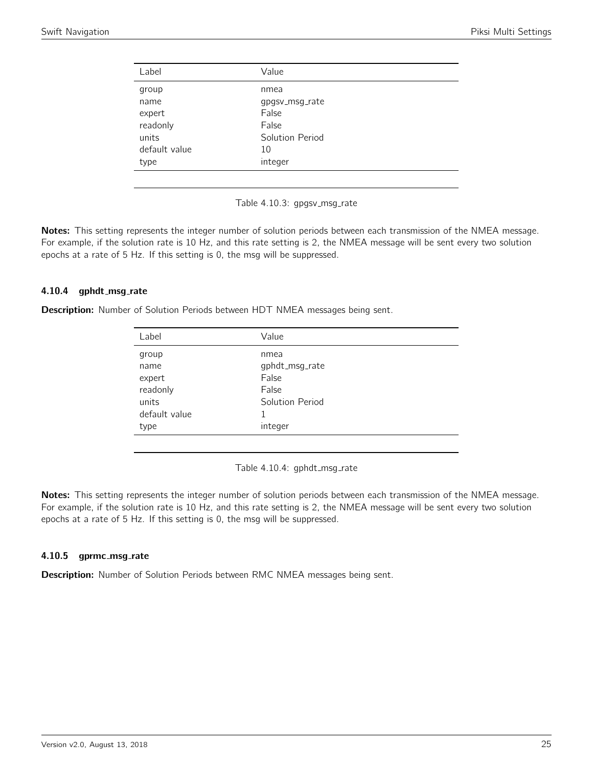| Label | Value |
|---|---|
| group | nmea |
| name | gpgsv_msg_rate |
| expert | False |
| readonly | False |
| units | Solution Period |
| default value | 10 |
| type | integer |

Table 4.10.3: gpgsv_msg_rate

**Notes:** This setting represents the integer number of solution periods between each transmission of the NMEA message. For example, if the solution rate is 10 Hz, and this rate setting is 2, the NMEA message will be sent every two solution epochs at a rate of 5 Hz. If this setting is 0, the msg will be suppressed.

#### 4.10.4 gphdt_msg_rate

**Description:** Number of Solution Periods between HDT NMEA messages being sent.

| Label | Value |
|---|---|
| group | nmea |
| name | gphdt_msg_rate |
| expert | False |
| readonly | False |
| units | Solution Period |
| default value | 1 |
| type | integer |

Table 4.10.4: gphdt_msg_rate

**Notes:** This setting represents the integer number of solution periods between each transmission of the NMEA message. For example, if the solution rate is 10 Hz, and this rate setting is 2, the NMEA message will be sent every two solution epochs at a rate of 5 Hz. If this setting is 0, the msg will be suppressed.

#### 4.10.5 gprmc_msg_rate

**Description:** Number of Solution Periods between RMC NMEA messages being sent.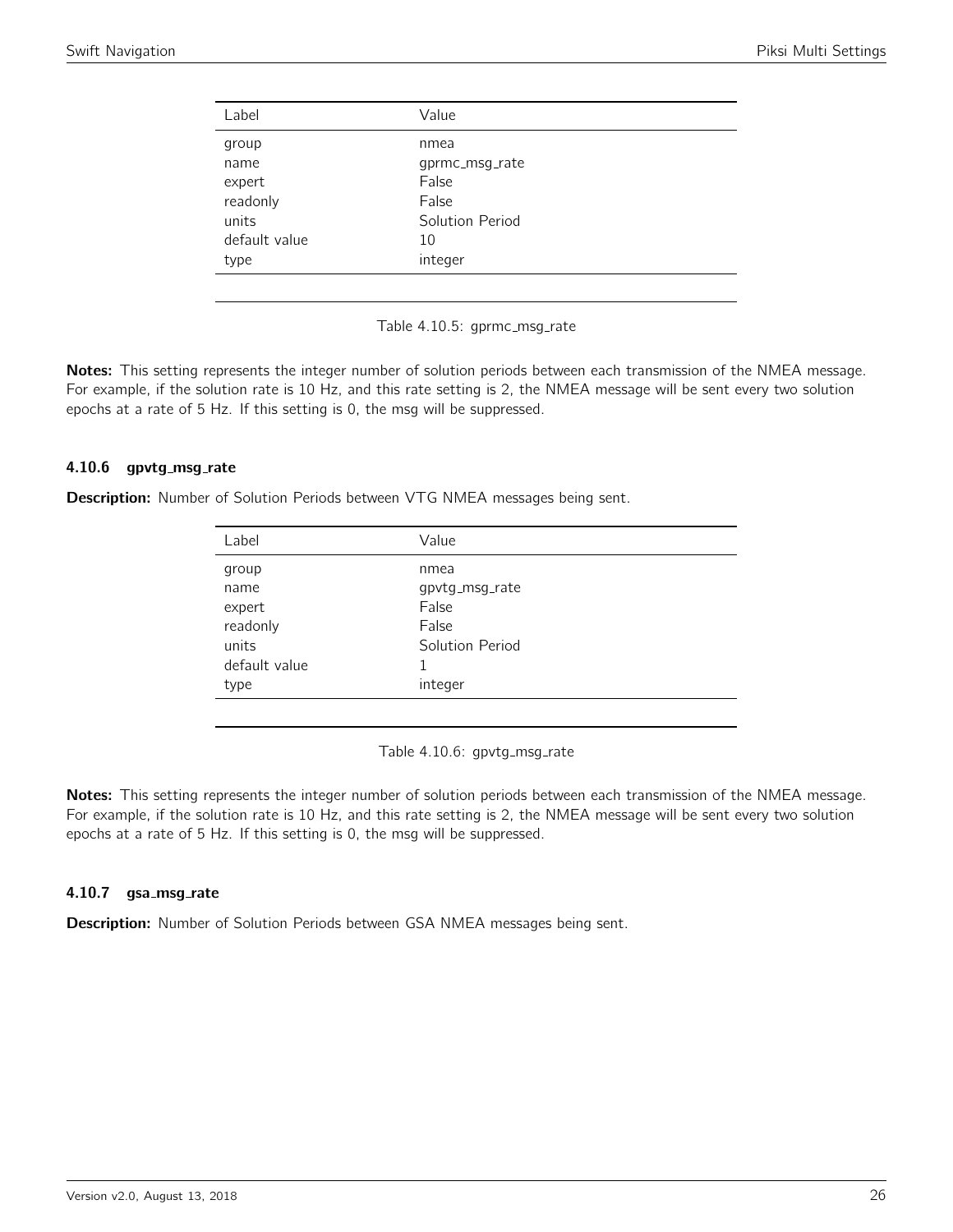| Label | Value |
| --- | --- |
| group | nmea |
| name | gprmc_msg_rate |
| expert | False |
| readonly | False |
| units | Solution Period |
| default value | 10 |
| type | integer |

Table 4.10.5: gprmc_msg_rate

**Notes:** This setting represents the integer number of solution periods between each transmission of the NMEA message. For example, if the solution rate is 10 Hz, and this rate setting is 2, the NMEA message will be sent every two solution epochs at a rate of 5 Hz. If this setting is 0, the msg will be suppressed.

#### 4.10.6 gpvtg_msg_rate

**Description:** Number of Solution Periods between VTG NMEA messages being sent.

| Label | Value |
| --- | --- |
| group | nmea |
| name | gpvtg_msg_rate |
| expert | False |
| readonly | False |
| units | Solution Period |
| default value | 1 |
| type | integer |

Table 4.10.6: gpvtg_msg_rate

**Notes:** This setting represents the integer number of solution periods between each transmission of the NMEA message. For example, if the solution rate is 10 Hz, and this rate setting is 2, the NMEA message will be sent every two solution epochs at a rate of 5 Hz. If this setting is 0, the msg will be suppressed.

#### 4.10.7 gsa_msg_rate

**Description:** Number of Solution Periods between GSA NMEA messages being sent.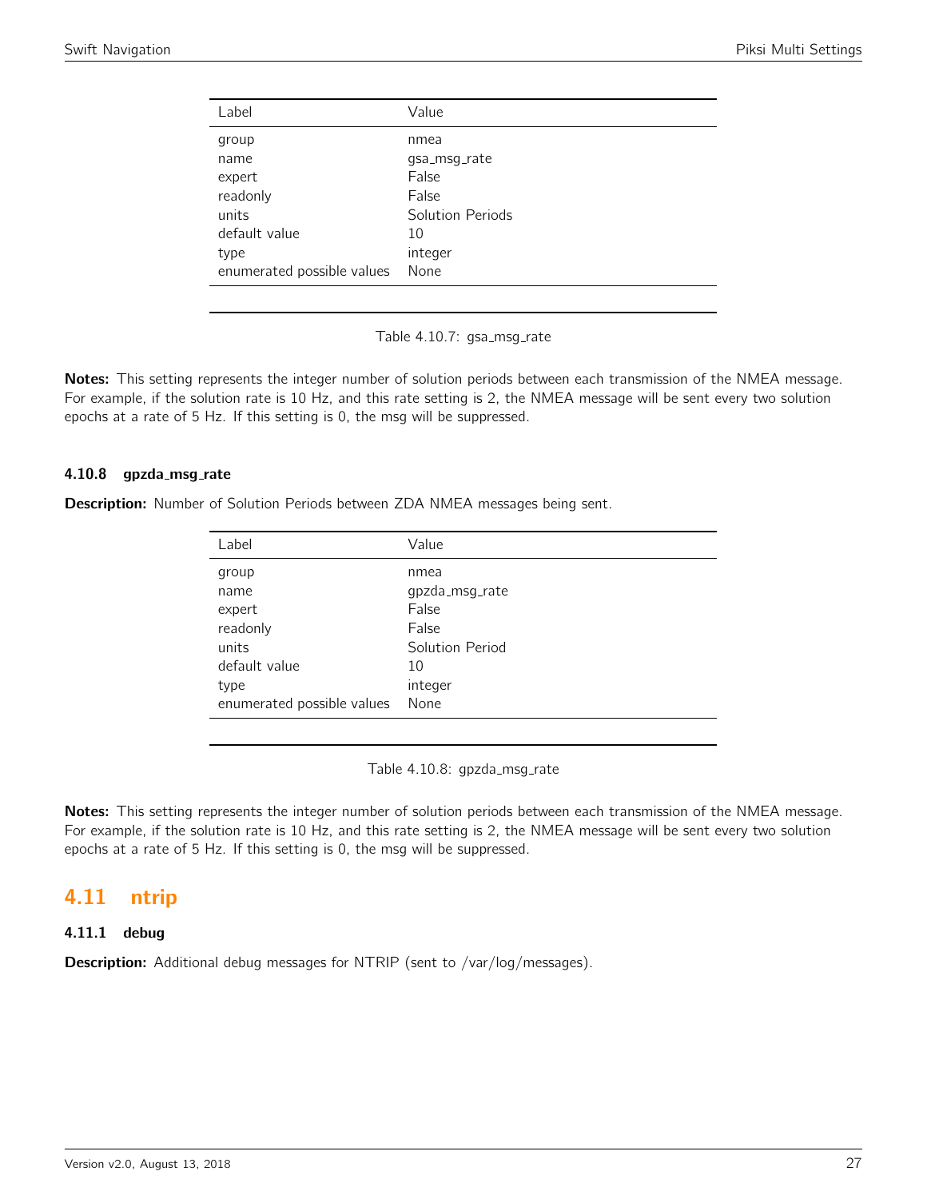| Label | Value |
|---|---|
| group | nmea |
| name | gsa_msg_rate |
| expert | False |
| readonly | False |
| units | Solution Periods |
| default value | 10 |
| type | integer |
| enumerated possible values | None |

Table 4.10.7: gsa_msg_rate

**Notes:** This setting represents the integer number of solution periods between each transmission of the NMEA message. For example, if the solution rate is 10 Hz, and this rate setting is 2, the NMEA message will be sent every two solution epochs at a rate of 5 Hz. If this setting is 0, the msg will be suppressed.

#### 4.10.8 gpzda_msg_rate

**Description:** Number of Solution Periods between ZDA NMEA messages being sent.

| Label | Value |
|---|---|
| group | nmea |
| name | gpzda_msg_rate |
| expert | False |
| readonly | False |
| units | Solution Period |
| default value | 10 |
| type | integer |
| enumerated possible values | None |

Table 4.10.8: gpzda_msg_rate

**Notes:** This setting represents the integer number of solution periods between each transmission of the NMEA message. For example, if the solution rate is 10 Hz, and this rate setting is 2, the NMEA message will be sent every two solution epochs at a rate of 5 Hz. If this setting is 0, the msg will be suppressed.

## 4.11 ntrip

#### 4.11.1 debug

**Description:** Additional debug messages for NTRIP (sent to /var/log/messages).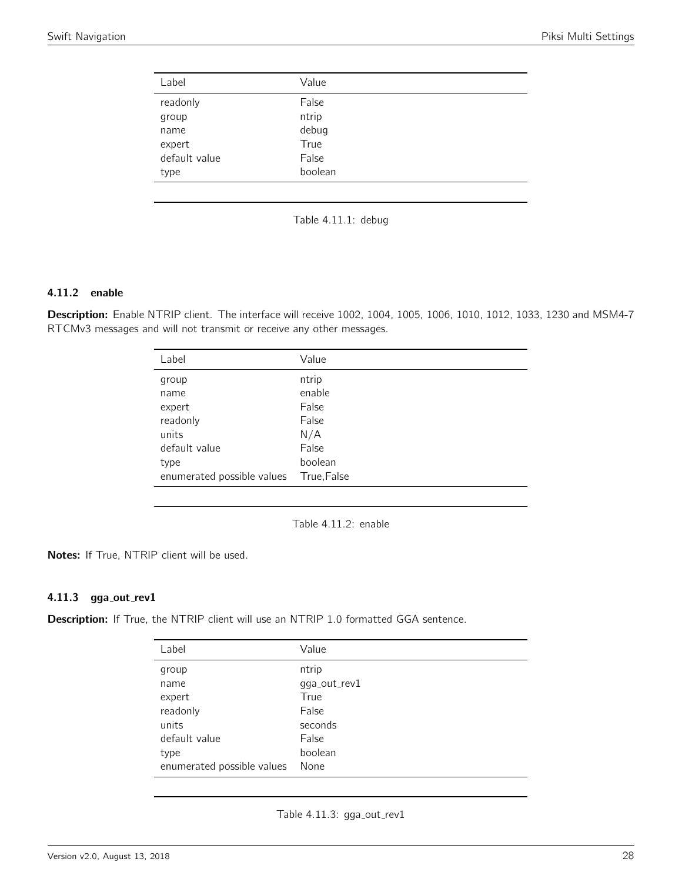| Label | Value |
|---|---|
| readonly | False |
| group | ntrip |
| name | debug |
| expert | True |
| default value | False |
| type | boolean |

Table 4.11.1: debug

### 4.11.2 enable

**Description:** Enable NTRIP client. The interface will receive 1002, 1004, 1005, 1006, 1010, 1012, 1033, 1230 and MSM4-7 RTCMv3 messages and will not transmit or receive any other messages.

| Label | Value |
|---|---|
| group | ntrip |
| name | enable |
| expert | False |
| readonly | False |
| units | N/A |
| default value | False |
| type | boolean |
| enumerated possible values | True,False |

Table 4.11.2: enable

**Notes:** If True, NTRIP client will be used.

### 4.11.3 gga_out_rev1

**Description:** If True, the NTRIP client will use an NTRIP 1.0 formatted GGA sentence.

| Label | Value |
|---|---|
| group | ntrip |
| name | gga_out_rev1 |
| expert | True |
| readonly | False |
| units | seconds |
| default value | False |
| type | boolean |
| enumerated possible values | None |

Table 4.11.3: gga_out_rev1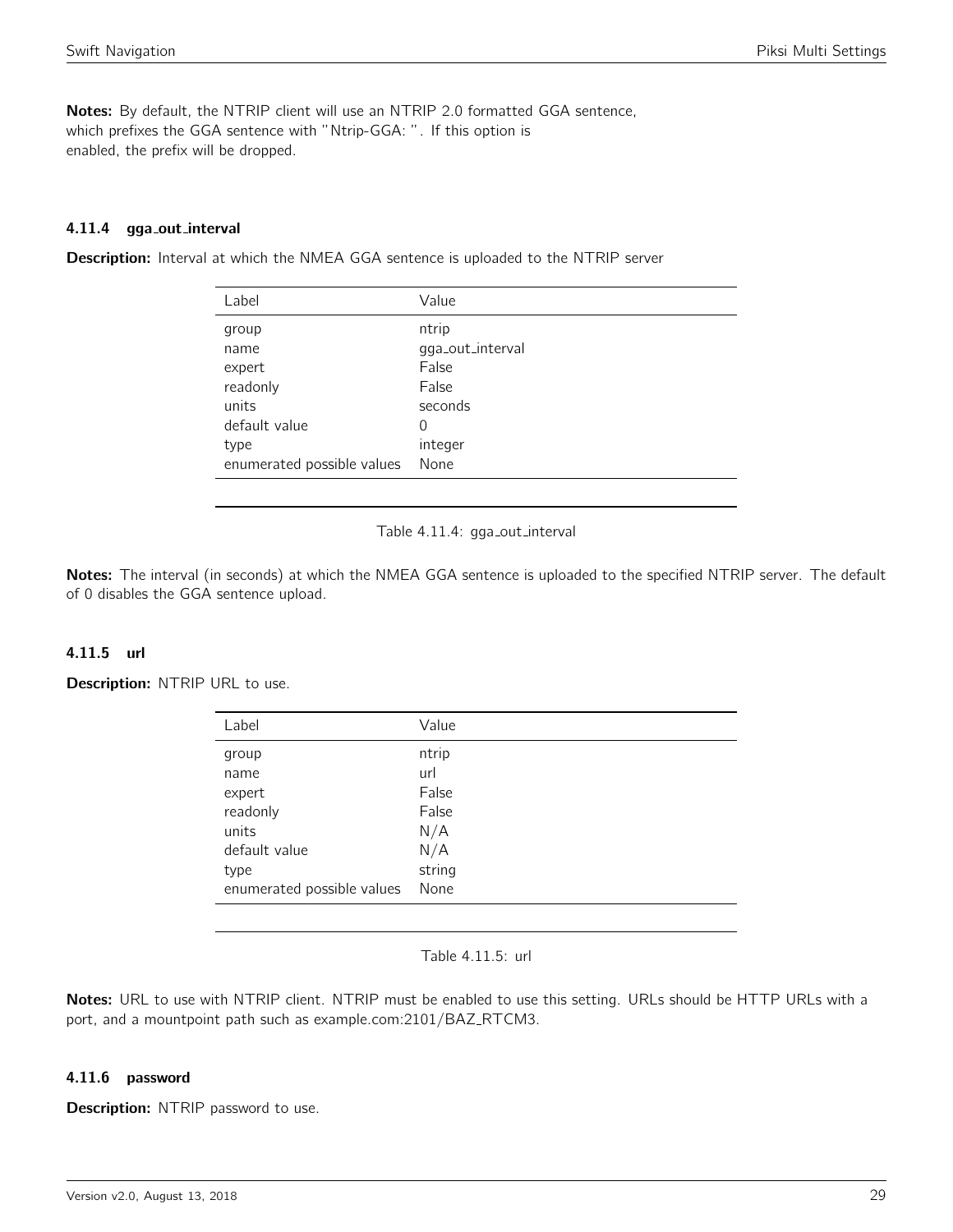**Notes:** By default, the NTRIP client will use an NTRIP 2.0 formatted GGA sentence, which prefixes the GGA sentence with "Ntrip-GGA: ". If this option is enabled, the prefix will be dropped.

### 4.11.4 gga_out_interval

**Description:** Interval at which the NMEA GGA sentence is uploaded to the NTRIP server

| Label | Value |
|---|---|
| group | ntrip |
| name | gga_out_interval |
| expert | False |
| readonly | False |
| units | seconds |
| default value | 0 |
| type | integer |
| enumerated possible values | None |

Table 4.11.4: gga_out_interval

**Notes:** The interval (in seconds) at which the NMEA GGA sentence is uploaded to the specified NTRIP server. The default of 0 disables the GGA sentence upload.

### 4.11.5 url

**Description:** NTRIP URL to use.

| Label | Value |
|---|---|
| group | ntrip |
| name | url |
| expert | False |
| readonly | False |
| units | N/A |
| default value | N/A |
| type | string |
| enumerated possible values | None |

Table 4.11.5: url

**Notes:** URL to use with NTRIP client. NTRIP must be enabled to use this setting. URLs should be HTTP URLs with a port, and a mountpoint path such as example.com:2101/BAZ_RTCM3.

### 4.11.6 password

**Description:** NTRIP password to use.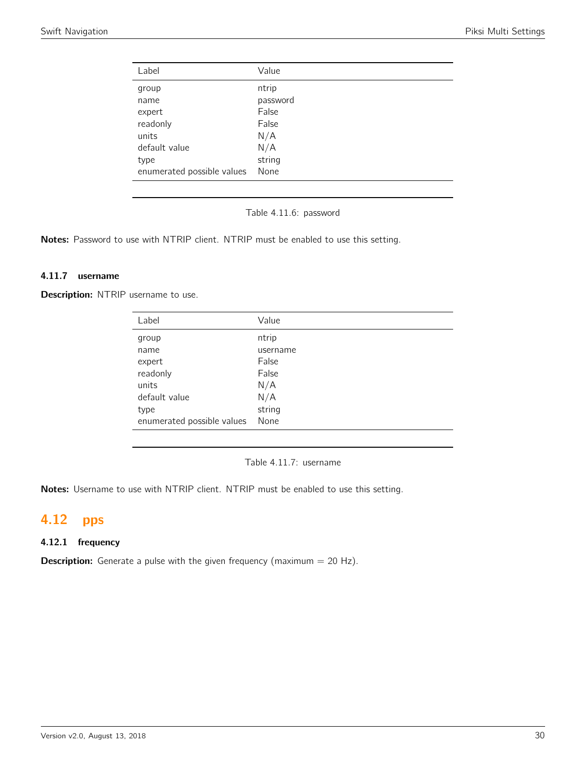| Label | Value |
|---|---|
| group | ntrip |
| name | password |
| expert | False |
| readonly | False |
| units | N/A |
| default value | N/A |
| type | string |
| enumerated possible values | None |

Table 4.11.6: password

**Notes:** Password to use with NTRIP client. NTRIP must be enabled to use this setting.

### 4.11.7 username

**Description:** NTRIP username to use.

| Label | Value |
|---|---|
| group | ntrip |
| name | username |
| expert | False |
| readonly | False |
| units | N/A |
| default value | N/A |
| type | string |
| enumerated possible values | None |

Table 4.11.7: username

**Notes:** Username to use with NTRIP client. NTRIP must be enabled to use this setting.

## 4.12 pps

### 4.12.1 frequency

**Description:** Generate a pulse with the given frequency (maximum = 20 Hz).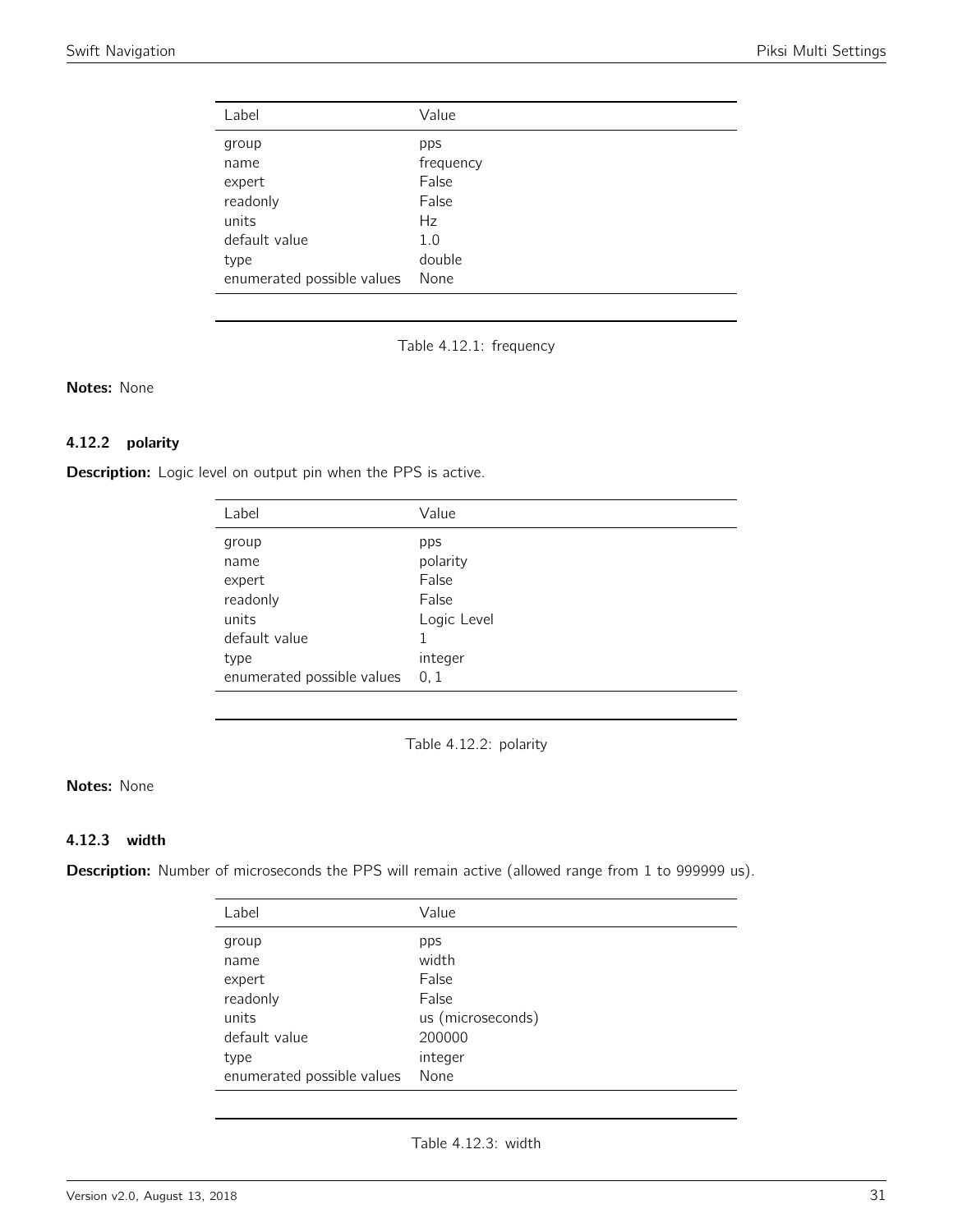| Label | Value |
|---|---|
| group | pps |
| name | frequency |
| expert | False |
| readonly | False |
| units | Hz |
| default value | 1.0 |
| type | double |
| enumerated possible values | None |

Table 4.12.1: frequency

**Notes:** None

### 4.12.2 polarity

**Description:** Logic level on output pin when the PPS is active.

| Label | Value |
|---|---|
| group | pps |
| name | polarity |
| expert | False |
| readonly | False |
| units | Logic Level |
| default value | 1 |
| type | integer |
| enumerated possible values | 0, 1 |

Table 4.12.2: polarity

**Notes:** None

### 4.12.3 width

**Description:** Number of microseconds the PPS will remain active (allowed range from 1 to 999999 us).

| Label | Value |
|---|---|
| group | pps |
| name | width |
| expert | False |
| readonly | False |
| units | us (microseconds) |
| default value | 200000 |
| type | integer |
| enumerated possible values | None |

Table 4.12.3: width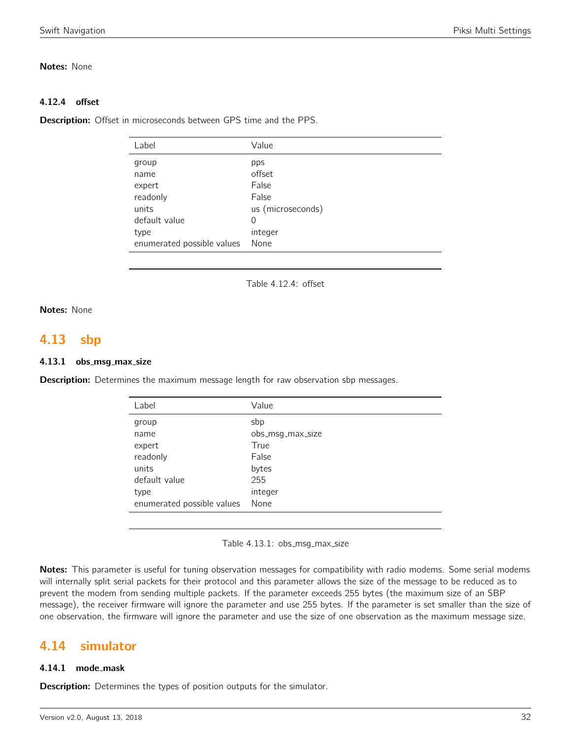**Notes:** None

#### 4.12.4 offset

**Description:** Offset in microseconds between GPS time and the PPS.

| Label | Value |
|---|---|
| group | pps |
| name | offset |
| expert | False |
| readonly | False |
| units | us (microseconds) |
| default value | 0 |
| type | integer |
| enumerated possible values | None |

Table 4.12.4: offset

**Notes:** None

## 4.13 sbp

#### 4.13.1 obs_msg_max_size

**Description:** Determines the maximum message length for raw observation sbp messages.

| Label | Value |
|---|---|
| group | sbp |
| name | obs_msg_max_size |
| expert | True |
| readonly | False |
| units | bytes |
| default value | 255 |
| type | integer |
| enumerated possible values | None |

Table 4.13.1: obs_msg_max_size

**Notes:** This parameter is useful for tuning observation messages for compatibility with radio modems. Some serial modems will internally split serial packets for their protocol and this parameter allows the size of the message to be reduced as to prevent the modem from sending multiple packets. If the parameter exceeds 255 bytes (the maximum size of an SBP message), the receiver firmware will ignore the parameter and use 255 bytes. If the parameter is set smaller than the size of one observation, the firmware will ignore the parameter and use the size of one observation as the maximum message size.

## 4.14 simulator

#### 4.14.1 mode_mask

**Description:** Determines the types of position outputs for the simulator.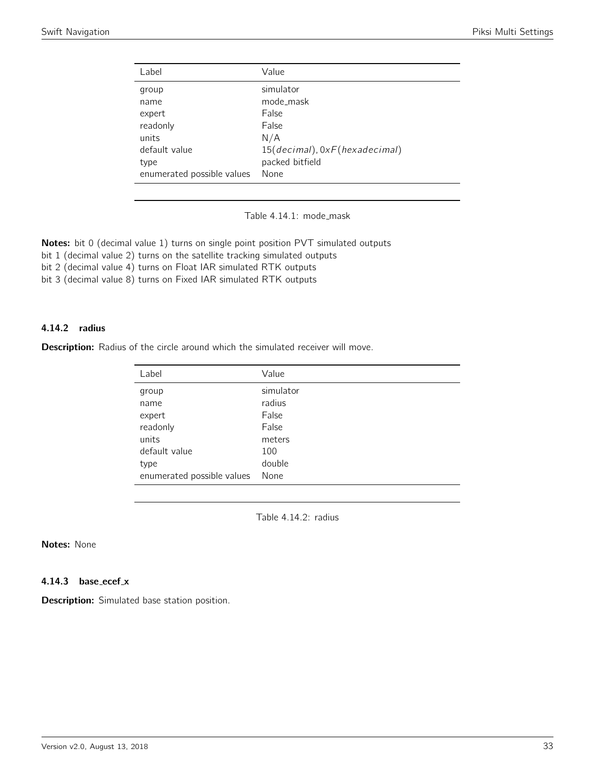| Label | Value |
|---|---|
| group | simulator |
| name | mode_mask |
| expert | False |
| readonly | False |
| units | N/A |
| default value | 15(*decimal*), 0*xF*(*hexadecimal*) |
| type | packed bitfield |
| enumerated possible values | None |

Table 4.14.1: mode_mask

**Notes:** bit 0 (decimal value 1) turns on single point position PVT simulated outputs
bit 1 (decimal value 2) turns on the satellite tracking simulated outputs
bit 2 (decimal value 4) turns on Float IAR simulated RTK outputs
bit 3 (decimal value 8) turns on Fixed IAR simulated RTK outputs

### 4.14.2 radius

**Description:** Radius of the circle around which the simulated receiver will move.

| Label | Value |
|---|---|
| group | simulator |
| name | radius |
| expert | False |
| readonly | False |
| units | meters |
| default value | 100 |
| type | double |
| enumerated possible values | None |

Table 4.14.2: radius

**Notes:** None

### 4.14.3 base_ecef_x

**Description:** Simulated base station position.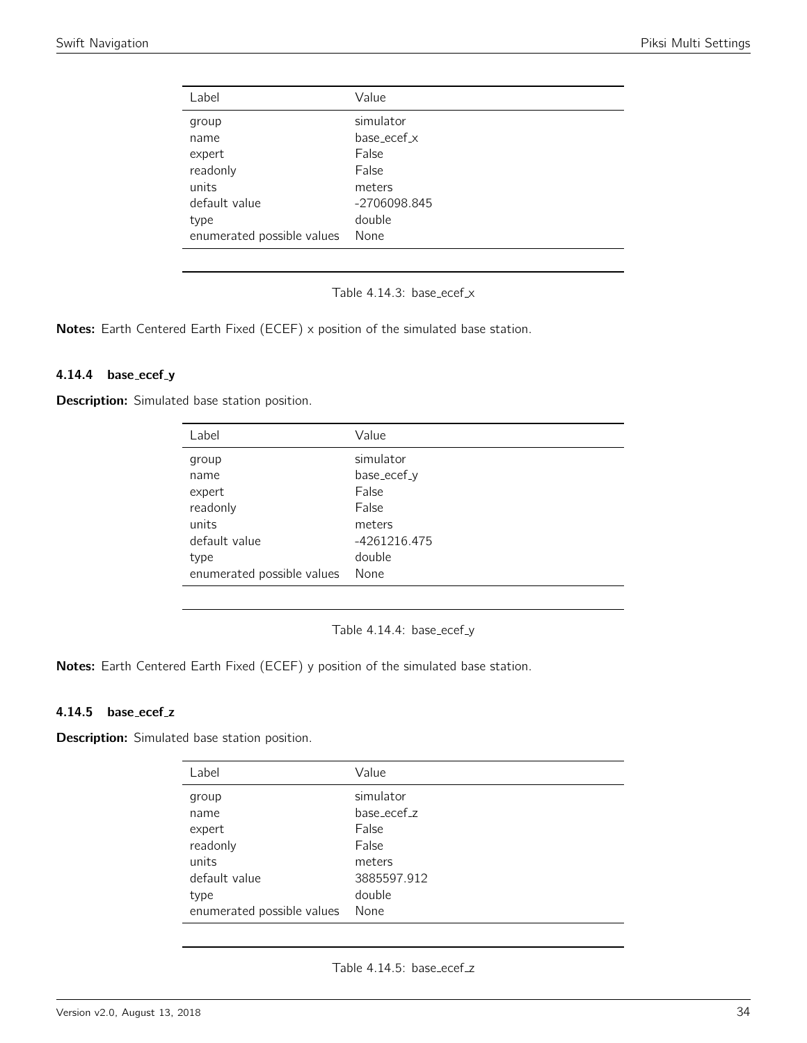| Label | Value |
|---|---|
| group | simulator |
| name | base_ecef_x |
| expert | False |
| readonly | False |
| units | meters |
| default value | -2706098.845 |
| type | double |
| enumerated possible values | None |

Table 4.14.3: base_ecef_x

**Notes:** Earth Centered Earth Fixed (ECEF) x position of the simulated base station.

### 4.14.4 base_ecef_y

**Description:** Simulated base station position.

| Label | Value |
|---|---|
| group | simulator |
| name | base_ecef_y |
| expert | False |
| readonly | False |
| units | meters |
| default value | -4261216.475 |
| type | double |
| enumerated possible values | None |

Table 4.14.4: base_ecef_y

**Notes:** Earth Centered Earth Fixed (ECEF) y position of the simulated base station.

### 4.14.5 base_ecef_z

**Description:** Simulated base station position.

| Label | Value |
|---|---|
| group | simulator |
| name | base_ecef_z |
| expert | False |
| readonly | False |
| units | meters |
| default value | 3885597.912 |
| type | double |
| enumerated possible values | None |

Table 4.14.5: base_ecef_z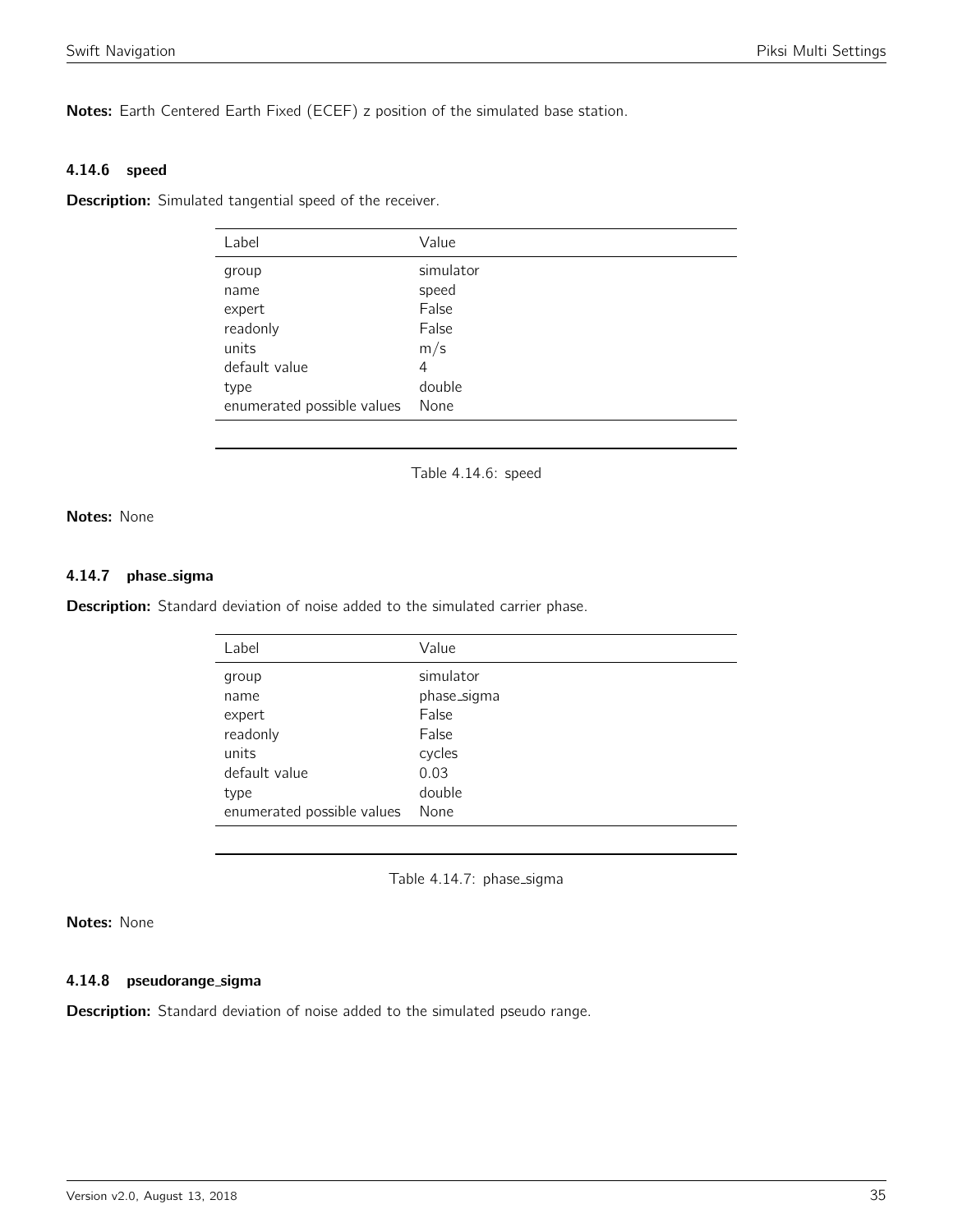**Notes:** Earth Centered Earth Fixed (ECEF) z position of the simulated base station.

### 4.14.6 speed

**Description:** Simulated tangential speed of the receiver.

| Label | Value |
|---|---|
| group | simulator |
| name | speed |
| expert | False |
| readonly | False |
| units | m/s |
| default value | 4 |
| type | double |
| enumerated possible values | None |

Table 4.14.6: speed

**Notes:** None

### 4.14.7 phase_sigma

**Description:** Standard deviation of noise added to the simulated carrier phase.

| Label | Value |
|---|---|
| group | simulator |
| name | phase_sigma |
| expert | False |
| readonly | False |
| units | cycles |
| default value | 0.03 |
| type | double |
| enumerated possible values | None |

Table 4.14.7: phase_sigma

**Notes:** None

### 4.14.8 pseudorange_sigma

**Description:** Standard deviation of noise added to the simulated pseudo range.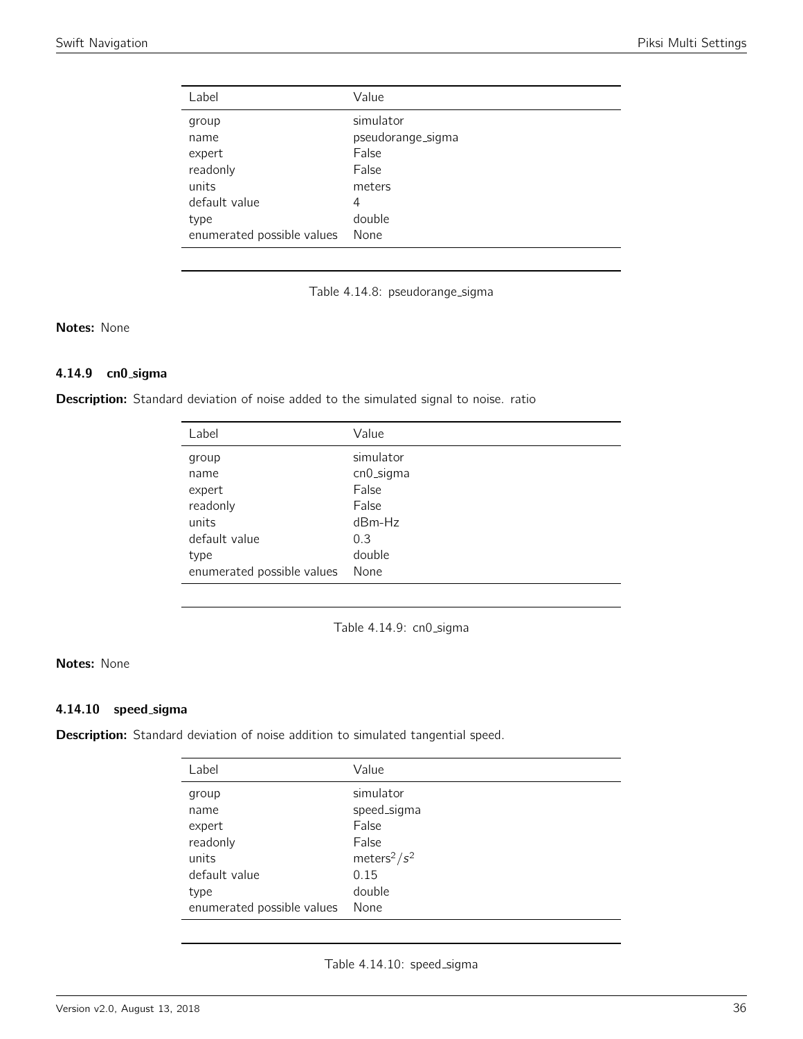| Label | Value |
| --- | --- |
| group | simulator |
| name | pseudorange_sigma |
| expert | False |
| readonly | False |
| units | meters |
| default value | 4 |
| type | double |
| enumerated possible values | None |

Table 4.14.8: pseudorange_sigma

**Notes:** None

### 4.14.9 cn0_sigma

**Description:** Standard deviation of noise added to the simulated signal to noise. ratio

| Label | Value |
| --- | --- |
| group | simulator |
| name | cn0_sigma |
| expert | False |
| readonly | False |
| units | dBm-Hz |
| default value | 0.3 |
| type | double |
| enumerated possible values | None |

Table 4.14.9: cn0_sigma

**Notes:** None

### 4.14.10 speed_sigma

**Description:** Standard deviation of noise addition to simulated tangential speed.

| Label | Value |
| --- | --- |
| group | simulator |
| name | speed_sigma |
| expert | False |
| readonly | False |
| units | $\text{meters}^2/s^2$ |
| default value | 0.15 |
| type | double |
| enumerated possible values | None |

Table 4.14.10: speed_sigma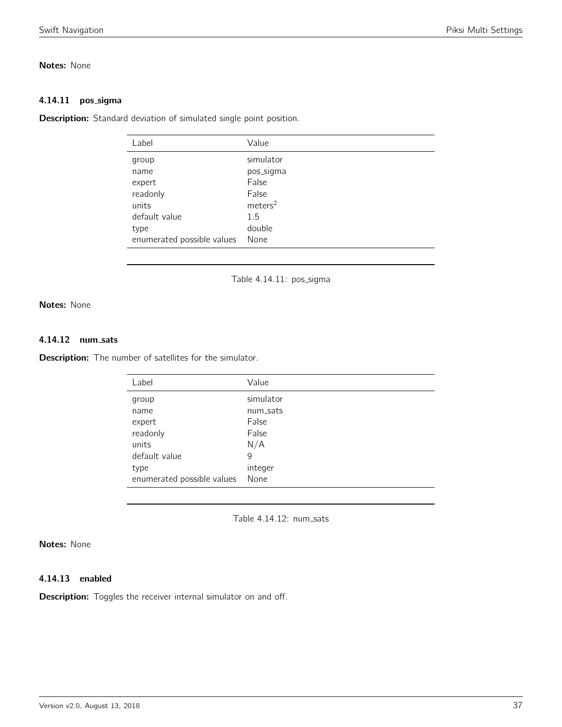**Notes:** None

#### 4.14.11 pos_sigma

**Description:** Standard deviation of simulated single point position.

| Label | Value |
|---|---|
| group | simulator |
| name | pos_sigma |
| expert | False |
| readonly | False |
| units | $meters^2$ |
| default value | 1.5 |
| type | double |
| enumerated possible values | None |

Table 4.14.11: pos_sigma

**Notes:** None

#### 4.14.12 num_sats

**Description:** The number of satellites for the simulator.

| Label | Value |
|---|---|
| group | simulator |
| name | num_sats |
| expert | False |
| readonly | False |
| units | N/A |
| default value | 9 |
| type | integer |
| enumerated possible values | None |

Table 4.14.12: num_sats

**Notes:** None

#### 4.14.13 enabled

**Description:** Toggles the receiver internal simulator on and off.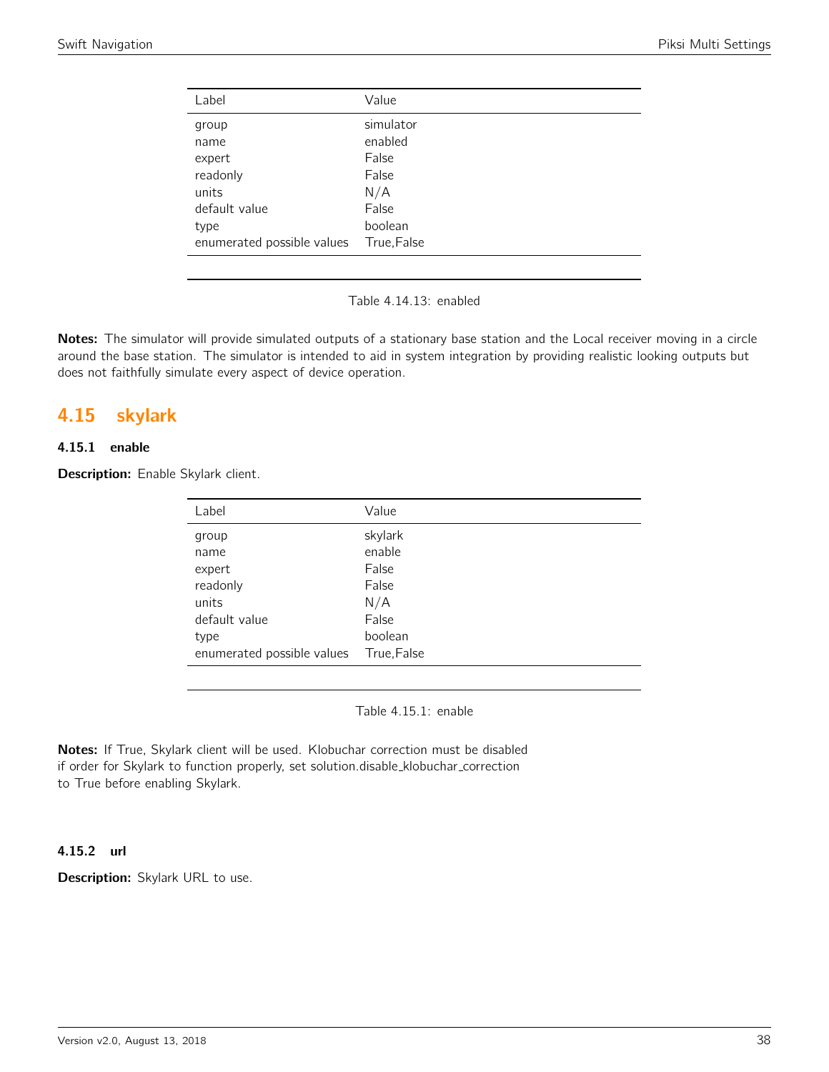| Label | Value |
|---|---|
| group | simulator |
| name | enabled |
| expert | False |
| readonly | False |
| units | N/A |
| default value | False |
| type | boolean |
| enumerated possible values | True,False |

Table 4.14.13: enabled

**Notes:** The simulator will provide simulated outputs of a stationary base station and the Local receiver moving in a circle around the base station. The simulator is intended to aid in system integration by providing realistic looking outputs but does not faithfully simulate every aspect of device operation.

## 4.15 skylark

### 4.15.1 enable

**Description:** Enable Skylark client.

| Label | Value |
|---|---|
| group | skylark |
| name | enable |
| expert | False |
| readonly | False |
| units | N/A |
| default value | False |
| type | boolean |
| enumerated possible values | True,False |

Table 4.15.1: enable

**Notes:** If True, Skylark client will be used. Klobuchar correction must be disabled if order for Skylark to function properly, set solution.disable_klobuchar_correction to True before enabling Skylark.

### 4.15.2 url

**Description:** Skylark URL to use.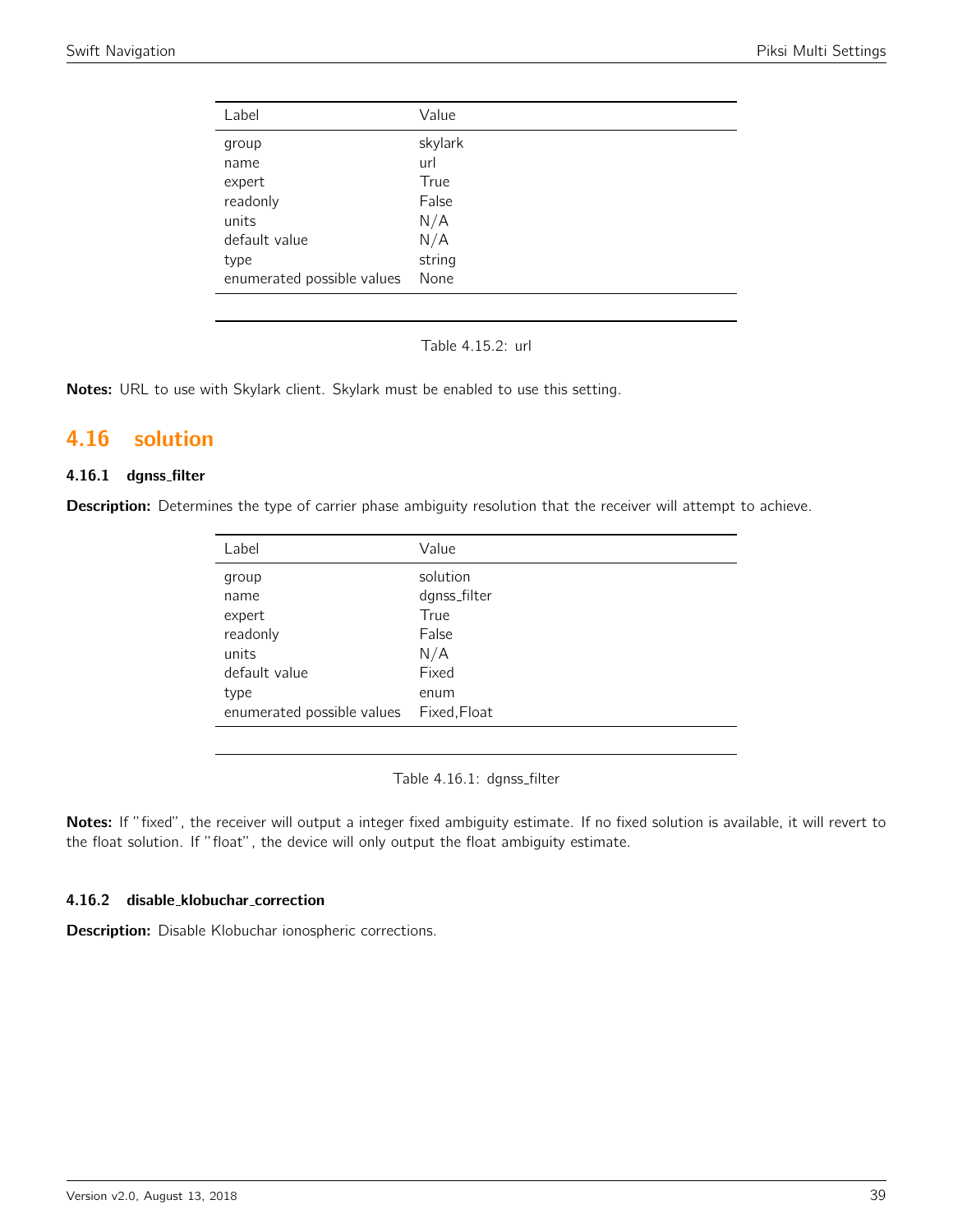| Label | Value |
|---|---|
| group | skylark |
| name | url |
| expert | True |
| readonly | False |
| units | N/A |
| default value | N/A |
| type | string |
| enumerated possible values | None |

Table 4.15.2: url

**Notes:** URL to use with Skylark client. Skylark must be enabled to use this setting.

## 4.16 solution

### 4.16.1 dgnss_filter

**Description:** Determines the type of carrier phase ambiguity resolution that the receiver will attempt to achieve.

| Label | Value |
|---|---|
| group | solution |
| name | dgnss_filter |
| expert | True |
| readonly | False |
| units | N/A |
| default value | Fixed |
| type | enum |
| enumerated possible values | Fixed,Float |

Table 4.16.1: dgnss_filter

**Notes:** If "fixed", the receiver will output a integer fixed ambiguity estimate. If no fixed solution is available, it will revert to the float solution. If "float", the device will only output the float ambiguity estimate.

### 4.16.2 disable_klobuchar_correction

**Description:** Disable Klobuchar ionospheric corrections.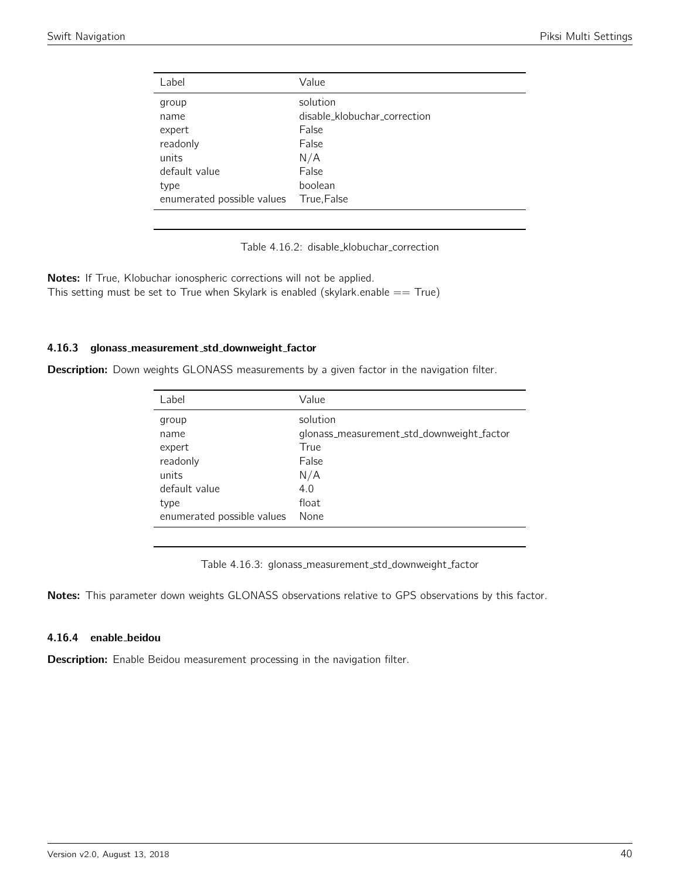| Label | Value |
|---|---|
| group | solution |
| name | disable_klobuchar_correction |
| expert | False |
| readonly | False |
| units | N/A |
| default value | False |
| type | boolean |
| enumerated possible values | True,False |

Table 4.16.2: disable_klobuchar_correction

**Notes:** If True, Klobuchar ionospheric corrections will not be applied.
This setting must be set to True when Skylark is enabled (skylark.enable == True)

### 4.16.3 glonass_measurement_std_downweight_factor

**Description:** Down weights GLONASS measurements by a given factor in the navigation filter.

| Label | Value |
|---|---|
| group | solution |
| name | glonass_measurement_std_downweight_factor |
| expert | True |
| readonly | False |
| units | N/A |
| default value | 4.0 |
| type | float |
| enumerated possible values | None |

Table 4.16.3: glonass_measurement_std_downweight_factor

**Notes:** This parameter down weights GLONASS observations relative to GPS observations by this factor.

### 4.16.4 enable_beidou

**Description:** Enable Beidou measurement processing in the navigation filter.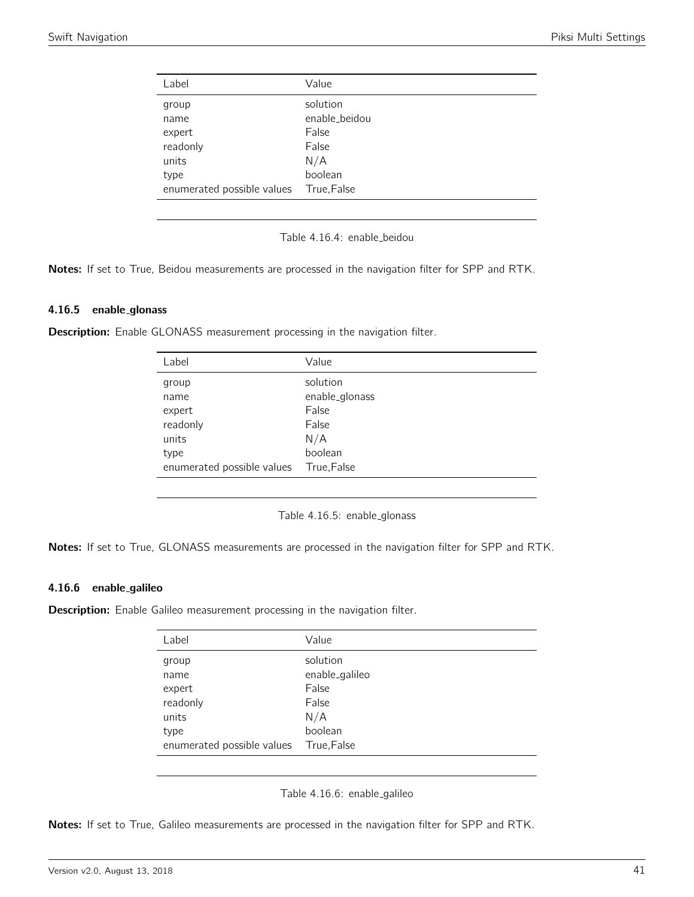| Label | Value |
|---|---|
| group | solution |
| name | enable_beidou |
| expert | False |
| readonly | False |
| units | N/A |
| type | boolean |
| enumerated possible values | True,False |

Table 4.16.4: enable_beidou

**Notes:** If set to True, Beidou measurements are processed in the navigation filter for SPP and RTK.

### 4.16.5 enable_glonass

**Description:** Enable GLONASS measurement processing in the navigation filter.

| Label | Value |
|---|---|
| group | solution |
| name | enable_glonass |
| expert | False |
| readonly | False |
| units | N/A |
| type | boolean |
| enumerated possible values | True,False |

Table 4.16.5: enable_glonass

**Notes:** If set to True, GLONASS measurements are processed in the navigation filter for SPP and RTK.

### 4.16.6 enable_galileo

**Description:** Enable Galileo measurement processing in the navigation filter.

| Label | Value |
|---|---|
| group | solution |
| name | enable_galileo |
| expert | False |
| readonly | False |
| units | N/A |
| type | boolean |
| enumerated possible values | True,False |

Table 4.16.6: enable_galileo

**Notes:** If set to True, Galileo measurements are processed in the navigation filter for SPP and RTK.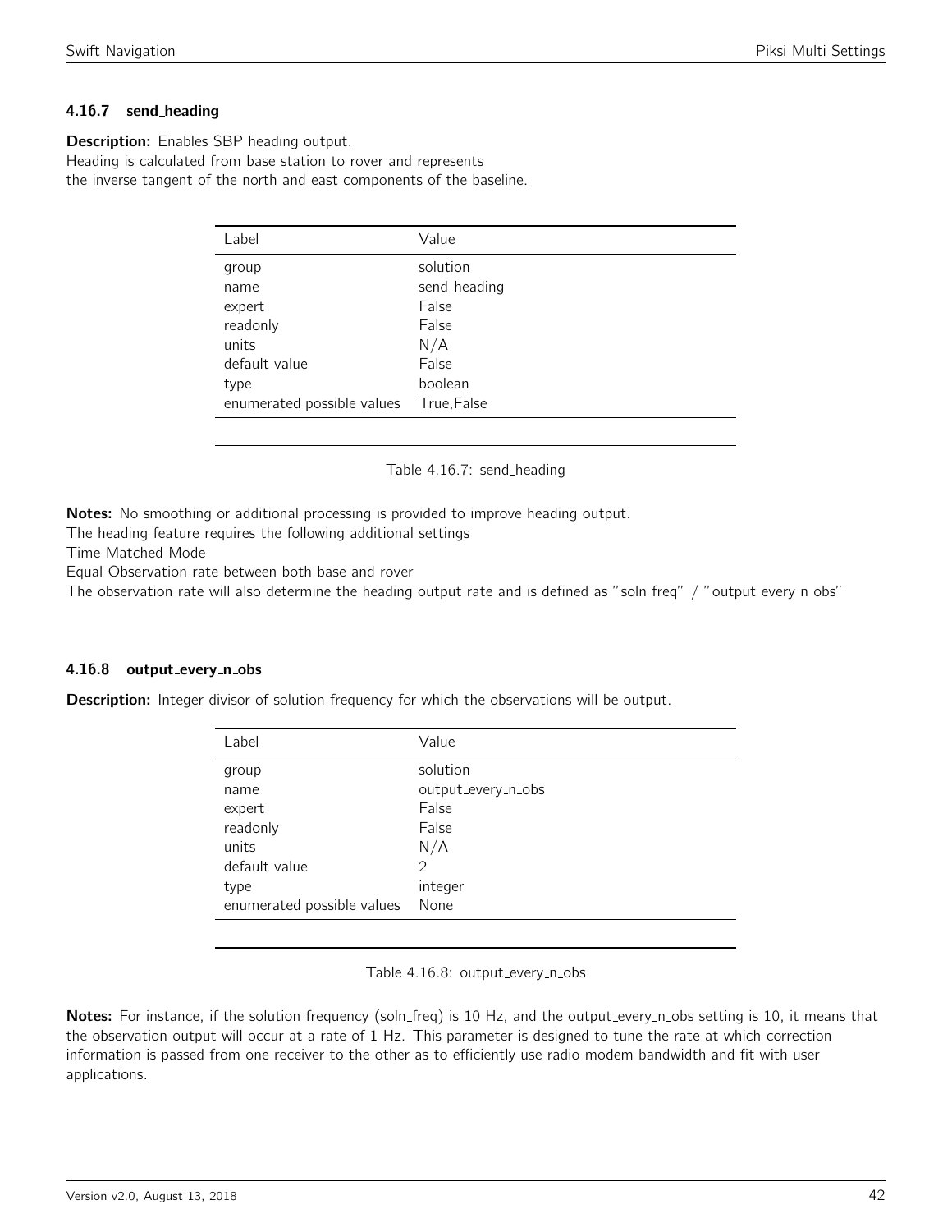### 4.16.7 send_heading

**Description:** Enables SBP heading output.
Heading is calculated from base station to rover and represents
the inverse tangent of the north and east components of the baseline.

| Label | Value |
|---|---|
| group | solution |
| name | send_heading |
| expert | False |
| readonly | False |
| units | N/A |
| default value | False |
| type | boolean |
| enumerated possible values | True,False |

Table 4.16.7: send_heading

**Notes:** No smoothing or additional processing is provided to improve heading output.
The heading feature requires the following additional settings
Time Matched Mode
Equal Observation rate between both base and rover
The observation rate will also determine the heading output rate and is defined as "soln freq" / "output every n obs"

### 4.16.8 output_every_n_obs

**Description:** Integer divisor of solution frequency for which the observations will be output.

| Label | Value |
|---|---|
| group | solution |
| name | output_every_n_obs |
| expert | False |
| readonly | False |
| units | N/A |
| default value | 2 |
| type | integer |
| enumerated possible values | None |

Table 4.16.8: output_every_n_obs

**Notes:** For instance, if the solution frequency (soln_freq) is 10 Hz, and the output_every_n_obs setting is 10, it means that the observation output will occur at a rate of 1 Hz. This parameter is designed to tune the rate at which correction information is passed from one receiver to the other as to efficiently use radio modem bandwidth and fit with user applications.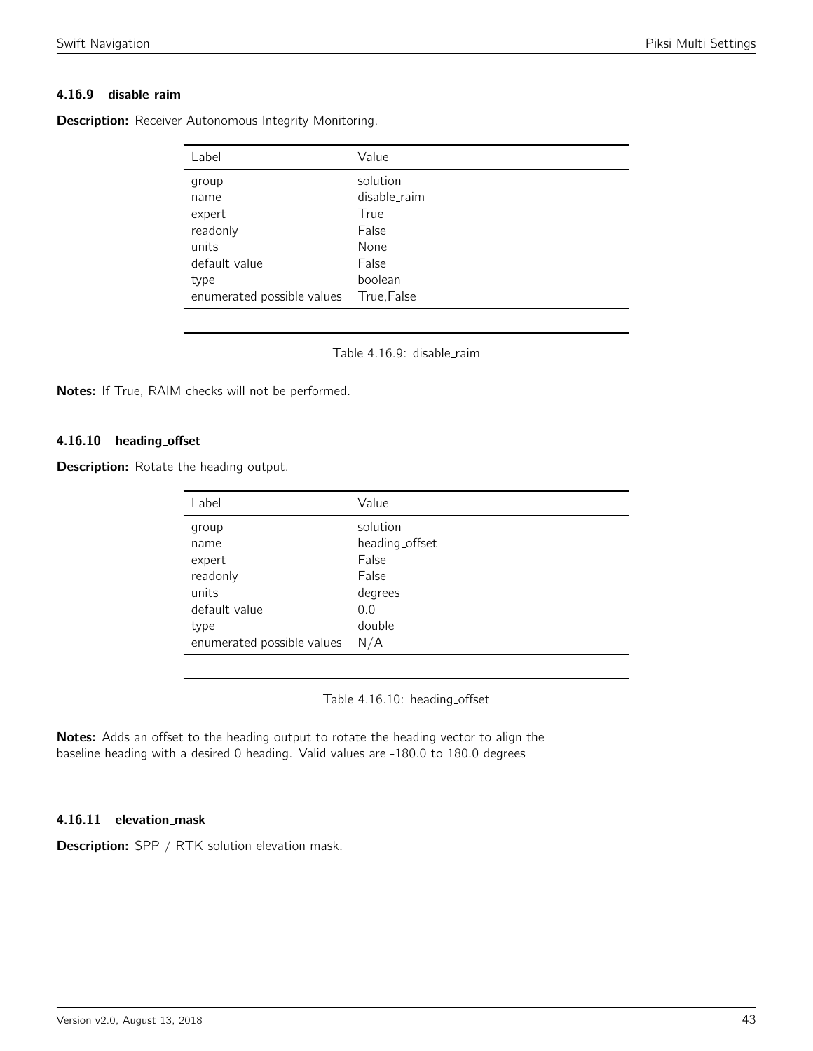### 4.16.9 disable_raim

**Description:** Receiver Autonomous Integrity Monitoring.

| Label | Value |
|---|---|
| group | solution |
| name | disable_raim |
| expert | True |
| readonly | False |
| units | None |
| default value | False |
| type | boolean |
| enumerated possible values | True,False |

Table 4.16.9: disable_raim

**Notes:** If True, RAIM checks will not be performed.

### 4.16.10 heading_offset

**Description:** Rotate the heading output.

| Label | Value |
|---|---|
| group | solution |
| name | heading_offset |
| expert | False |
| readonly | False |
| units | degrees |
| default value | 0.0 |
| type | double |
| enumerated possible values | N/A |

Table 4.16.10: heading_offset

**Notes:** Adds an offset to the heading output to rotate the heading vector to align the baseline heading with a desired 0 heading. Valid values are -180.0 to 180.0 degrees

### 4.16.11 elevation_mask

**Description:** SPP / RTK solution elevation mask.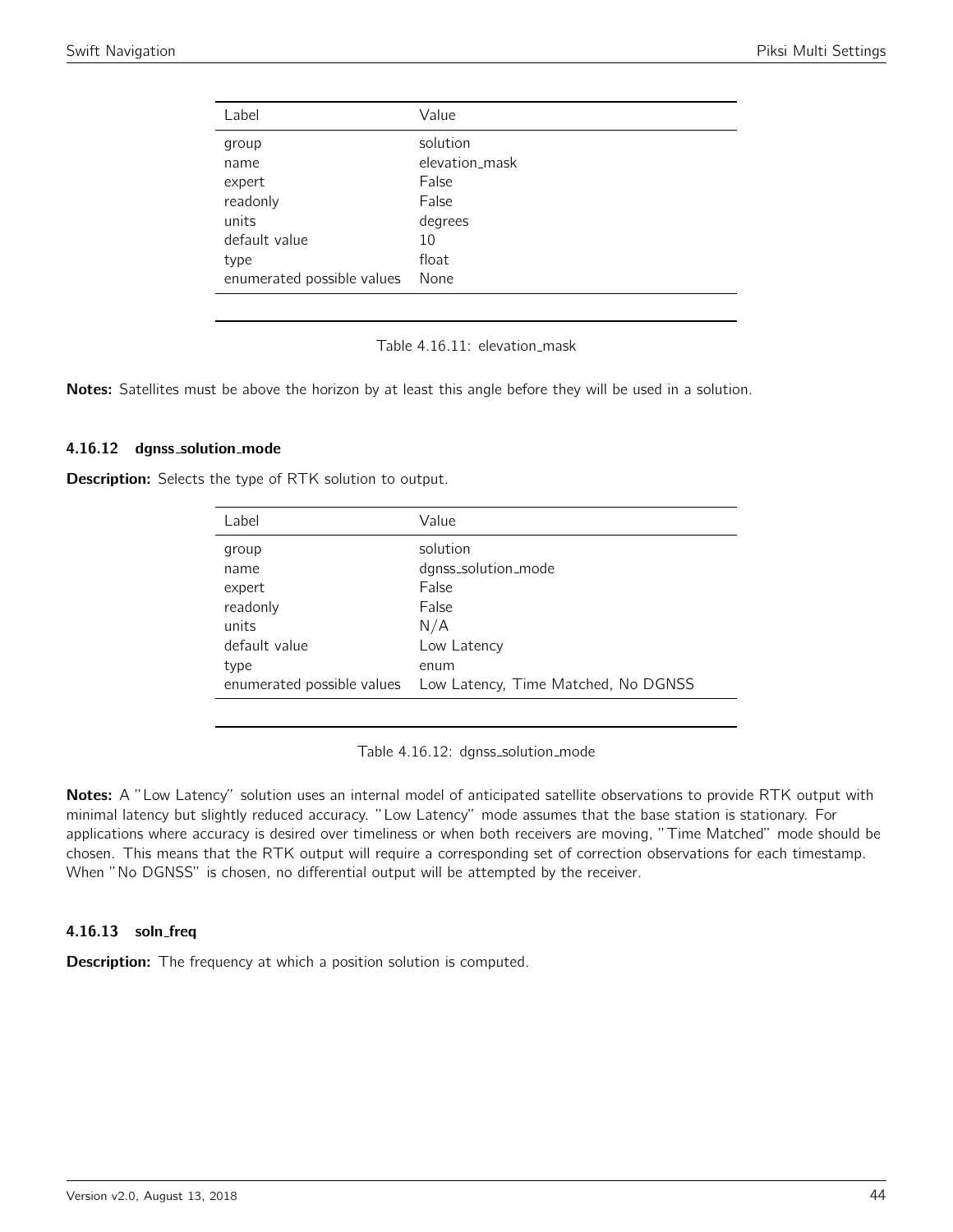| Label | Value |
|---|---|
| group | solution |
| name | elevation_mask |
| expert | False |
| readonly | False |
| units | degrees |
| default value | 10 |
| type | float |
| enumerated possible values | None |

Table 4.16.11: elevation_mask

**Notes:** Satellites must be above the horizon by at least this angle before they will be used in a solution.

### 4.16.12 dgnss_solution_mode

**Description:** Selects the type of RTK solution to output.

| Label | Value |
|---|---|
| group | solution |
| name | dgnss_solution_mode |
| expert | False |
| readonly | False |
| units | N/A |
| default value | Low Latency |
| type | enum |
| enumerated possible values | Low Latency, Time Matched, No DGNSS |

Table 4.16.12: dgnss_solution_mode

**Notes:** A "Low Latency" solution uses an internal model of anticipated satellite observations to provide RTK output with minimal latency but slightly reduced accuracy. "Low Latency" mode assumes that the base station is stationary. For applications where accuracy is desired over timeliness or when both receivers are moving, "Time Matched" mode should be chosen. This means that the RTK output will require a corresponding set of correction observations for each timestamp. When "No DGNSS" is chosen, no differential output will be attempted by the receiver.

### 4.16.13 soln_freq

**Description:** The frequency at which a position solution is computed.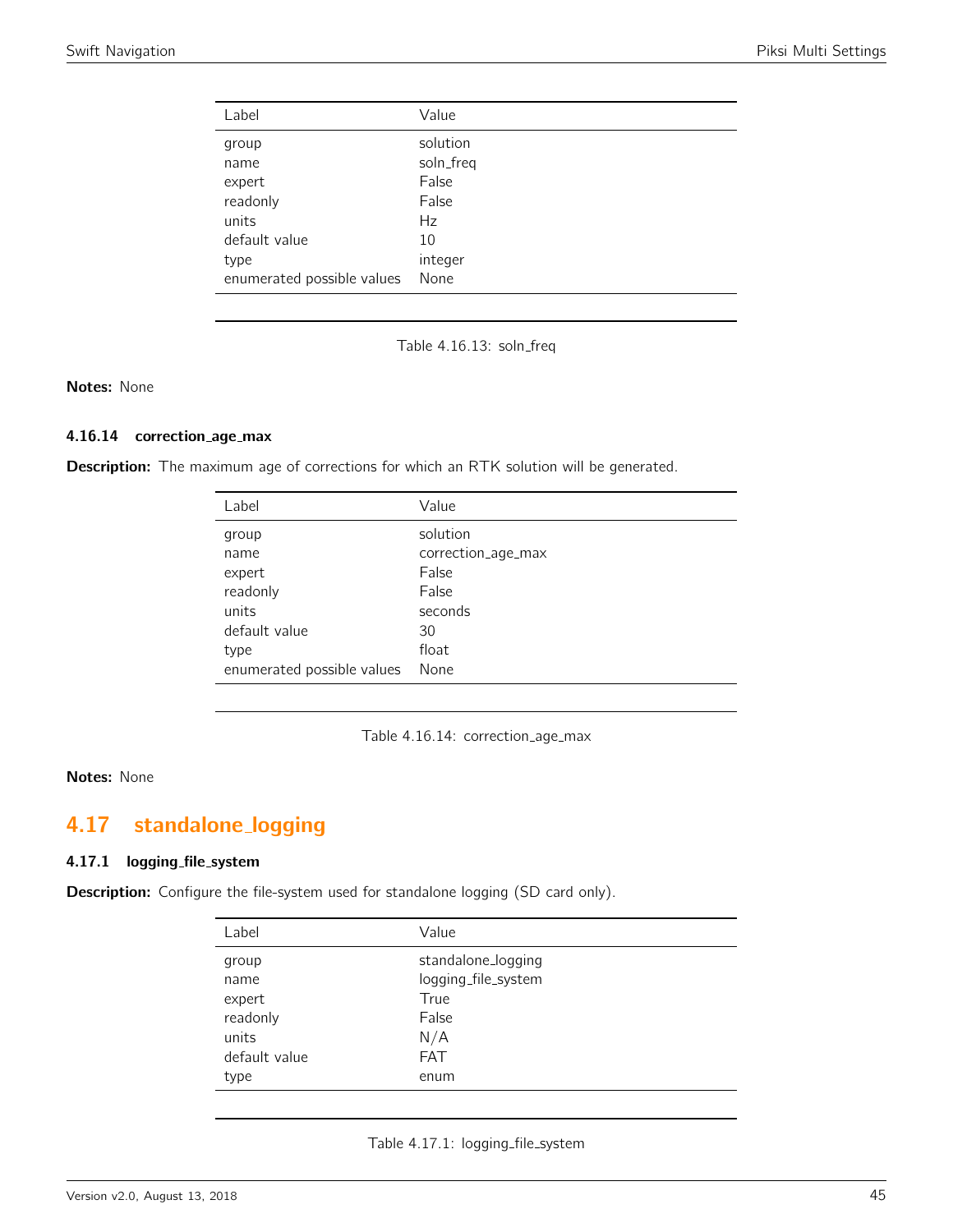| Label | Value |
|---|---|
| group | solution |
| name | soln_freq |
| expert | False |
| readonly | False |
| units | Hz |
| default value | 10 |
| type | integer |
| enumerated possible values | None |

Table 4.16.13: soln_freq

**Notes:** None

### 4.16.14 correction_age_max

**Description:** The maximum age of corrections for which an RTK solution will be generated.

| Label | Value |
|---|---|
| group | solution |
| name | correction_age_max |
| expert | False |
| readonly | False |
| units | seconds |
| default value | 30 |
| type | float |
| enumerated possible values | None |

Table 4.16.14: correction_age_max

**Notes:** None

## 4.17 standalone_logging

### 4.17.1 logging_file_system

**Description:** Configure the file-system used for standalone logging (SD card only).

| Label | Value |
|---|---|
| group | standalone_logging |
| name | logging_file_system |
| expert | True |
| readonly | False |
| units | N/A |
| default value | FAT |
| type | enum |

Table 4.17.1: logging_file_system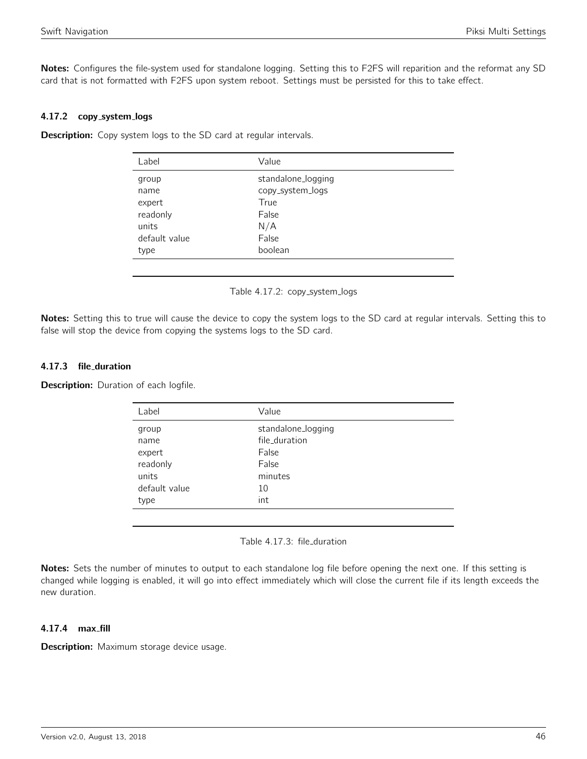**Notes:** Configures the file-system used for standalone logging. Setting this to F2FS will reparition and the reformat any SD card that is not formatted with F2FS upon system reboot. Settings must be persisted for this to take effect.

### 4.17.2 copy_system_logs

**Description:** Copy system logs to the SD card at regular intervals.

| Label | Value |
|---|---|
| group | standalone_logging |
| name | copy_system_logs |
| expert | True |
| readonly | False |
| units | N/A |
| default value | False |
| type | boolean |

Table 4.17.2: copy_system_logs

**Notes:** Setting this to true will cause the device to copy the system logs to the SD card at regular intervals. Setting this to false will stop the device from copying the systems logs to the SD card.

### 4.17.3 file_duration

**Description:** Duration of each logfile.

| Label | Value |
|---|---|
| group | standalone_logging |
| name | file_duration |
| expert | False |
| readonly | False |
| units | minutes |
| default value | 10 |
| type | int |

Table 4.17.3: file_duration

**Notes:** Sets the number of minutes to output to each standalone log file before opening the next one. If this setting is changed while logging is enabled, it will go into effect immediately which will close the current file if its length exceeds the new duration.

### 4.17.4 max_fill

**Description:** Maximum storage device usage.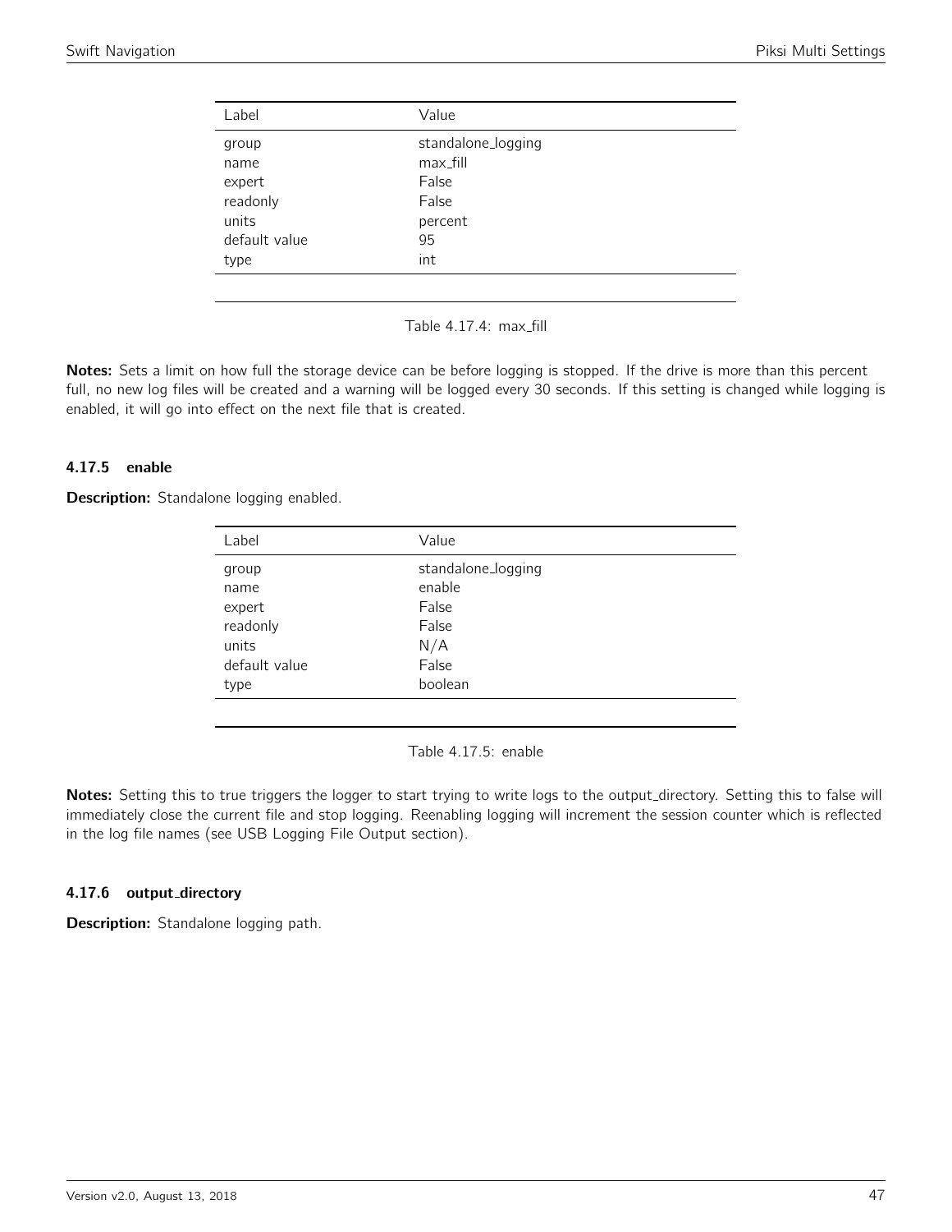| Label | Value |
|---|---|
| group | standalone_logging |
| name | max_fill |
| expert | False |
| readonly | False |
| units | percent |
| default value | 95 |
| type | int |

Table 4.17.4: max_fill

**Notes:** Sets a limit on how full the storage device can be before logging is stopped. If the drive is more than this percent full, no new log files will be created and a warning will be logged every 30 seconds. If this setting is changed while logging is enabled, it will go into effect on the next file that is created.

#### 4.17.5 enable

**Description:** Standalone logging enabled.

| Label | Value |
|---|---|
| group | standalone_logging |
| name | enable |
| expert | False |
| readonly | False |
| units | N/A |
| default value | False |
| type | boolean |

Table 4.17.5: enable

**Notes:** Setting this to true triggers the logger to start trying to write logs to the output_directory. Setting this to false will immediately close the current file and stop logging. Reenabling logging will increment the session counter which is reflected in the log file names (see USB Logging File Output section).

#### 4.17.6 output_directory

**Description:** Standalone logging path.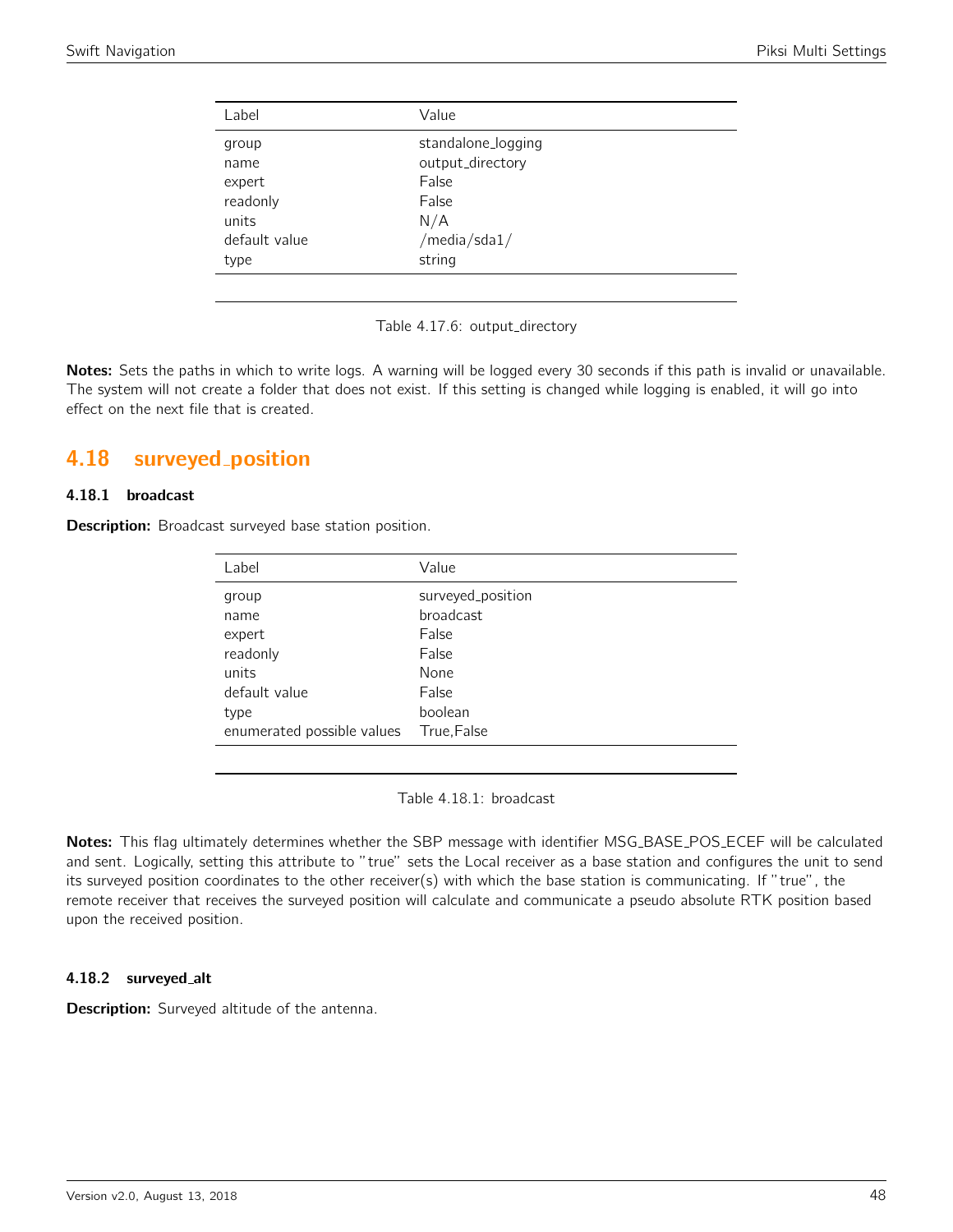| Label | Value |
|---|---|
| group | standalone_logging |
| name | output_directory |
| expert | False |
| readonly | False |
| units | N/A |
| default value | /media/sda1/ |
| type | string |

Table 4.17.6: output_directory

**Notes:** Sets the paths in which to write logs. A warning will be logged every 30 seconds if this path is invalid or unavailable. The system will not create a folder that does not exist. If this setting is changed while logging is enabled, it will go into effect on the next file that is created.

## 4.18 surveyed_position

### 4.18.1 broadcast

**Description:** Broadcast surveyed base station position.

| Label | Value |
|---|---|
| group | surveyed_position |
| name | broadcast |
| expert | False |
| readonly | False |
| units | None |
| default value | False |
| type | boolean |
| enumerated possible values | True,False |

Table 4.18.1: broadcast

**Notes:** This flag ultimately determines whether the SBP message with identifier MSG_BASE_POS_ECEF will be calculated and sent. Logically, setting this attribute to "true" sets the Local receiver as a base station and configures the unit to send its surveyed position coordinates to the other receiver(s) with which the base station is communicating. If "true", the remote receiver that receives the surveyed position will calculate and communicate a pseudo absolute RTK position based upon the received position.

### 4.18.2 surveyed_alt

**Description:** Surveyed altitude of the antenna.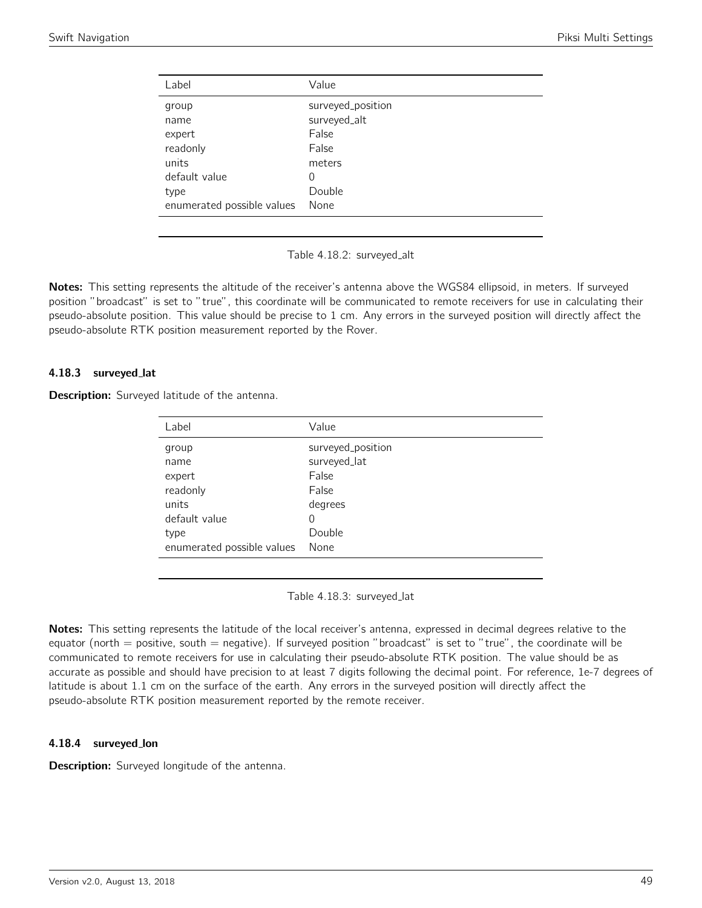| Label | Value |
|---|---|
| group | surveyed_position |
| name | surveyed_alt |
| expert | False |
| readonly | False |
| units | meters |
| default value | 0 |
| type | Double |
| enumerated possible values | None |

Table 4.18.2: surveyed_alt

**Notes:** This setting represents the altitude of the receiver's antenna above the WGS84 ellipsoid, in meters. If surveyed position "broadcast" is set to "true", this coordinate will be communicated to remote receivers for use in calculating their pseudo-absolute position. This value should be precise to 1 cm. Any errors in the surveyed position will directly affect the pseudo-absolute RTK position measurement reported by the Rover.

### 4.18.3 surveyed_lat

**Description:** Surveyed latitude of the antenna.

| Label | Value |
|---|---|
| group | surveyed_position |
| name | surveyed_lat |
| expert | False |
| readonly | False |
| units | degrees |
| default value | 0 |
| type | Double |
| enumerated possible values | None |

Table 4.18.3: surveyed_lat

**Notes:** This setting represents the latitude of the local receiver's antenna, expressed in decimal degrees relative to the equator (north = positive, south = negative). If surveyed position "broadcast" is set to "true", the coordinate will be communicated to remote receivers for use in calculating their pseudo-absolute RTK position. The value should be as accurate as possible and should have precision to at least 7 digits following the decimal point. For reference, 1e-7 degrees of latitude is about 1.1 cm on the surface of the earth. Any errors in the surveyed position will directly affect the pseudo-absolute RTK position measurement reported by the remote receiver.

### 4.18.4 surveyed_lon

**Description:** Surveyed longitude of the antenna.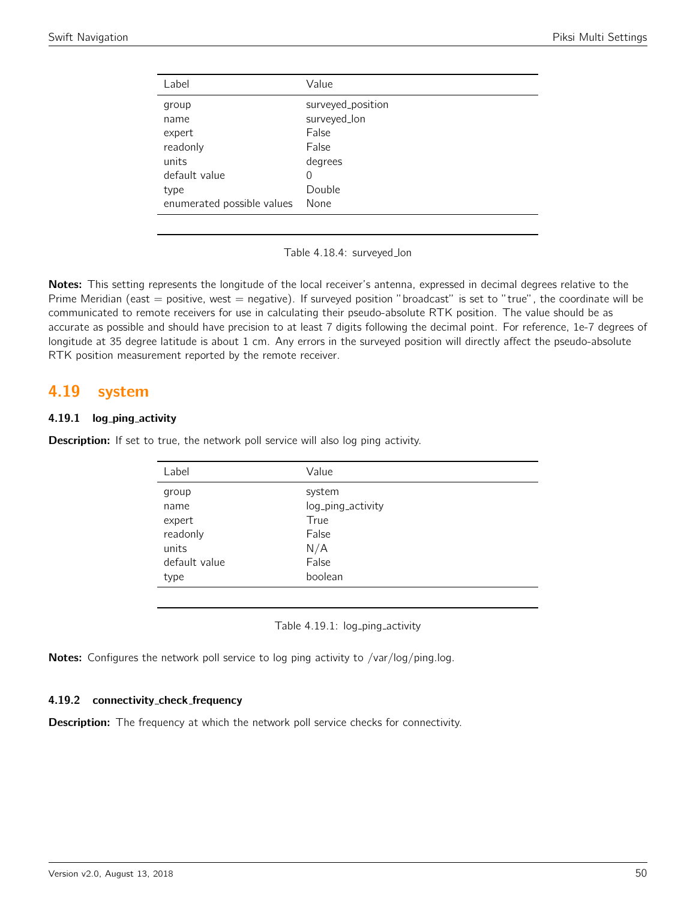| Label | Value |
|---|---|
| group | surveyed_position |
| name | surveyed_lon |
| expert | False |
| readonly | False |
| units | degrees |
| default value | 0 |
| type | Double |
| enumerated possible values | None |

Table 4.18.4: surveyed_lon

**Notes:** This setting represents the longitude of the local receiver's antenna, expressed in decimal degrees relative to the Prime Meridian (east = positive, west = negative). If surveyed position "broadcast" is set to "true", the coordinate will be communicated to remote receivers for use in calculating their pseudo-absolute RTK position. The value should be as accurate as possible and should have precision to at least 7 digits following the decimal point. For reference, 1e-7 degrees of longitude at 35 degree latitude is about 1 cm. Any errors in the surveyed position will directly affect the pseudo-absolute RTK position measurement reported by the remote receiver.

## 4.19 system

### 4.19.1 log_ping_activity

**Description:** If set to true, the network poll service will also log ping activity.

| Label | Value |
|---|---|
| group | system |
| name | log_ping_activity |
| expert | True |
| readonly | False |
| units | N/A |
| default value | False |
| type | boolean |

Table 4.19.1: log_ping_activity

**Notes:** Configures the network poll service to log ping activity to /var/log/ping.log.

### 4.19.2 connectivity_check_frequency

**Description:** The frequency at which the network poll service checks for connectivity.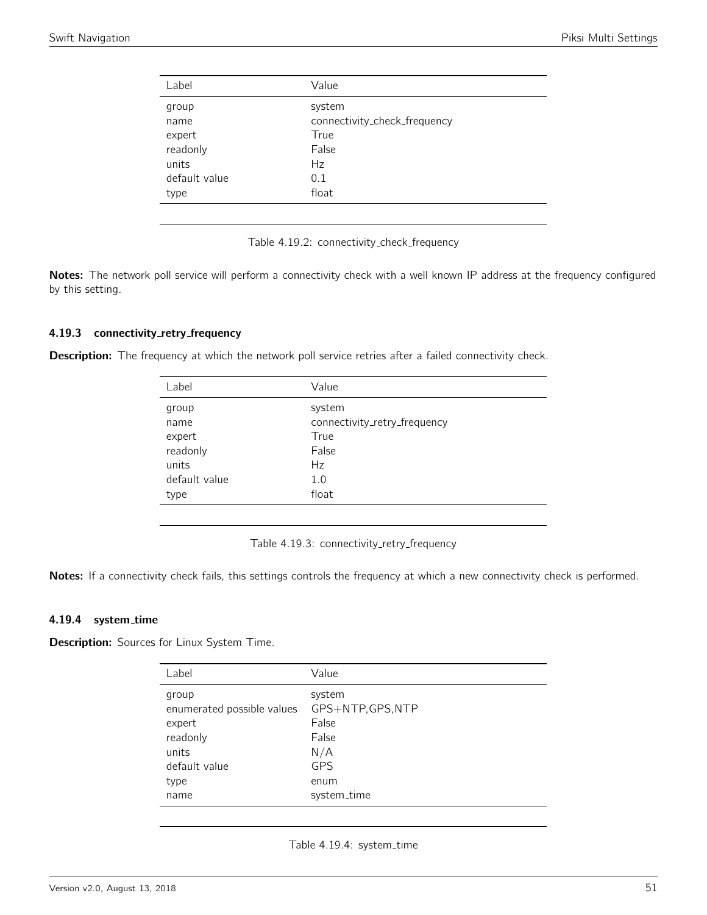| Label | Value |
|---|---|
| group | system |
| name | connectivity_check_frequency |
| expert | True |
| readonly | False |
| units | Hz |
| default value | 0.1 |
| type | float |

Table 4.19.2: connectivity_check_frequency

**Notes:** The network poll service will perform a connectivity check with a well known IP address at the frequency configured by this setting.

### 4.19.3 connectivity_retry_frequency

**Description:** The frequency at which the network poll service retries after a failed connectivity check.

| Label | Value |
|---|---|
| group | system |
| name | connectivity_retry_frequency |
| expert | True |
| readonly | False |
| units | Hz |
| default value | 1.0 |
| type | float |

Table 4.19.3: connectivity_retry_frequency

**Notes:** If a connectivity check fails, this settings controls the frequency at which a new connectivity check is performed.

### 4.19.4 system_time

**Description:** Sources for Linux System Time.

| Label | Value |
|---|---|
| group | system |
| enumerated possible values | GPS+NTP,GPS,NTP |
| expert | False |
| readonly | False |
| units | N/A |
| default value | GPS |
| type | enum |
| name | system_time |

Table 4.19.4: system_time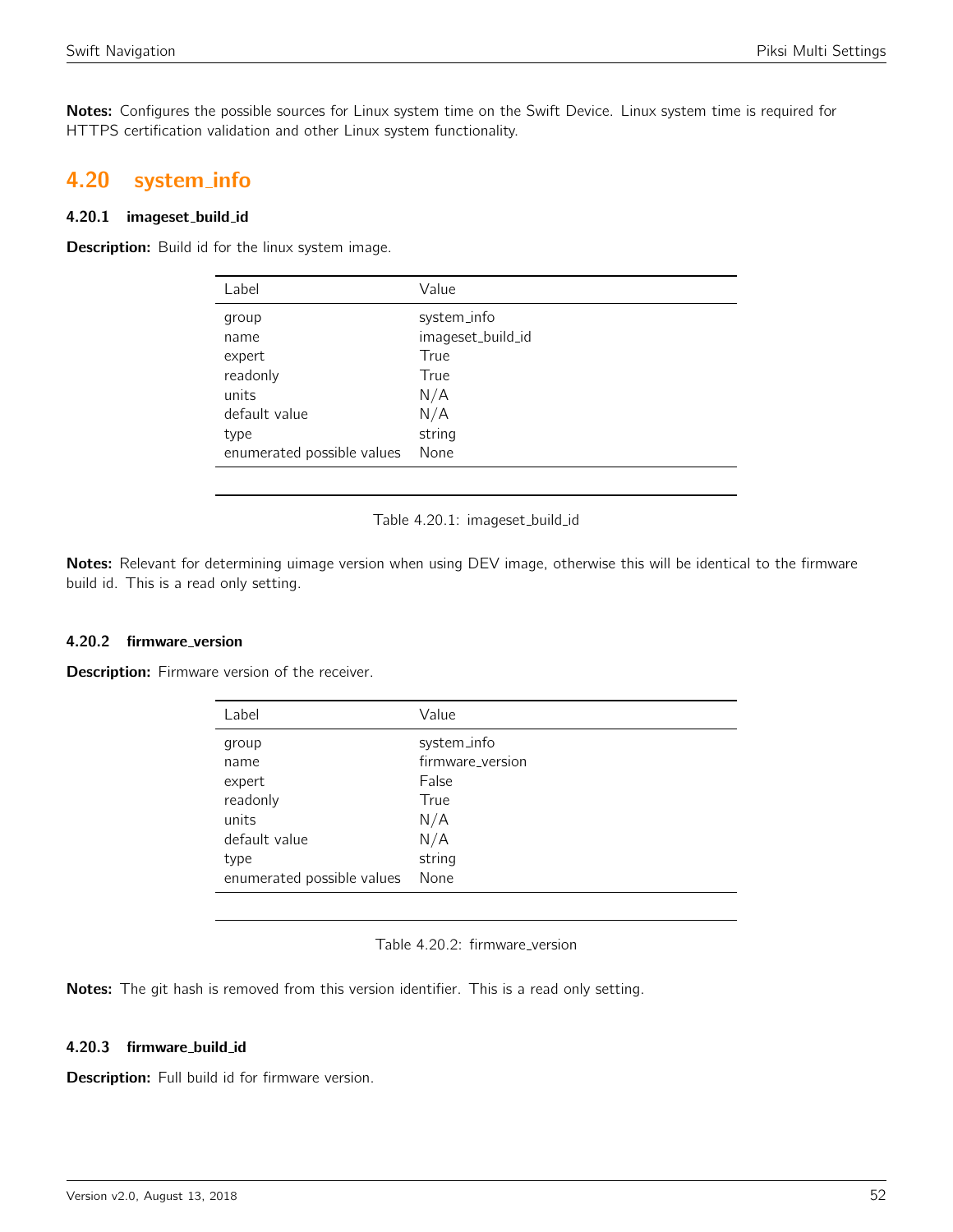**Notes:** Configures the possible sources for Linux system time on the Swift Device. Linux system time is required for HTTPS certification validation and other Linux system functionality.

## 4.20 system_info

### 4.20.1 imageset_build_id

**Description:** Build id for the linux system image.

| Label | Value |
|---|---|
| group | system_info |
| name | imageset_build_id |
| expert | True |
| readonly | True |
| units | N/A |
| default value | N/A |
| type | string |
| enumerated possible values | None |

Table 4.20.1: imageset_build_id

**Notes:** Relevant for determining uimage version when using DEV image, otherwise this will be identical to the firmware build id. This is a read only setting.

### 4.20.2 firmware_version

**Description:** Firmware version of the receiver.

| Label | Value |
|---|---|
| group | system_info |
| name | firmware_version |
| expert | False |
| readonly | True |
| units | N/A |
| default value | N/A |
| type | string |
| enumerated possible values | None |

Table 4.20.2: firmware_version

**Notes:** The git hash is removed from this version identifier. This is a read only setting.

### 4.20.3 firmware_build_id

**Description:** Full build id for firmware version.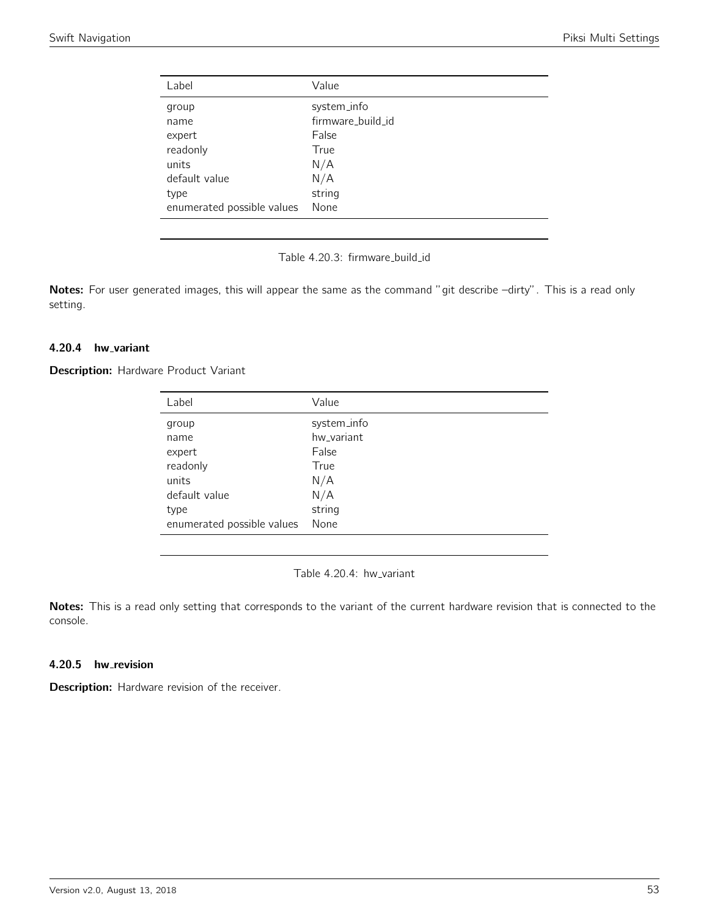| Label | Value |
| --- | --- |
| group | system_info |
| name | firmware_build_id |
| expert | False |
| readonly | True |
| units | N/A |
| default value | N/A |
| type | string |
| enumerated possible values | None |

Table 4.20.3: firmware_build_id

**Notes:** For user generated images, this will appear the same as the command "git describe –dirty". This is a read only setting.

### 4.20.4 hw_variant

**Description:** Hardware Product Variant

| Label | Value |
| --- | --- |
| group | system_info |
| name | hw_variant |
| expert | False |
| readonly | True |
| units | N/A |
| default value | N/A |
| type | string |
| enumerated possible values | None |

Table 4.20.4: hw_variant

**Notes:** This is a read only setting that corresponds to the variant of the current hardware revision that is connected to the console.

### 4.20.5 hw_revision

**Description:** Hardware revision of the receiver.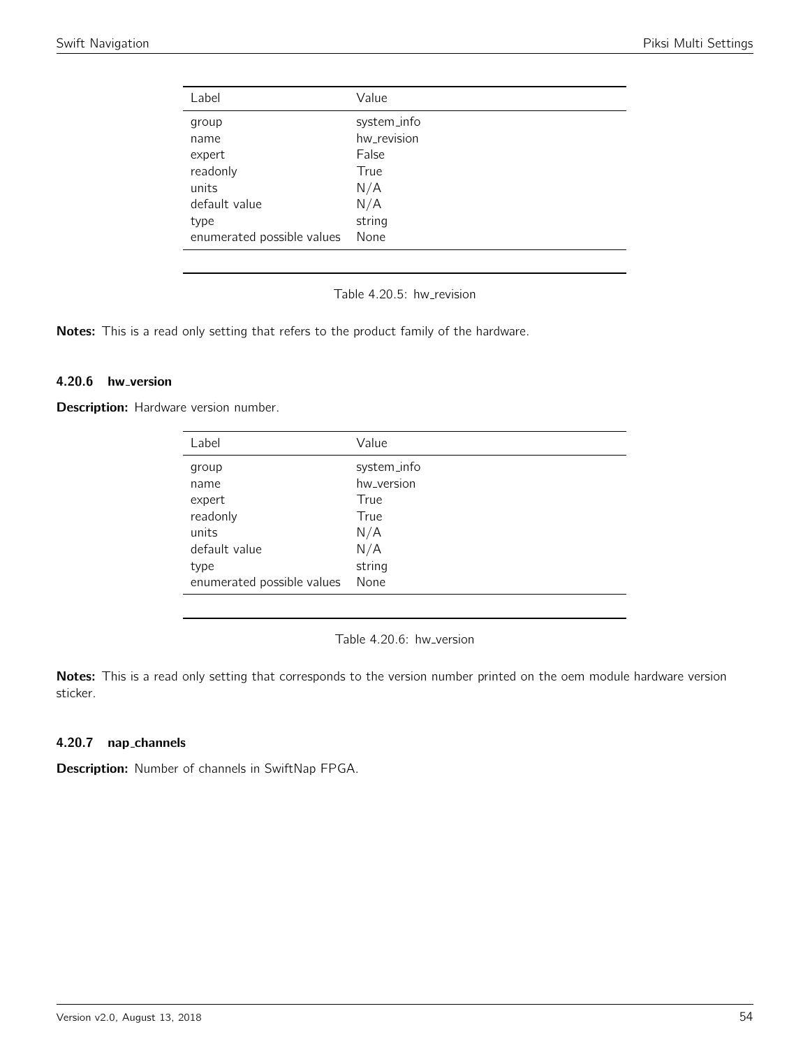| Label | Value |
|---|---|
| group | system_info |
| name | hw_revision |
| expert | False |
| readonly | True |
| units | N/A |
| default value | N/A |
| type | string |
| enumerated possible values | None |

Table 4.20.5: hw_revision

**Notes:** This is a read only setting that refers to the product family of the hardware.

### 4.20.6 hw_version

**Description:** Hardware version number.

| Label | Value |
|---|---|
| group | system_info |
| name | hw_version |
| expert | True |
| readonly | True |
| units | N/A |
| default value | N/A |
| type | string |
| enumerated possible values | None |

Table 4.20.6: hw_version

**Notes:** This is a read only setting that corresponds to the version number printed on the oem module hardware version sticker.

### 4.20.7 nap_channels

**Description:** Number of channels in SwiftNap FPGA.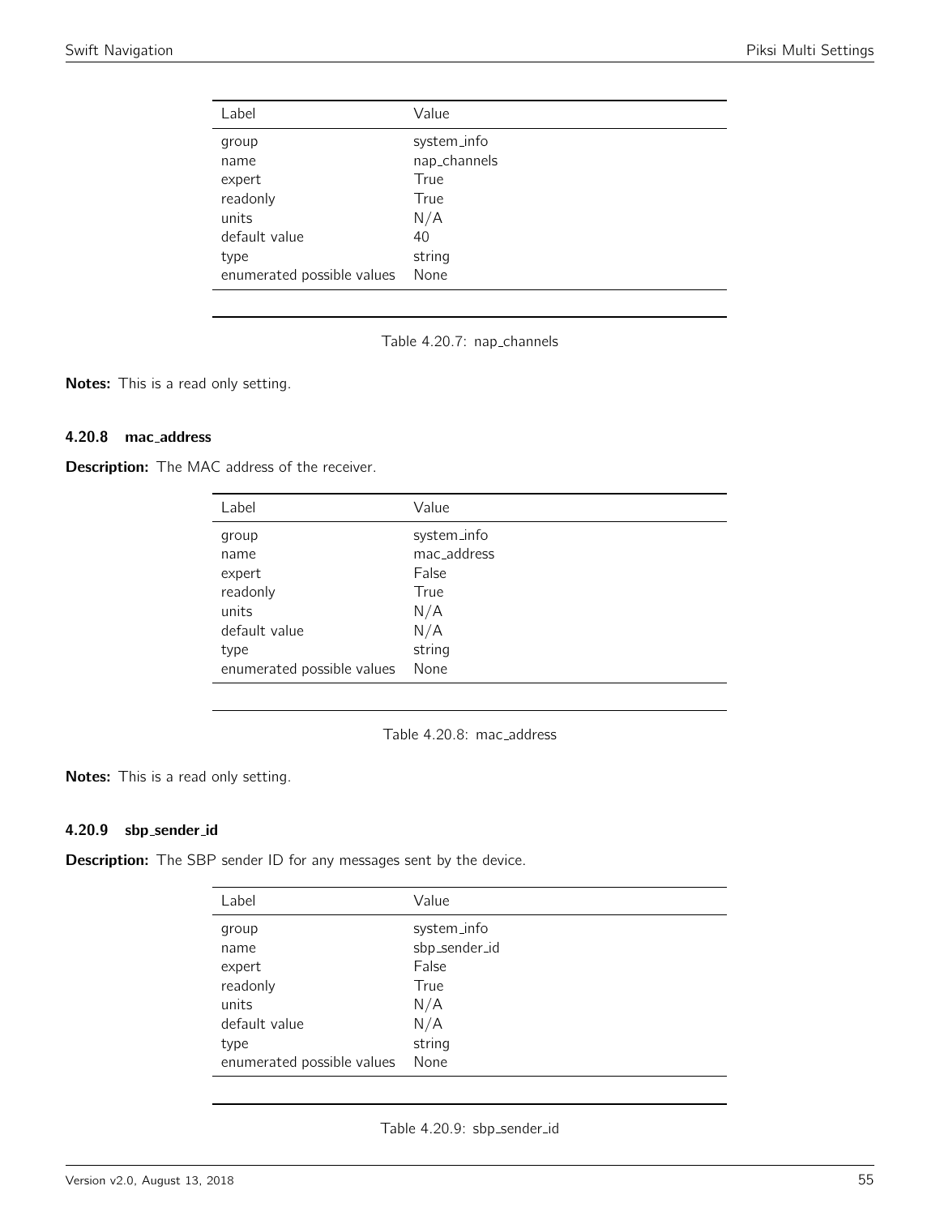| Label | Value |
|---|---|
| group | system_info |
| name | nap_channels |
| expert | True |
| readonly | True |
| units | N/A |
| default value | 40 |
| type | string |
| enumerated possible values | None |

Table 4.20.7: nap_channels

**Notes:** This is a read only setting.

#### 4.20.8 mac_address

**Description:** The MAC address of the receiver.

| Label | Value |
|---|---|
| group | system_info |
| name | mac_address |
| expert | False |
| readonly | True |
| units | N/A |
| default value | N/A |
| type | string |
| enumerated possible values | None |

Table 4.20.8: mac_address

**Notes:** This is a read only setting.

#### 4.20.9 sbp_sender_id

**Description:** The SBP sender ID for any messages sent by the device.

| Label | Value |
|---|---|
| group | system_info |
| name | sbp_sender_id |
| expert | False |
| readonly | True |
| units | N/A |
| default value | N/A |
| type | string |
| enumerated possible values | None |

Table 4.20.9: sbp_sender_id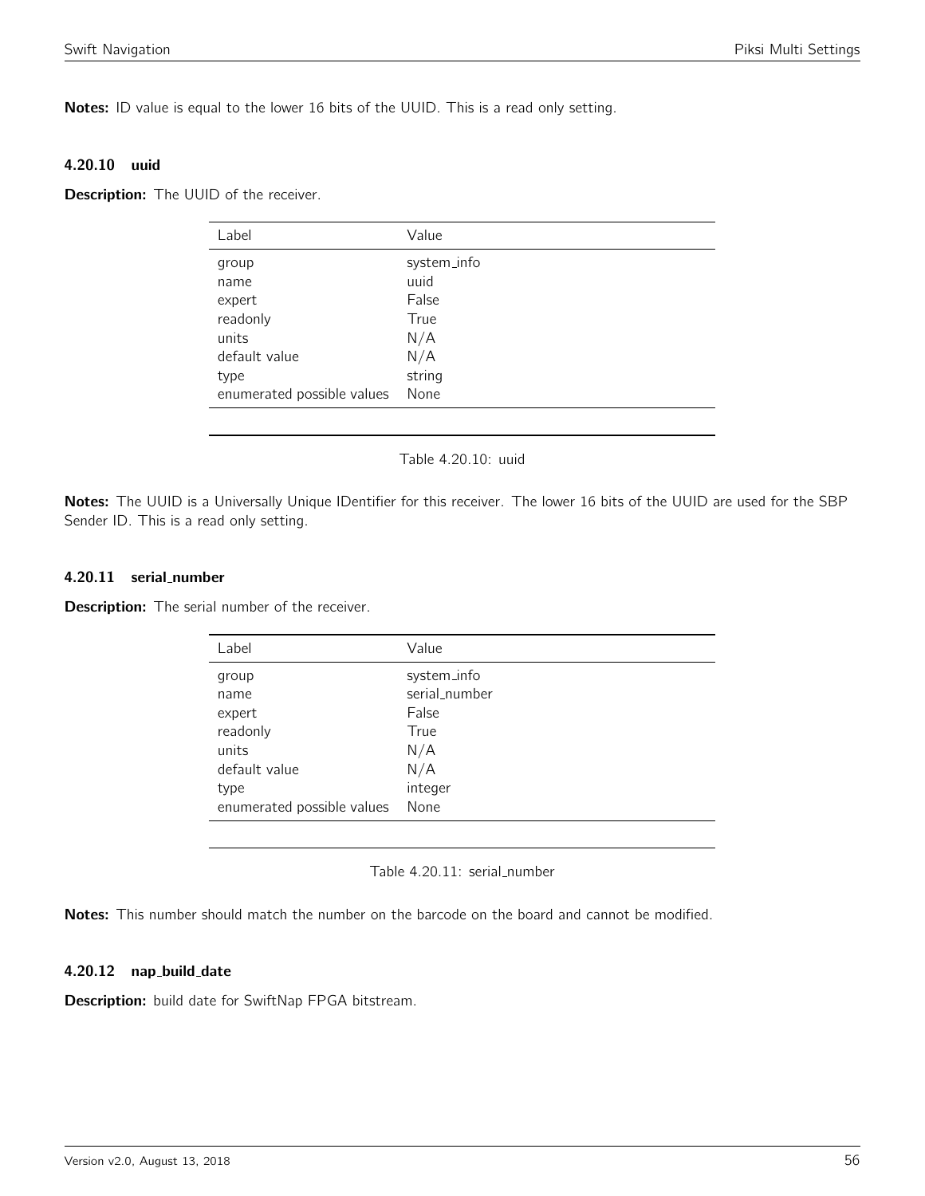**Notes:** ID value is equal to the lower 16 bits of the UUID. This is a read only setting.

#### 4.20.10 uuid

**Description:** The UUID of the receiver.

| Label | Value |
|---|---|
| group | system_info |
| name | uuid |
| expert | False |
| readonly | True |
| units | N/A |
| default value | N/A |
| type | string |
| enumerated possible values | None |

Table 4.20.10: uuid

**Notes:** The UUID is a Universally Unique IDentifier for this receiver. The lower 16 bits of the UUID are used for the SBP Sender ID. This is a read only setting.

#### 4.20.11 serial_number

**Description:** The serial number of the receiver.

| Label | Value |
|---|---|
| group | system_info |
| name | serial_number |
| expert | False |
| readonly | True |
| units | N/A |
| default value | N/A |
| type | integer |
| enumerated possible values | None |

Table 4.20.11: serial_number

**Notes:** This number should match the number on the barcode on the board and cannot be modified.

#### 4.20.12 nap_build_date

**Description:** build date for SwiftNap FPGA bitstream.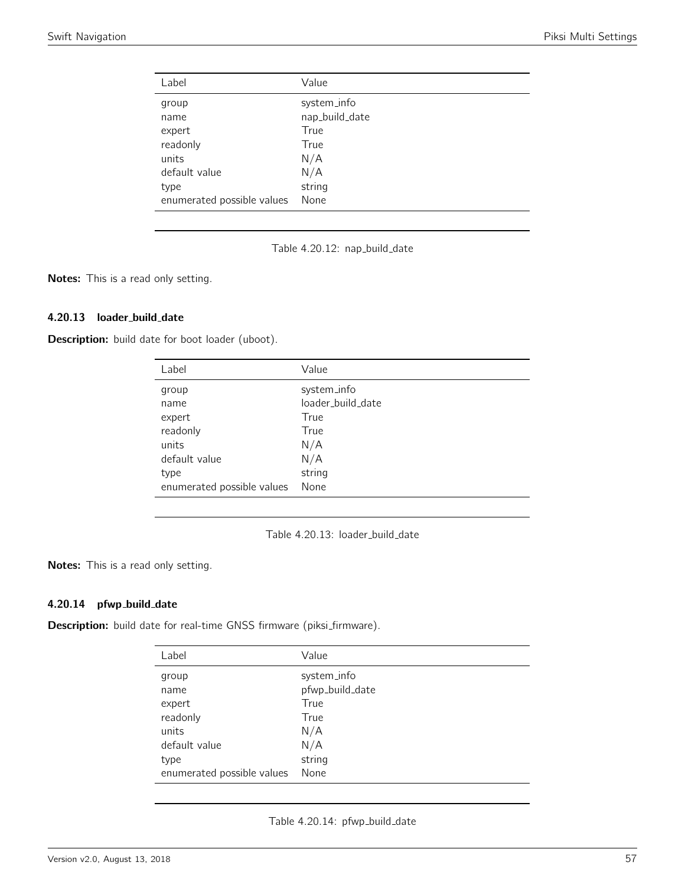| Label | Value |
| --- | --- |
| group | system_info |
| name | nap_build_date |
| expert | True |
| readonly | True |
| units | N/A |
| default value | N/A |
| type | string |
| enumerated possible values | None |

Table 4.20.12: nap_build_date

**Notes:** This is a read only setting.

#### 4.20.13 loader_build_date

**Description:** build date for boot loader (uboot).

| Label | Value |
| --- | --- |
| group | system_info |
| name | loader_build_date |
| expert | True |
| readonly | True |
| units | N/A |
| default value | N/A |
| type | string |
| enumerated possible values | None |

Table 4.20.13: loader_build_date

**Notes:** This is a read only setting.

#### 4.20.14 pfwp_build_date

**Description:** build date for real-time GNSS firmware (piksi_firmware).

| Label | Value |
| --- | --- |
| group | system_info |
| name | pfwp_build_date |
| expert | True |
| readonly | True |
| units | N/A |
| default value | N/A |
| type | string |
| enumerated possible values | None |

Table 4.20.14: pfwp_build_date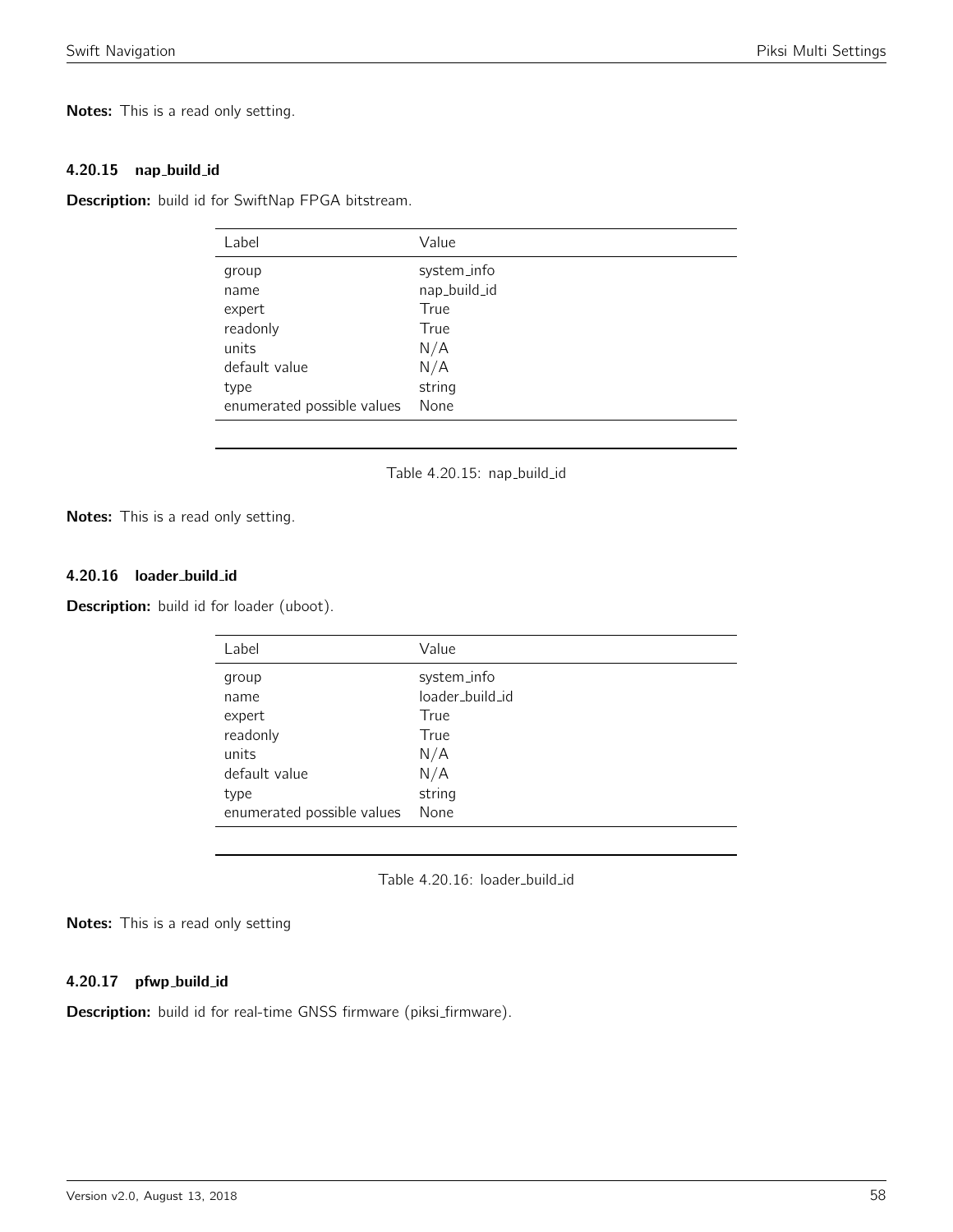**Notes:** This is a read only setting.

### 4.20.15 nap_build_id

**Description:** build id for SwiftNap FPGA bitstream.

| Label | Value |
|---|---|
| group | system_info |
| name | nap_build_id |
| expert | True |
| readonly | True |
| units | N/A |
| default value | N/A |
| type | string |
| enumerated possible values | None |

Table 4.20.15: nap_build_id

**Notes:** This is a read only setting.

### 4.20.16 loader_build_id

**Description:** build id for loader (uboot).

| Label | Value |
|---|---|
| group | system_info |
| name | loader_build_id |
| expert | True |
| readonly | True |
| units | N/A |
| default value | N/A |
| type | string |
| enumerated possible values | None |

Table 4.20.16: loader_build_id

**Notes:** This is a read only setting

### 4.20.17 pfwp_build_id

**Description:** build id for real-time GNSS firmware (piksi_firmware).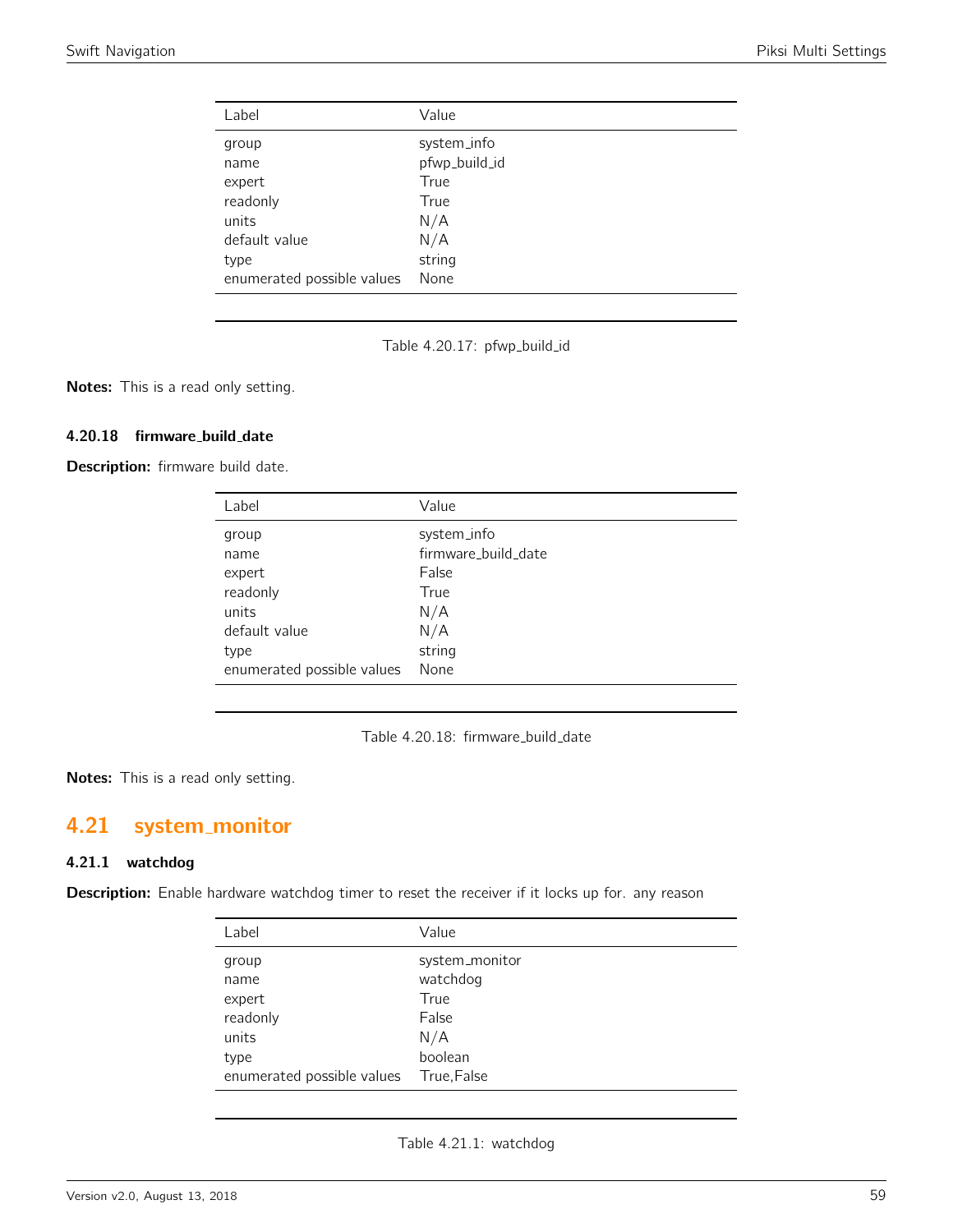| Label | Value |
|---|---|
| group | system_info |
| name | pfwp_build_id |
| expert | True |
| readonly | True |
| units | N/A |
| default value | N/A |
| type | string |
| enumerated possible values | None |

Table 4.20.17: pfwp_build_id

**Notes:** This is a read only setting.

### 4.20.18 firmware_build_date

**Description:** firmware build date.

| Label | Value |
|---|---|
| group | system_info |
| name | firmware_build_date |
| expert | False |
| readonly | True |
| units | N/A |
| default value | N/A |
| type | string |
| enumerated possible values | None |

Table 4.20.18: firmware_build_date

**Notes:** This is a read only setting.

## 4.21 system_monitor

### 4.21.1 watchdog

**Description:** Enable hardware watchdog timer to reset the receiver if it locks up for. any reason

| Label | Value |
|---|---|
| group | system_monitor |
| name | watchdog |
| expert | True |
| readonly | False |
| units | N/A |
| type | boolean |
| enumerated possible values | True,False |

Table 4.21.1: watchdog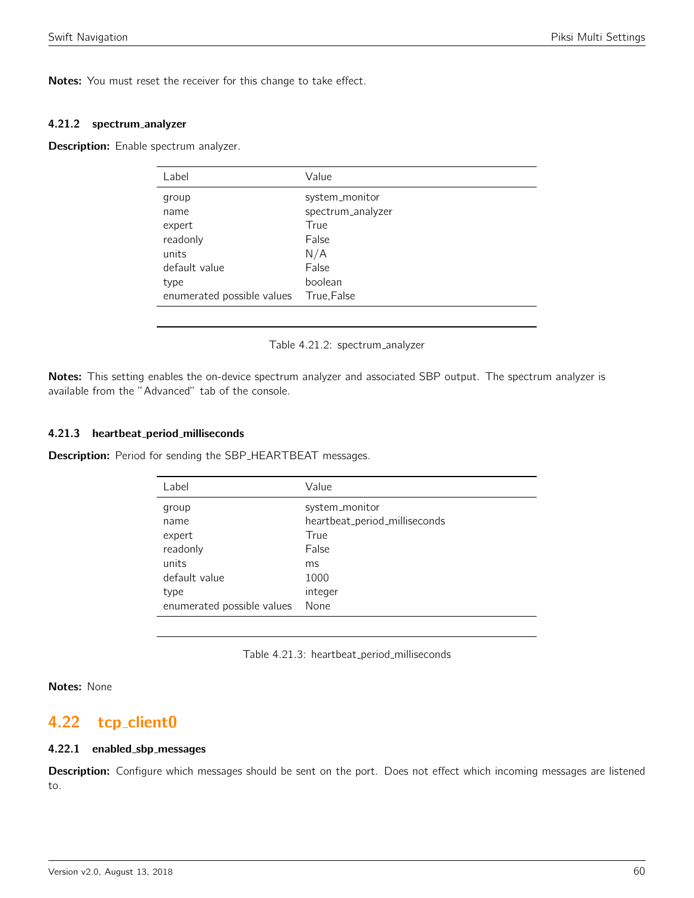**Notes:** You must reset the receiver for this change to take effect.

### 4.21.2 spectrum_analyzer

**Description:** Enable spectrum analyzer.

| Label | Value |
|---|---|
| group | system_monitor |
| name | spectrum_analyzer |
| expert | True |
| readonly | False |
| units | N/A |
| default value | False |
| type | boolean |
| enumerated possible values | True,False |

Table 4.21.2: spectrum_analyzer

**Notes:** This setting enables the on-device spectrum analyzer and associated SBP output. The spectrum analyzer is available from the "Advanced" tab of the console.

### 4.21.3 heartbeat_period_milliseconds

**Description:** Period for sending the SBP_HEARTBEAT messages.

| Label | Value |
|---|---|
| group | system_monitor |
| name | heartbeat_period_milliseconds |
| expert | True |
| readonly | False |
| units | ms |
| default value | 1000 |
| type | integer |
| enumerated possible values | None |

Table 4.21.3: heartbeat_period_milliseconds

**Notes:** None

## 4.22 tcp_client0

### 4.22.1 enabled_sbp_messages

**Description:** Configure which messages should be sent on the port. Does not effect which incoming messages are listened to.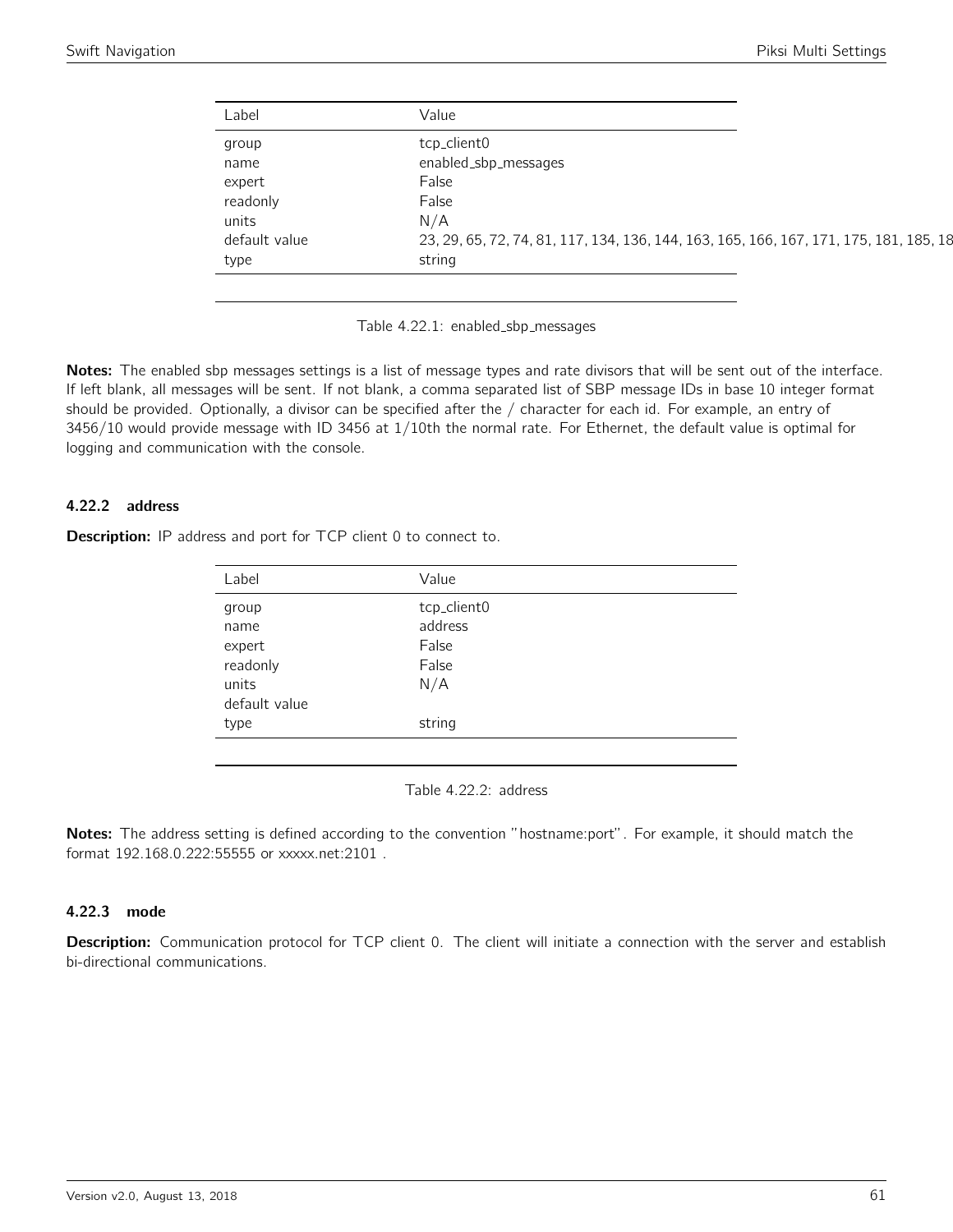| Label | Value |
|---|---|
| group | tcp_client0 |
| name | enabled_sbp_messages |
| expert | False |
| readonly | False |
| units | N/A |
| default value | 23, 29, 65, 72, 74, 81, 117, 134, 136, 144, 163, 165, 166, 167, 171, 175, 181, 185, 18 |
| type | string |

Table 4.22.1: enabled_sbp_messages

**Notes:** The enabled sbp messages settings is a list of message types and rate divisors that will be sent out of the interface. If left blank, all messages will be sent. If not blank, a comma separated list of SBP message IDs in base 10 integer format should be provided. Optionally, a divisor can be specified after the / character for each id. For example, an entry of 3456/10 would provide message with ID 3456 at 1/10th the normal rate. For Ethernet, the default value is optimal for logging and communication with the console.

### 4.22.2 address

**Description:** IP address and port for TCP client 0 to connect to.

| Label | Value |
|---|---|
| group | tcp_client0 |
| name | address |
| expert | False |
| readonly | False |
| units | N/A |
| default value | |
| type | string |

Table 4.22.2: address

**Notes:** The address setting is defined according to the convention "hostname:port". For example, it should match the format 192.168.0.222:55555 or xxxxx.net:2101 .

### 4.22.3 mode

**Description:** Communication protocol for TCP client 0. The client will initiate a connection with the server and establish bi-directional communications.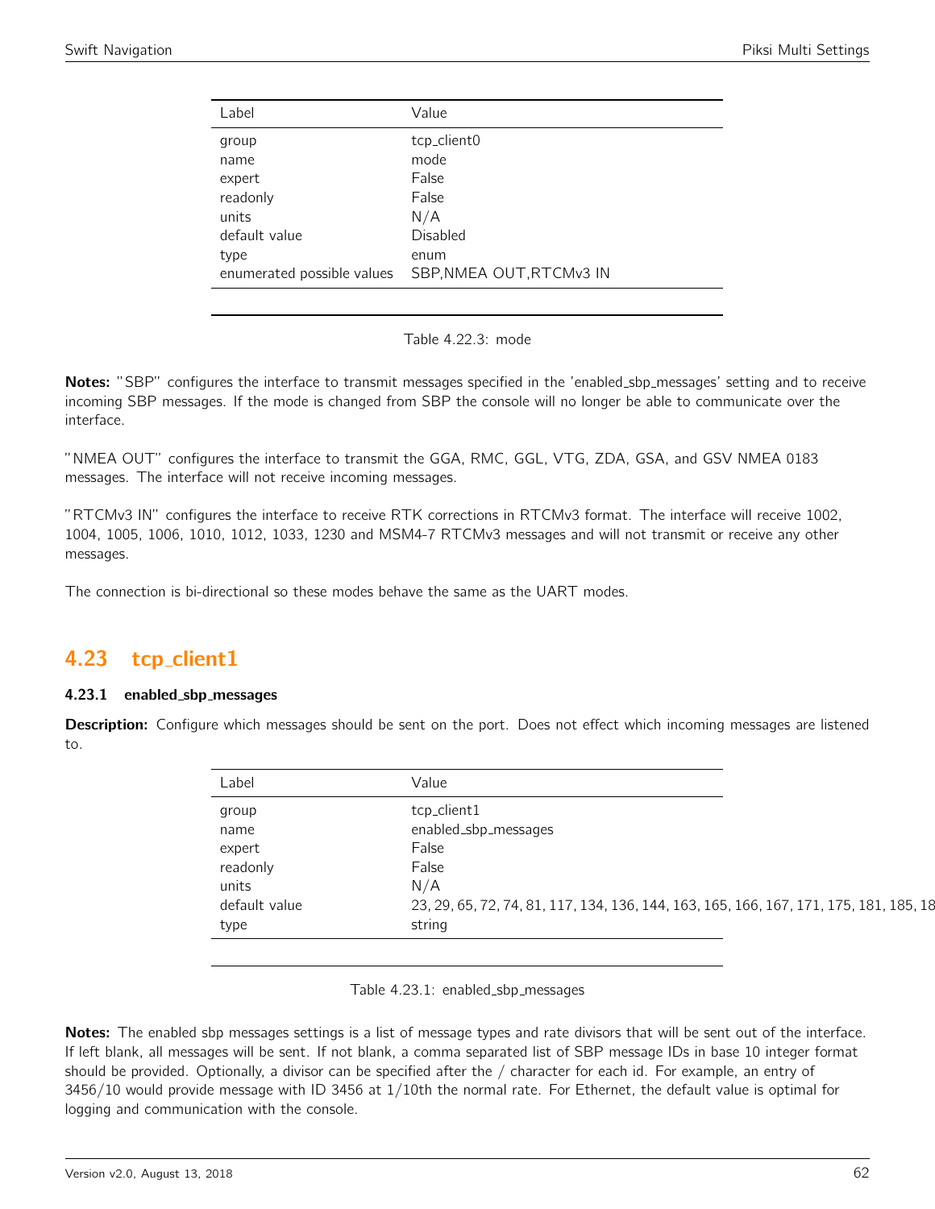| Label | Value |
|---|---|
| group | tcp_client0 |
| name | mode |
| expert | False |
| readonly | False |
| units | N/A |
| default value | Disabled |
| type | enum |
| enumerated possible values | SBP,NMEA OUT,RTCMv3 IN |

Table 4.22.3: mode

**Notes:** "SBP" configures the interface to transmit messages specified in the 'enabled_sbp_messages' setting and to receive incoming SBP messages. If the mode is changed from SBP the console will no longer be able to communicate over the interface.

"NMEA OUT" configures the interface to transmit the GGA, RMC, GGL, VTG, ZDA, GSA, and GSV NMEA 0183 messages. The interface will not receive incoming messages.

"RTCMv3 IN" configures the interface to receive RTK corrections in RTCMv3 format. The interface will receive 1002, 1004, 1005, 1006, 1010, 1012, 1033, 1230 and MSM4-7 RTCMv3 messages and will not transmit or receive any other messages.

The connection is bi-directional so these modes behave the same as the UART modes.

## 4.23 tcp_client1

### 4.23.1 enabled_sbp_messages

**Description:** Configure which messages should be sent on the port. Does not effect which incoming messages are listened to.

| Label | Value |
|---|---|
| group | tcp_client1 |
| name | enabled_sbp_messages |
| expert | False |
| readonly | False |
| units | N/A |
| default value | 23, 29, 65, 72, 74, 81, 117, 134, 136, 144, 163, 165, 166, 167, 171, 175, 181, 185, 18 |
| type | string |

Table 4.23.1: enabled_sbp_messages

**Notes:** The enabled sbp messages settings is a list of message types and rate divisors that will be sent out of the interface. If left blank, all messages will be sent. If not blank, a comma separated list of SBP message IDs in base 10 integer format should be provided. Optionally, a divisor can be specified after the / character for each id. For example, an entry of 3456/10 would provide message with ID 3456 at 1/10th the normal rate. For Ethernet, the default value is optimal for logging and communication with the console.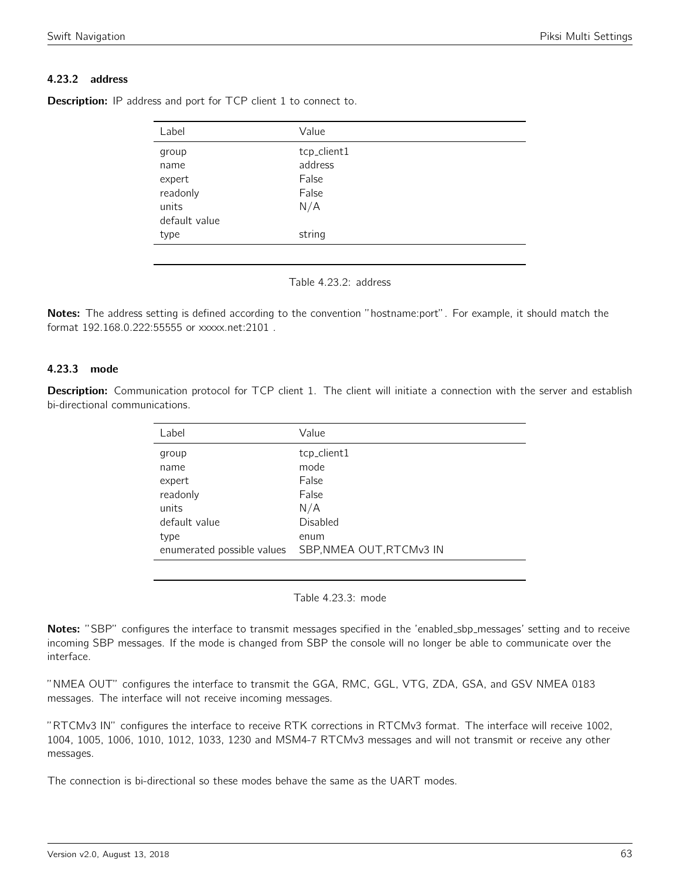### 4.23.2 address

**Description:** IP address and port for TCP client 1 to connect to.

| Label | Value |
|---|---|
| group | tcp_client1 |
| name | address |
| expert | False |
| readonly | False |
| units | N/A |
| default value | |
| type | string |

Table 4.23.2: address

**Notes:** The address setting is defined according to the convention "hostname:port". For example, it should match the format 192.168.0.222:55555 or xxxxx.net:2101 .

### 4.23.3 mode

**Description:** Communication protocol for TCP client 1. The client will initiate a connection with the server and establish bi-directional communications.

| Label | Value |
|---|---|
| group | tcp_client1 |
| name | mode |
| expert | False |
| readonly | False |
| units | N/A |
| default value | Disabled |
| type | enum |
| enumerated possible values | SBP,NMEA OUT,RTCMv3 IN |

Table 4.23.3: mode

**Notes:** "SBP" configures the interface to transmit messages specified in the 'enabled_sbp_messages' setting and to receive incoming SBP messages. If the mode is changed from SBP the console will no longer be able to communicate over the interface.

"NMEA OUT" configures the interface to transmit the GGA, RMC, GGL, VTG, ZDA, GSA, and GSV NMEA 0183 messages. The interface will not receive incoming messages.

"RTCMv3 IN" configures the interface to receive RTK corrections in RTCMv3 format. The interface will receive 1002, 1004, 1005, 1006, 1010, 1012, 1033, 1230 and MSM4-7 RTCMv3 messages and will not transmit or receive any other messages.

The connection is bi-directional so these modes behave the same as the UART modes.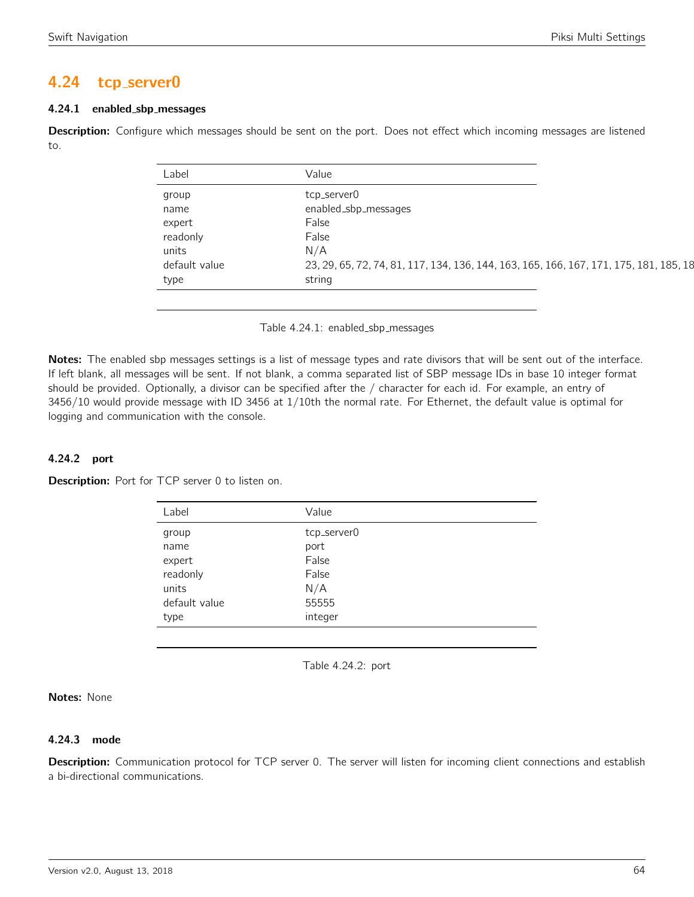## 4.24 tcp_server0

### 4.24.1 enabled_sbp_messages

**Description:** Configure which messages should be sent on the port. Does not effect which incoming messages are listened to.

| Label | Value |
|---|---|
| group | tcp_server0 |
| name | enabled_sbp_messages |
| expert | False |
| readonly | False |
| units | N/A |
| default value | 23, 29, 65, 72, 74, 81, 117, 134, 136, 144, 163, 165, 166, 167, 171, 175, 181, 185, 18 |
| type | string |

Table 4.24.1: enabled_sbp_messages

**Notes:** The enabled sbp messages settings is a list of message types and rate divisors that will be sent out of the interface. If left blank, all messages will be sent. If not blank, a comma separated list of SBP message IDs in base 10 integer format should be provided. Optionally, a divisor can be specified after the / character for each id. For example, an entry of 3456/10 would provide message with ID 3456 at 1/10th the normal rate. For Ethernet, the default value is optimal for logging and communication with the console.

### 4.24.2 port

**Description:** Port for TCP server 0 to listen on.

| Label | Value |
|---|---|
| group | tcp_server0 |
| name | port |
| expert | False |
| readonly | False |
| units | N/A |
| default value | 55555 |
| type | integer |

Table 4.24.2: port

**Notes:** None

### 4.24.3 mode

**Description:** Communication protocol for TCP server 0. The server will listen for incoming client connections and establish a bi-directional communications.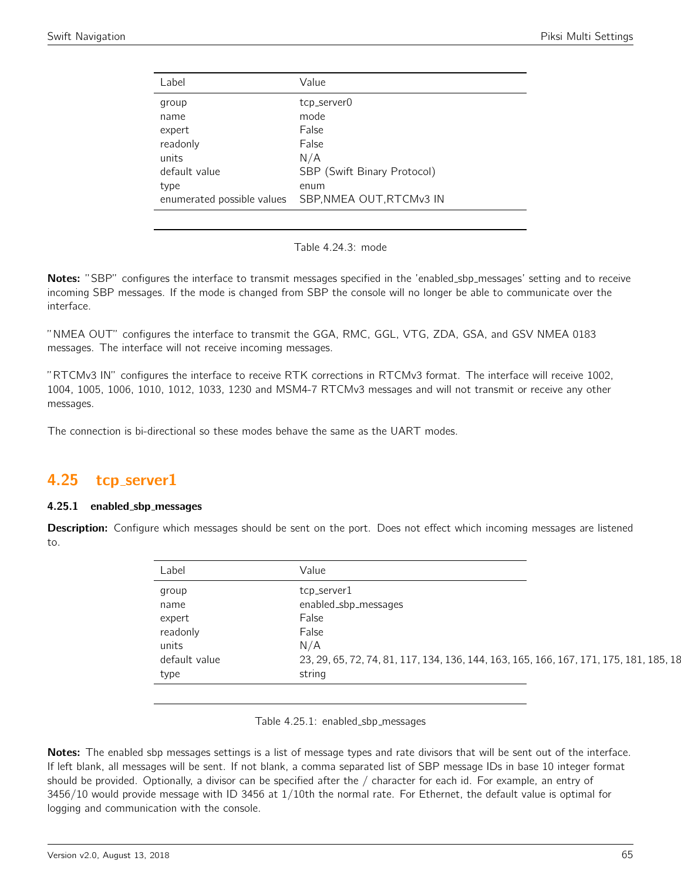| Label | Value |
|---|---|
| group | tcp_server0 |
| name | mode |
| expert | False |
| readonly | False |
| units | N/A |
| default value | SBP (Swift Binary Protocol) |
| type | enum |
| enumerated possible values | SBP,NMEA OUT,RTCMv3 IN |

Table 4.24.3: mode

**Notes:** "SBP" configures the interface to transmit messages specified in the 'enabled_sbp_messages' setting and to receive incoming SBP messages. If the mode is changed from SBP the console will no longer be able to communicate over the interface.

"NMEA OUT" configures the interface to transmit the GGA, RMC, GGL, VTG, ZDA, GSA, and GSV NMEA 0183 messages. The interface will not receive incoming messages.

"RTCMv3 IN" configures the interface to receive RTK corrections in RTCMv3 format. The interface will receive 1002, 1004, 1005, 1006, 1010, 1012, 1033, 1230 and MSM4-7 RTCMv3 messages and will not transmit or receive any other messages.

The connection is bi-directional so these modes behave the same as the UART modes.

## 4.25 tcp_server1

### 4.25.1 enabled_sbp_messages

**Description:** Configure which messages should be sent on the port. Does not effect which incoming messages are listened to.

| Label | Value |
|---|---|
| group | tcp_server1 |
| name | enabled_sbp_messages |
| expert | False |
| readonly | False |
| units | N/A |
| default value | 23, 29, 65, 72, 74, 81, 117, 134, 136, 144, 163, 165, 166, 167, 171, 175, 181, 185, 18 |
| type | string |

Table 4.25.1: enabled_sbp_messages

**Notes:** The enabled sbp messages settings is a list of message types and rate divisors that will be sent out of the interface. If left blank, all messages will be sent. If not blank, a comma separated list of SBP message IDs in base 10 integer format should be provided. Optionally, a divisor can be specified after the / character for each id. For example, an entry of 3456/10 would provide message with ID 3456 at 1/10th the normal rate. For Ethernet, the default value is optimal for logging and communication with the console.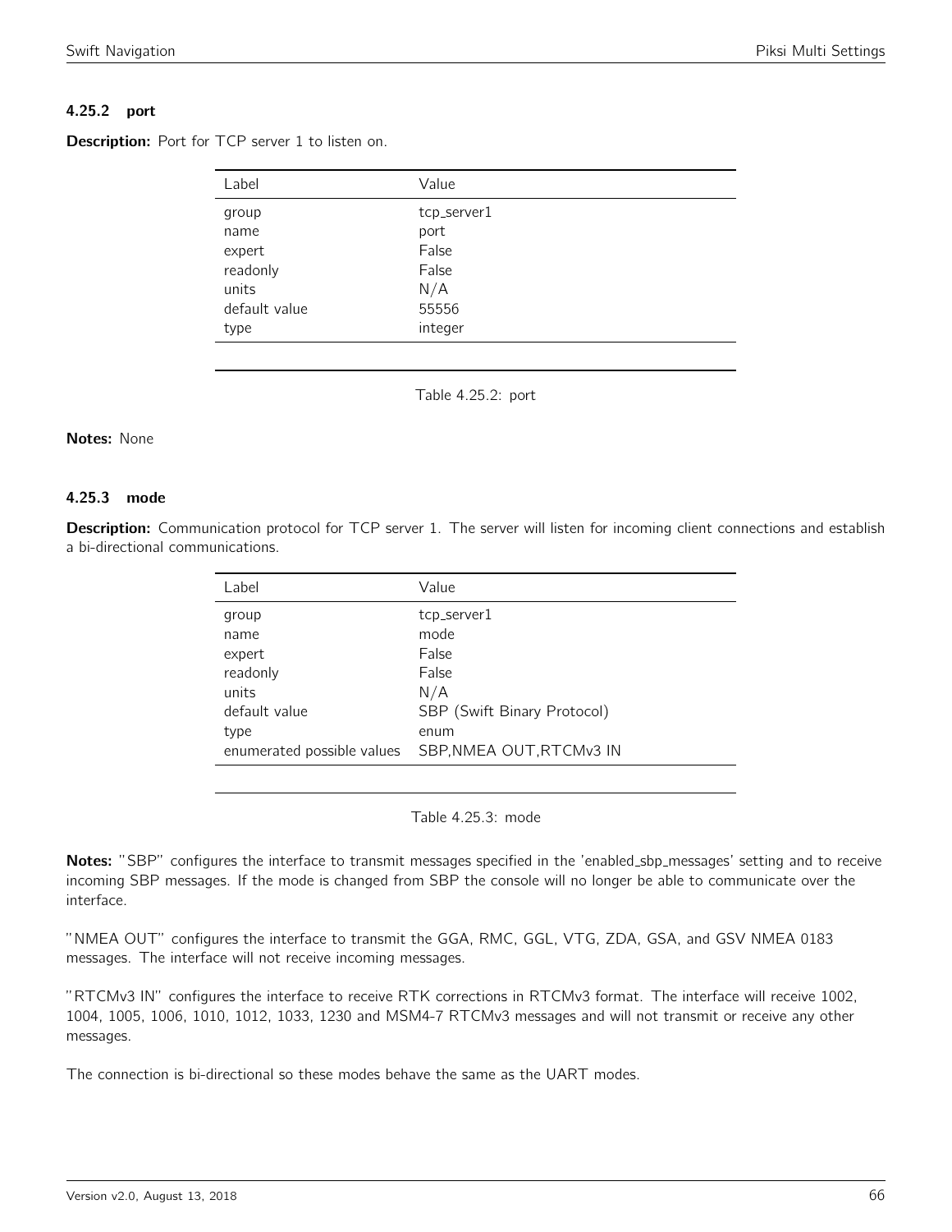#### 4.25.2 port

**Description:** Port for TCP server 1 to listen on.

| Label | Value |
|---|---|
| group | tcp_server1 |
| name | port |
| expert | False |
| readonly | False |
| units | N/A |
| default value | 55556 |
| type | integer |

Table 4.25.2: port

**Notes:** None

#### 4.25.3 mode

**Description:** Communication protocol for TCP server 1. The server will listen for incoming client connections and establish a bi-directional communications.

| Label | Value |
|---|---|
| group | tcp_server1 |
| name | mode |
| expert | False |
| readonly | False |
| units | N/A |
| default value | SBP (Swift Binary Protocol) |
| type | enum |
| enumerated possible values | SBP,NMEA OUT,RTCMv3 IN |

Table 4.25.3: mode

**Notes:** "SBP" configures the interface to transmit messages specified in the 'enabled_sbp_messages' setting and to receive incoming SBP messages. If the mode is changed from SBP the console will no longer be able to communicate over the interface.

"NMEA OUT" configures the interface to transmit the GGA, RMC, GGL, VTG, ZDA, GSA, and GSV NMEA 0183 messages. The interface will not receive incoming messages.

"RTCMv3 IN" configures the interface to receive RTK corrections in RTCMv3 format. The interface will receive 1002, 1004, 1005, 1006, 1010, 1012, 1033, 1230 and MSM4-7 RTCMv3 messages and will not transmit or receive any other messages.

The connection is bi-directional so these modes behave the same as the UART modes.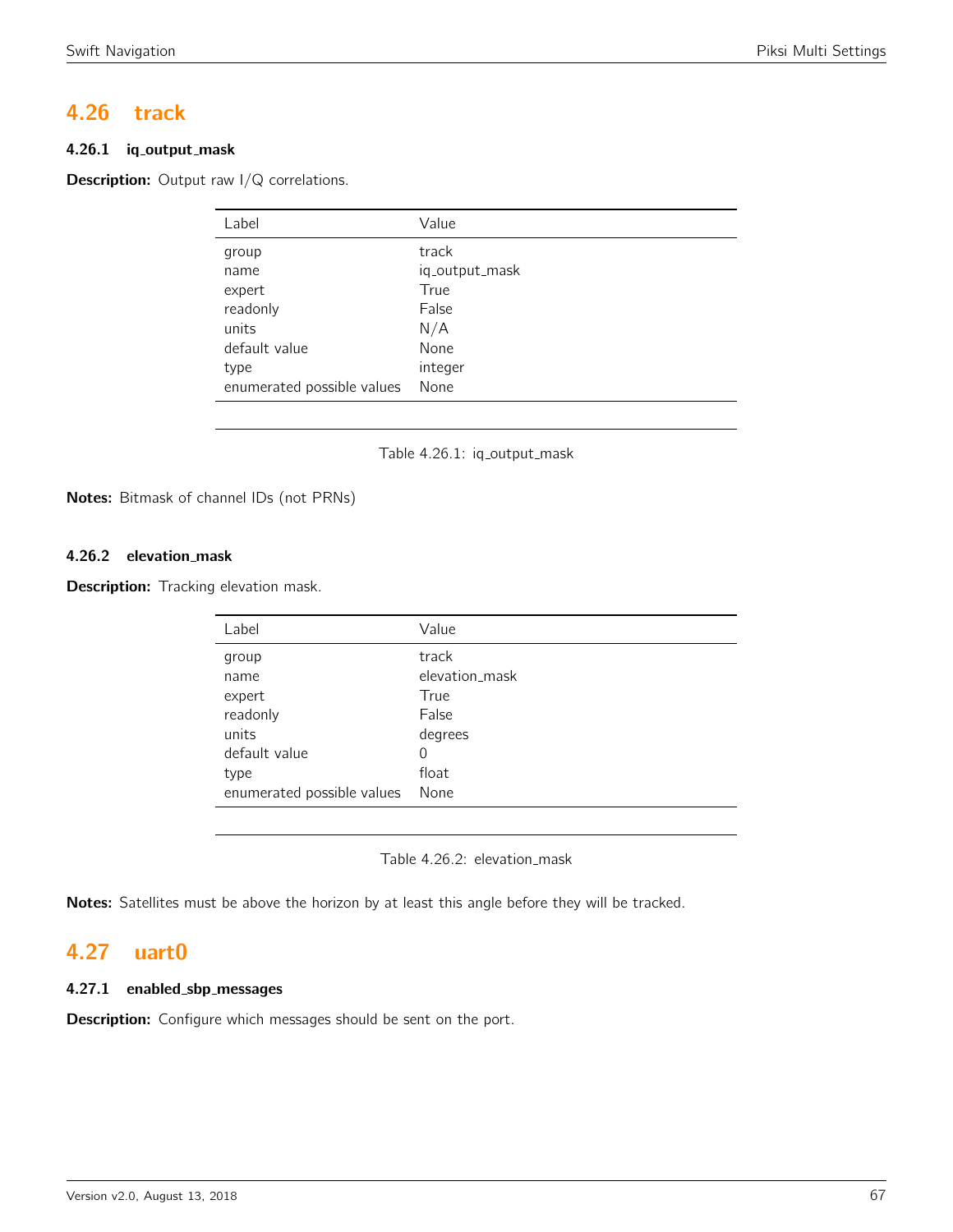## 4.26 track

### 4.26.1 iq_output_mask

**Description:** Output raw I/Q correlations.

| Label | Value |
|---|---|
| group | track |
| name | iq_output_mask |
| expert | True |
| readonly | False |
| units | N/A |
| default value | None |
| type | integer |
| enumerated possible values | None |

Table 4.26.1: iq_output_mask

**Notes:** Bitmask of channel IDs (not PRNs)

### 4.26.2 elevation_mask

**Description:** Tracking elevation mask.

| Label | Value |
|---|---|
| group | track |
| name | elevation_mask |
| expert | True |
| readonly | False |
| units | degrees |
| default value | 0 |
| type | float |
| enumerated possible values | None |

Table 4.26.2: elevation_mask

**Notes:** Satellites must be above the horizon by at least this angle before they will be tracked.

## 4.27 uart0

### 4.27.1 enabled_sbp_messages

**Description:** Configure which messages should be sent on the port.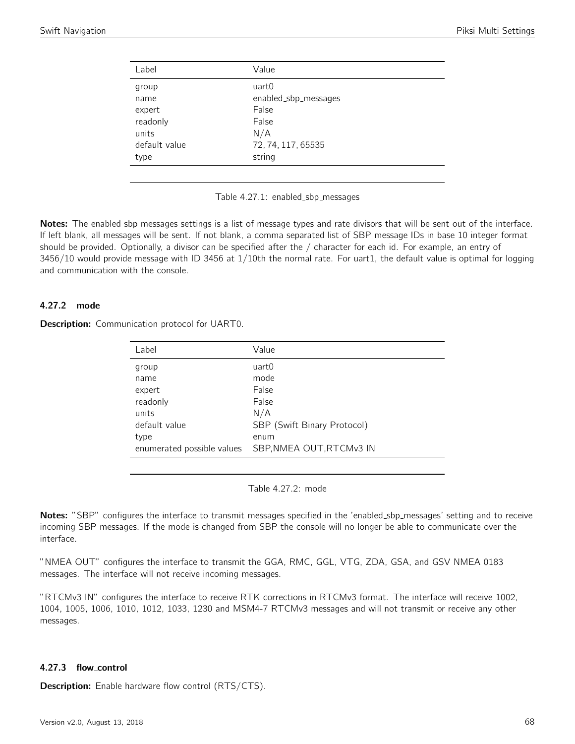| Label | Value |
|---|---|
| group | uart0 |
| name | enabled_sbp_messages |
| expert | False |
| readonly | False |
| units | N/A |
| default value | 72, 74, 117, 65535 |
| type | string |

Table 4.27.1: enabled_sbp_messages

**Notes:** The enabled sbp messages settings is a list of message types and rate divisors that will be sent out of the interface. If left blank, all messages will be sent. If not blank, a comma separated list of SBP message IDs in base 10 integer format should be provided. Optionally, a divisor can be specified after the / character for each id. For example, an entry of 3456/10 would provide message with ID 3456 at 1/10th the normal rate. For uart1, the default value is optimal for logging and communication with the console.

### 4.27.2 mode

**Description:** Communication protocol for UART0.

| Label | Value |
|---|---|
| group | uart0 |
| name | mode |
| expert | False |
| readonly | False |
| units | N/A |
| default value | SBP (Swift Binary Protocol) |
| type | enum |
| enumerated possible values | SBP,NMEA OUT,RTCMv3 IN |

Table 4.27.2: mode

**Notes:** "SBP" configures the interface to transmit messages specified in the 'enabled_sbp_messages' setting and to receive incoming SBP messages. If the mode is changed from SBP the console will no longer be able to communicate over the interface.

"NMEA OUT" configures the interface to transmit the GGA, RMC, GGL, VTG, ZDA, GSA, and GSV NMEA 0183 messages. The interface will not receive incoming messages.

"RTCMv3 IN" configures the interface to receive RTK corrections in RTCMv3 format. The interface will receive 1002, 1004, 1005, 1006, 1010, 1012, 1033, 1230 and MSM4-7 RTCMv3 messages and will not transmit or receive any other messages.

### 4.27.3 flow_control

**Description:** Enable hardware flow control (RTS/CTS).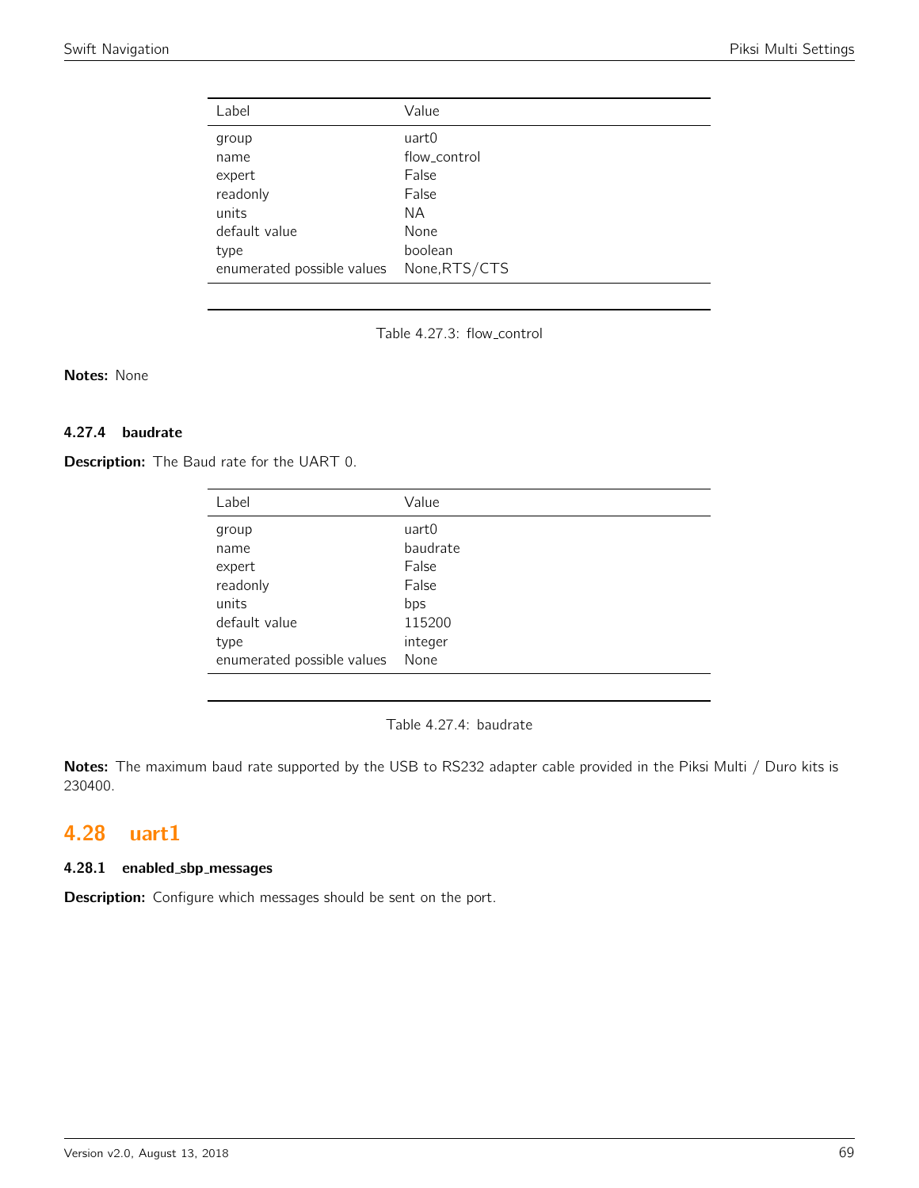| Label | Value |
|---|---|
| group | uart0 |
| name | flow_control |
| expert | False |
| readonly | False |
| units | NA |
| default value | None |
| type | boolean |
| enumerated possible values | None,RTS/CTS |

Table 4.27.3: flow_control

**Notes:** None

### 4.27.4 baudrate

**Description:** The Baud rate for the UART 0.

| Label | Value |
|---|---|
| group | uart0 |
| name | baudrate |
| expert | False |
| readonly | False |
| units | bps |
| default value | 115200 |
| type | integer |
| enumerated possible values | None |

Table 4.27.4: baudrate

**Notes:** The maximum baud rate supported by the USB to RS232 adapter cable provided in the Piksi Multi / Duro kits is 230400.

## 4.28 uart1

### 4.28.1 enabled_sbp_messages

**Description:** Configure which messages should be sent on the port.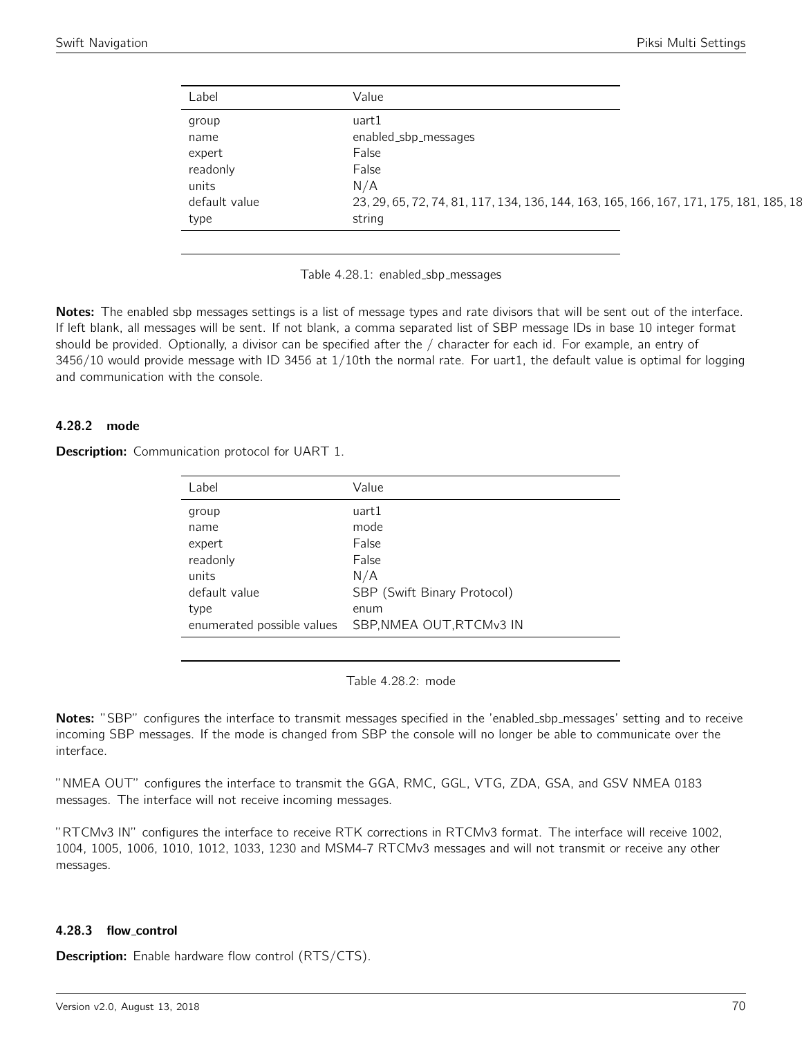| Label | Value |
|---|---|
| group | uart1 |
| name | enabled_sbp_messages |
| expert | False |
| readonly | False |
| units | N/A |
| default value | 23, 29, 65, 72, 74, 81, 117, 134, 136, 144, 163, 165, 166, 167, 171, 175, 181, 185, 18 |
| type | string |

Table 4.28.1: enabled_sbp_messages

**Notes:** The enabled sbp messages settings is a list of message types and rate divisors that will be sent out of the interface. If left blank, all messages will be sent. If not blank, a comma separated list of SBP message IDs in base 10 integer format should be provided. Optionally, a divisor can be specified after the / character for each id. For example, an entry of 3456/10 would provide message with ID 3456 at 1/10th the normal rate. For uart1, the default value is optimal for logging and communication with the console.

### 4.28.2 mode

**Description:** Communication protocol for UART 1.

| Label | Value |
|---|---|
| group | uart1 |
| name | mode |
| expert | False |
| readonly | False |
| units | N/A |
| default value | SBP (Swift Binary Protocol) |
| type | enum |
| enumerated possible values | SBP,NMEA OUT,RTCMv3 IN |

Table 4.28.2: mode

**Notes:** "SBP" configures the interface to transmit messages specified in the 'enabled_sbp_messages' setting and to receive incoming SBP messages. If the mode is changed from SBP the console will no longer be able to communicate over the interface.

"NMEA OUT" configures the interface to transmit the GGA, RMC, GGL, VTG, ZDA, GSA, and GSV NMEA 0183 messages. The interface will not receive incoming messages.

"RTCMv3 IN" configures the interface to receive RTK corrections in RTCMv3 format. The interface will receive 1002, 1004, 1005, 1006, 1010, 1012, 1033, 1230 and MSM4-7 RTCMv3 messages and will not transmit or receive any other messages.

### 4.28.3 flow_control

**Description:** Enable hardware flow control (RTS/CTS).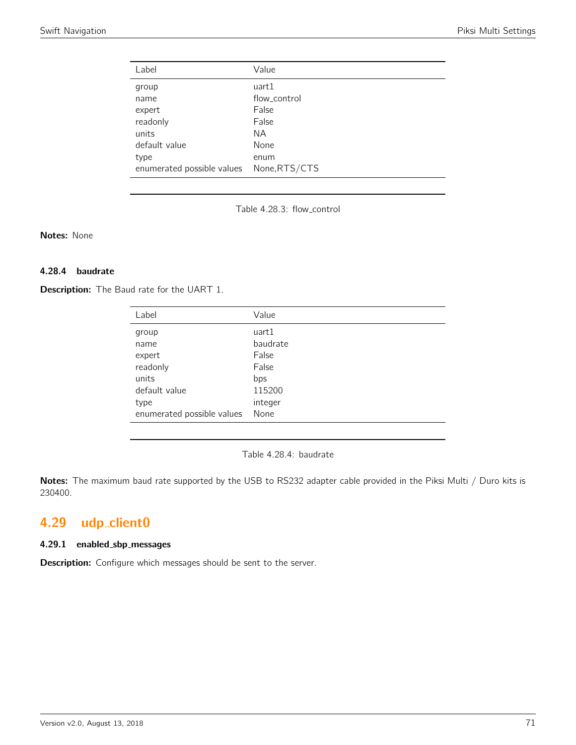| Label | Value |
|---|---|
| group | uart1 |
| name | flow_control |
| expert | False |
| readonly | False |
| units | NA |
| default value | None |
| type | enum |
| enumerated possible values | None,RTS/CTS |

Table 4.28.3: flow_control

**Notes:** None

### 4.28.4 baudrate

**Description:** The Baud rate for the UART 1.

| Label | Value |
|---|---|
| group | uart1 |
| name | baudrate |
| expert | False |
| readonly | False |
| units | bps |
| default value | 115200 |
| type | integer |
| enumerated possible values | None |

Table 4.28.4: baudrate

**Notes:** The maximum baud rate supported by the USB to RS232 adapter cable provided in the Piksi Multi / Duro kits is 230400.

## 4.29 udp_client0

### 4.29.1 enabled_sbp_messages

**Description:** Configure which messages should be sent to the server.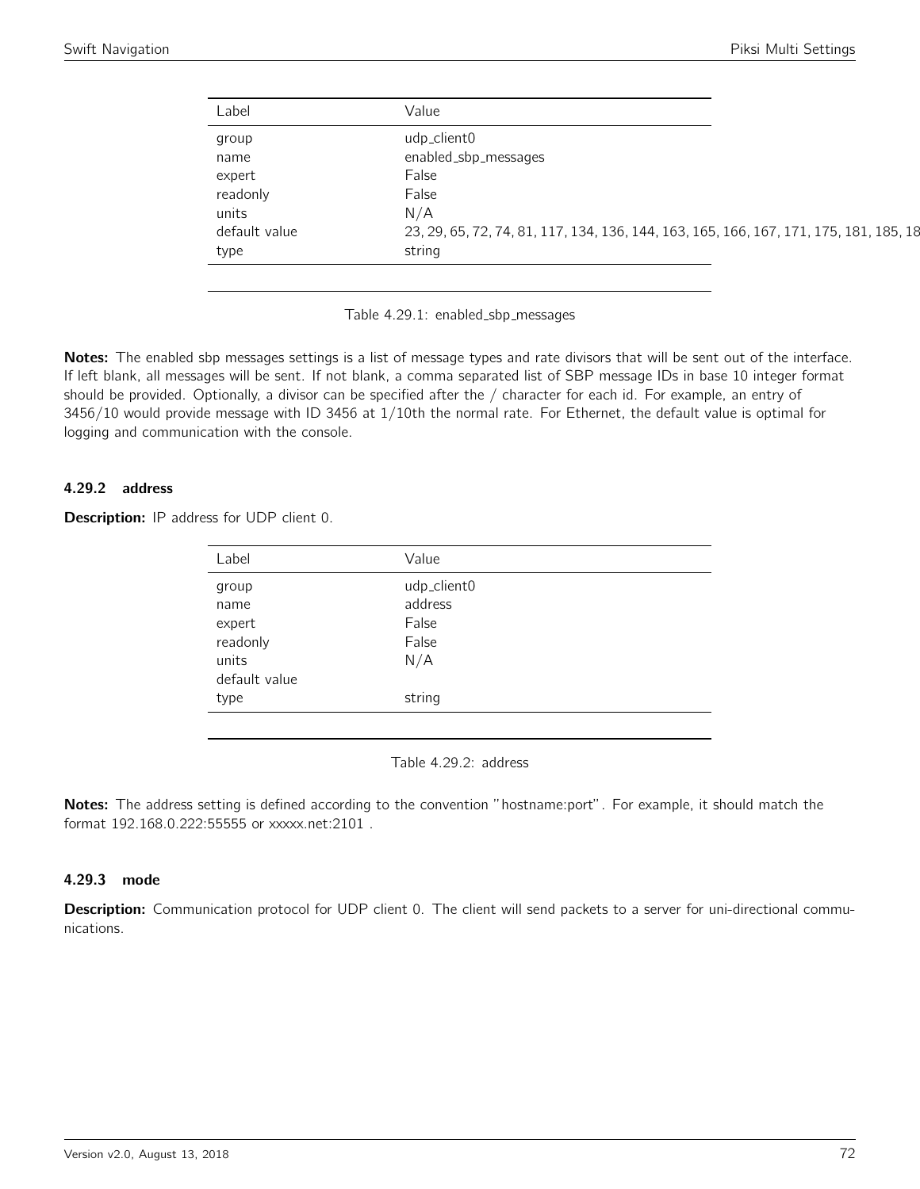| Label | Value |
|---|---|
| group | udp_client0 |
| name | enabled_sbp_messages |
| expert | False |
| readonly | False |
| units | N/A |
| default value | 23, 29, 65, 72, 74, 81, 117, 134, 136, 144, 163, 165, 166, 167, 171, 175, 181, 185, 18 |
| type | string |

Table 4.29.1: enabled_sbp_messages

**Notes:** The enabled sbp messages settings is a list of message types and rate divisors that will be sent out of the interface. If left blank, all messages will be sent. If not blank, a comma separated list of SBP message IDs in base 10 integer format should be provided. Optionally, a divisor can be specified after the / character for each id. For example, an entry of 3456/10 would provide message with ID 3456 at 1/10th the normal rate. For Ethernet, the default value is optimal for logging and communication with the console.

### 4.29.2 address

**Description:** IP address for UDP client 0.

| Label | Value |
|---|---|
| group | udp_client0 |
| name | address |
| expert | False |
| readonly | False |
| units | N/A |
| default value | |
| type | string |

Table 4.29.2: address

**Notes:** The address setting is defined according to the convention "hostname:port". For example, it should match the format 192.168.0.222:55555 or xxxxx.net:2101 .

### 4.29.3 mode

**Description:** Communication protocol for UDP client 0. The client will send packets to a server for uni-directional communications.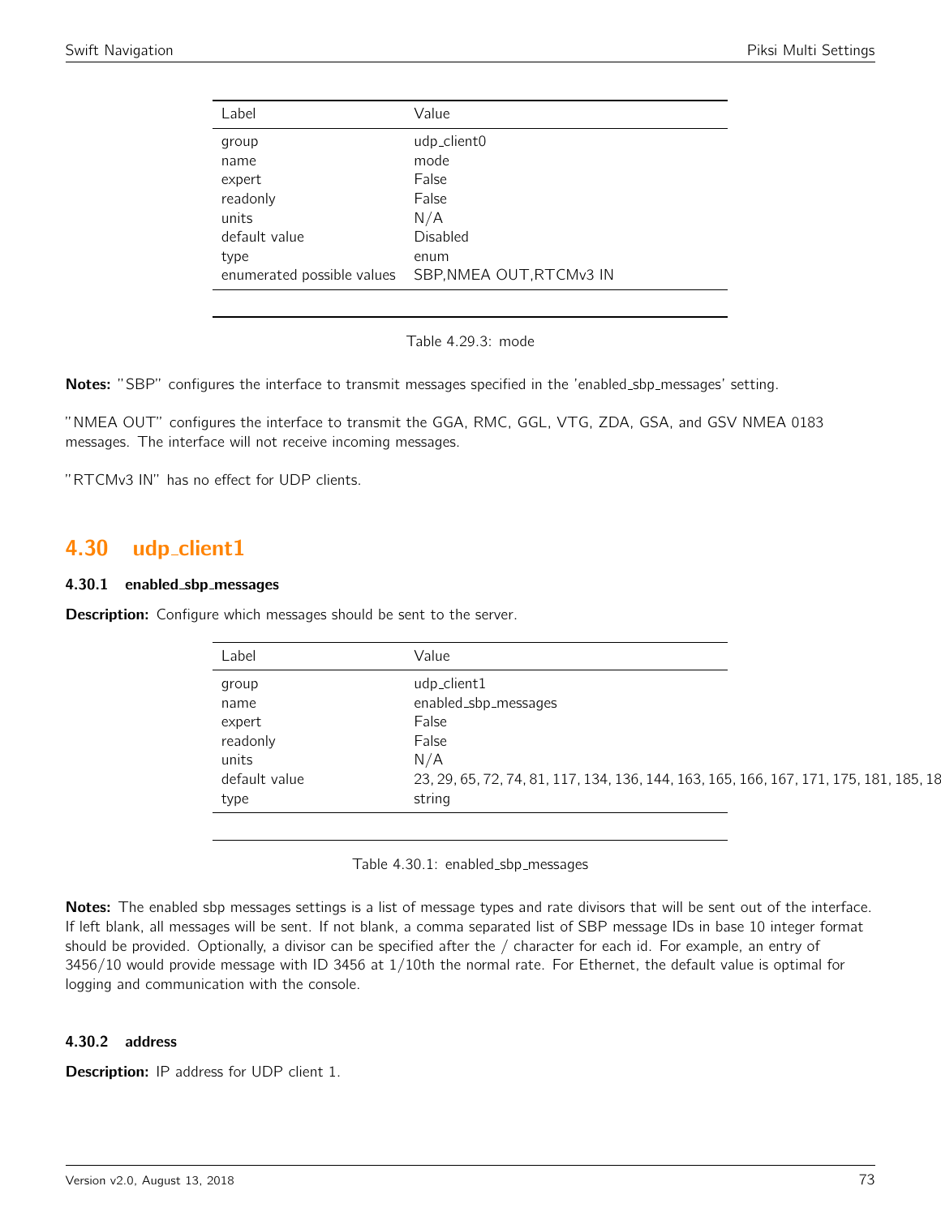| Label | Value |
|---|---|
| group | udp_client0 |
| name | mode |
| expert | False |
| readonly | False |
| units | N/A |
| default value | Disabled |
| type | enum |
| enumerated possible values | SBP,NMEA OUT,RTCMv3 IN |

Table 4.29.3: mode

**Notes:** "SBP" configures the interface to transmit messages specified in the 'enabled_sbp_messages' setting.

"NMEA OUT" configures the interface to transmit the GGA, RMC, GGL, VTG, ZDA, GSA, and GSV NMEA 0183 messages. The interface will not receive incoming messages.

"RTCMv3 IN" has no effect for UDP clients.

## 4.30 udp_client1

### 4.30.1 enabled_sbp_messages

**Description:** Configure which messages should be sent to the server.

| Label | Value |
|---|---|
| group | udp_client1 |
| name | enabled_sbp_messages |
| expert | False |
| readonly | False |
| units | N/A |
| default value | 23, 29, 65, 72, 74, 81, 117, 134, 136, 144, 163, 165, 166, 167, 171, 175, 181, 185, 18 |
| type | string |

Table 4.30.1: enabled_sbp_messages

**Notes:** The enabled sbp messages settings is a list of message types and rate divisors that will be sent out of the interface. If left blank, all messages will be sent. If not blank, a comma separated list of SBP message IDs in base 10 integer format should be provided. Optionally, a divisor can be specified after the / character for each id. For example, an entry of 3456/10 would provide message with ID 3456 at 1/10th the normal rate. For Ethernet, the default value is optimal for logging and communication with the console.

### 4.30.2 address

**Description:** IP address for UDP client 1.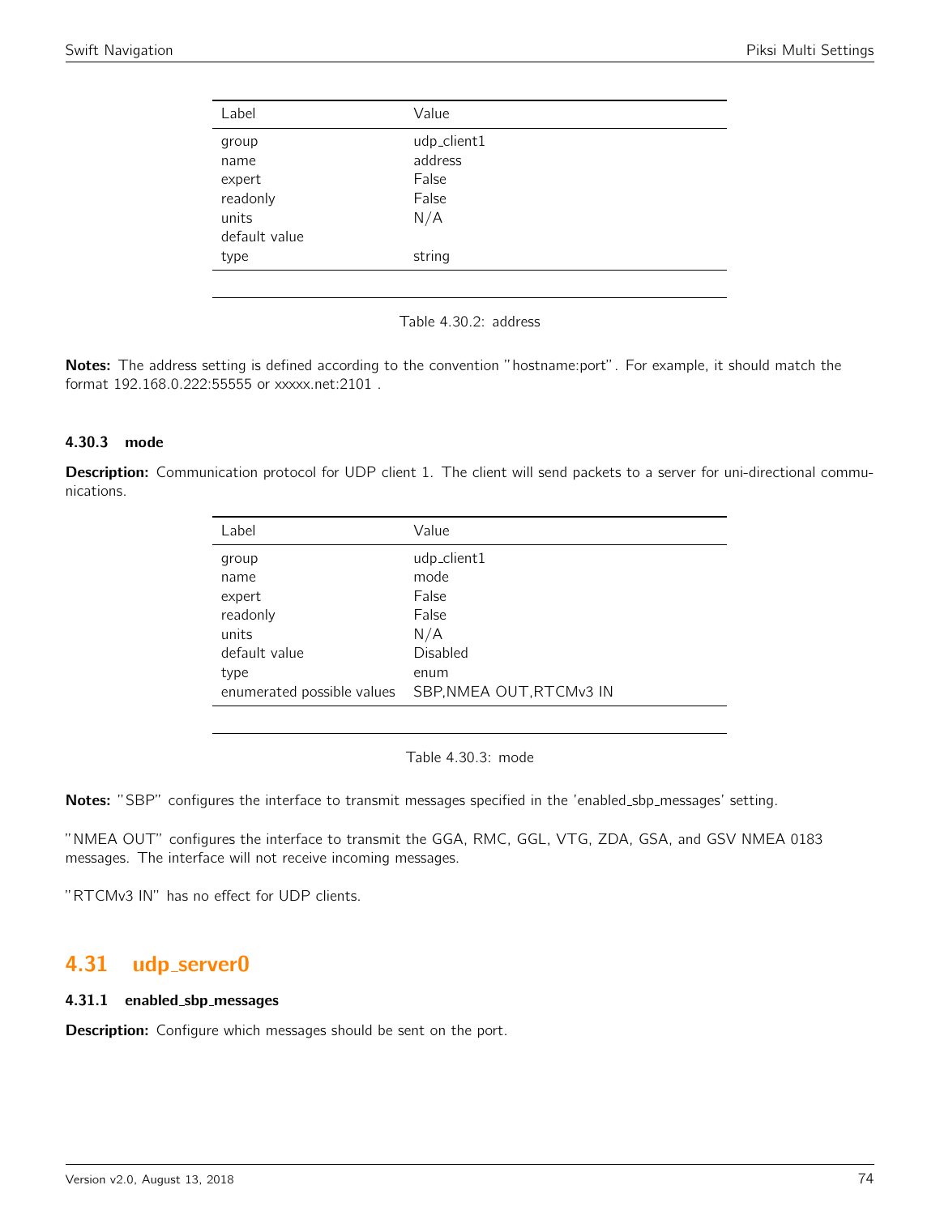| Label | Value |
|---|---|
| group | udp_client1 |
| name | address |
| expert | False |
| readonly | False |
| units | N/A |
| default value | |
| type | string |

Table 4.30.2: address

**Notes:** The address setting is defined according to the convention "hostname:port". For example, it should match the format 192.168.0.222:55555 or xxxxx.net:2101 .

### 4.30.3 mode

**Description:** Communication protocol for UDP client 1. The client will send packets to a server for uni-directional communications.

| Label | Value |
|---|---|
| group | udp_client1 |
| name | mode |
| expert | False |
| readonly | False |
| units | N/A |
| default value | Disabled |
| type | enum |
| enumerated possible values | SBP,NMEA OUT,RTCMv3 IN |

Table 4.30.3: mode

**Notes:** "SBP" configures the interface to transmit messages specified in the 'enabled_sbp_messages' setting.

"NMEA OUT" configures the interface to transmit the GGA, RMC, GGL, VTG, ZDA, GSA, and GSV NMEA 0183 messages. The interface will not receive incoming messages.

"RTCMv3 IN" has no effect for UDP clients.

## 4.31 udp_server0

### 4.31.1 enabled_sbp_messages

**Description:** Configure which messages should be sent on the port.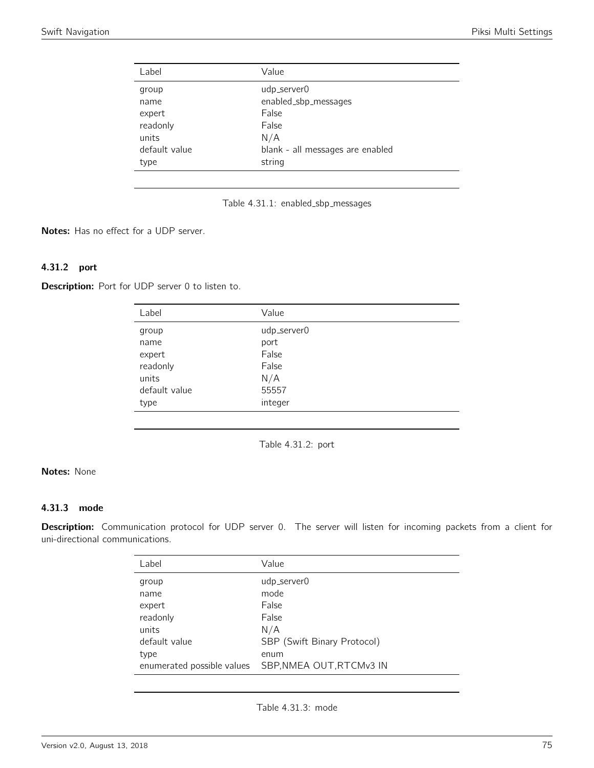| Label | Value |
|---|---|
| group | udp_server0 |
| name | enabled_sbp_messages |
| expert | False |
| readonly | False |
| units | N/A |
| default value | blank - all messages are enabled |
| type | string |

Table 4.31.1: enabled_sbp_messages

**Notes:** Has no effect for a UDP server.

#### 4.31.2 port

**Description:** Port for UDP server 0 to listen to.

| Label | Value |
|---|---|
| group | udp_server0 |
| name | port |
| expert | False |
| readonly | False |
| units | N/A |
| default value | 55557 |
| type | integer |

Table 4.31.2: port

**Notes:** None

#### 4.31.3 mode

**Description:** Communication protocol for UDP server 0. The server will listen for incoming packets from a client for uni-directional communications.

| Label | Value |
|---|---|
| group | udp_server0 |
| name | mode |
| expert | False |
| readonly | False |
| units | N/A |
| default value | SBP (Swift Binary Protocol) |
| type | enum |
| enumerated possible values | SBP,NMEA OUT,RTCMv3 IN |

Table 4.31.3: mode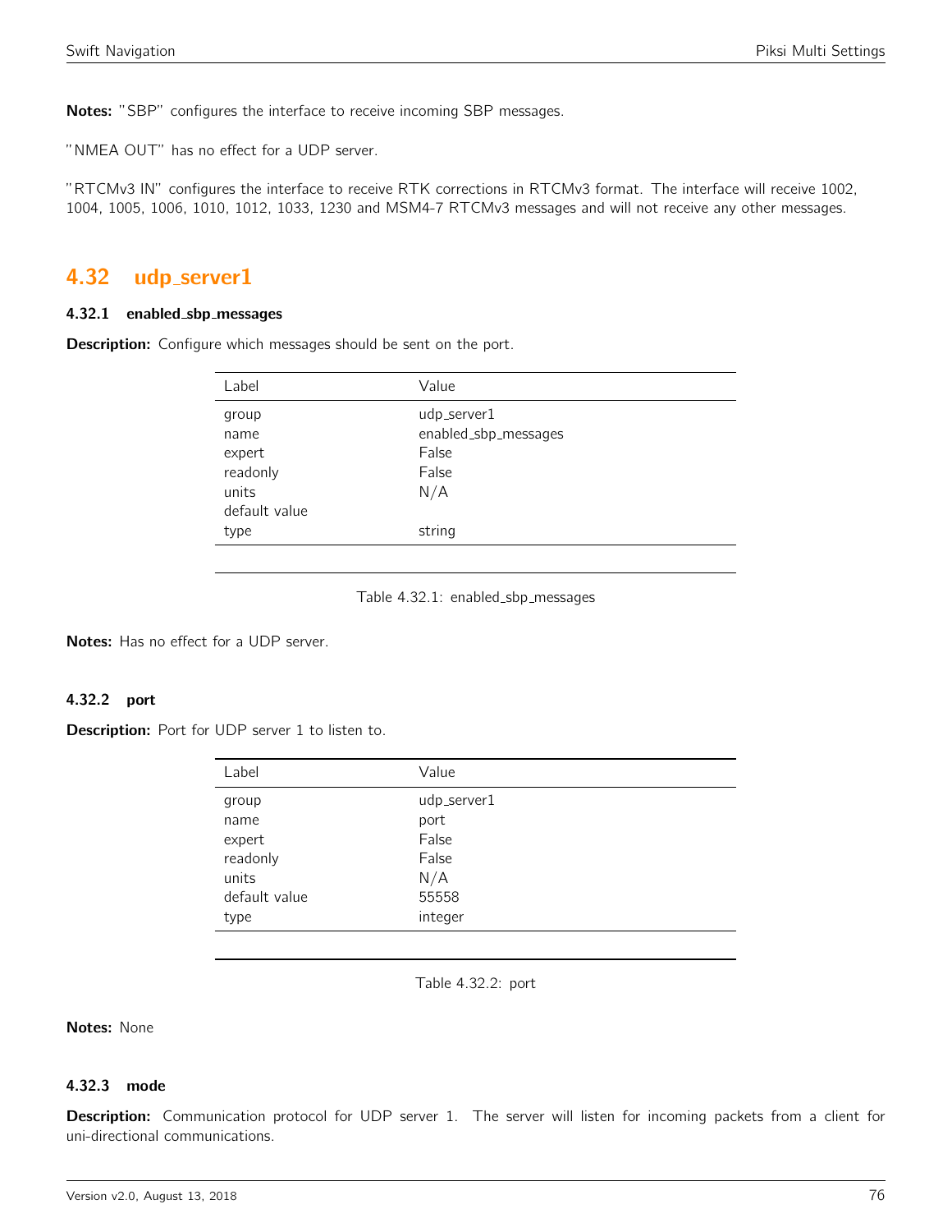**Notes:** "SBP" configures the interface to receive incoming SBP messages.

"NMEA OUT" has no effect for a UDP server.

"RTCMv3 IN" configures the interface to receive RTK corrections in RTCMv3 format. The interface will receive 1002, 1004, 1005, 1006, 1010, 1012, 1033, 1230 and MSM4-7 RTCMv3 messages and will not receive any other messages.

## 4.32 udp_server1

### 4.32.1 enabled_sbp_messages

**Description:** Configure which messages should be sent on the port.

| Label | Value |
|---|---|
| group | udp_server1 |
| name | enabled_sbp_messages |
| expert | False |
| readonly | False |
| units | N/A |
| default value | |
| type | string |

Table 4.32.1: enabled_sbp_messages

**Notes:** Has no effect for a UDP server.

### 4.32.2 port

**Description:** Port for UDP server 1 to listen to.

| Label | Value |
|---|---|
| group | udp_server1 |
| name | port |
| expert | False |
| readonly | False |
| units | N/A |
| default value | 55558 |
| type | integer |

Table 4.32.2: port

**Notes:** None

### 4.32.3 mode

**Description:** Communication protocol for UDP server 1. The server will listen for incoming packets from a client for uni-directional communications.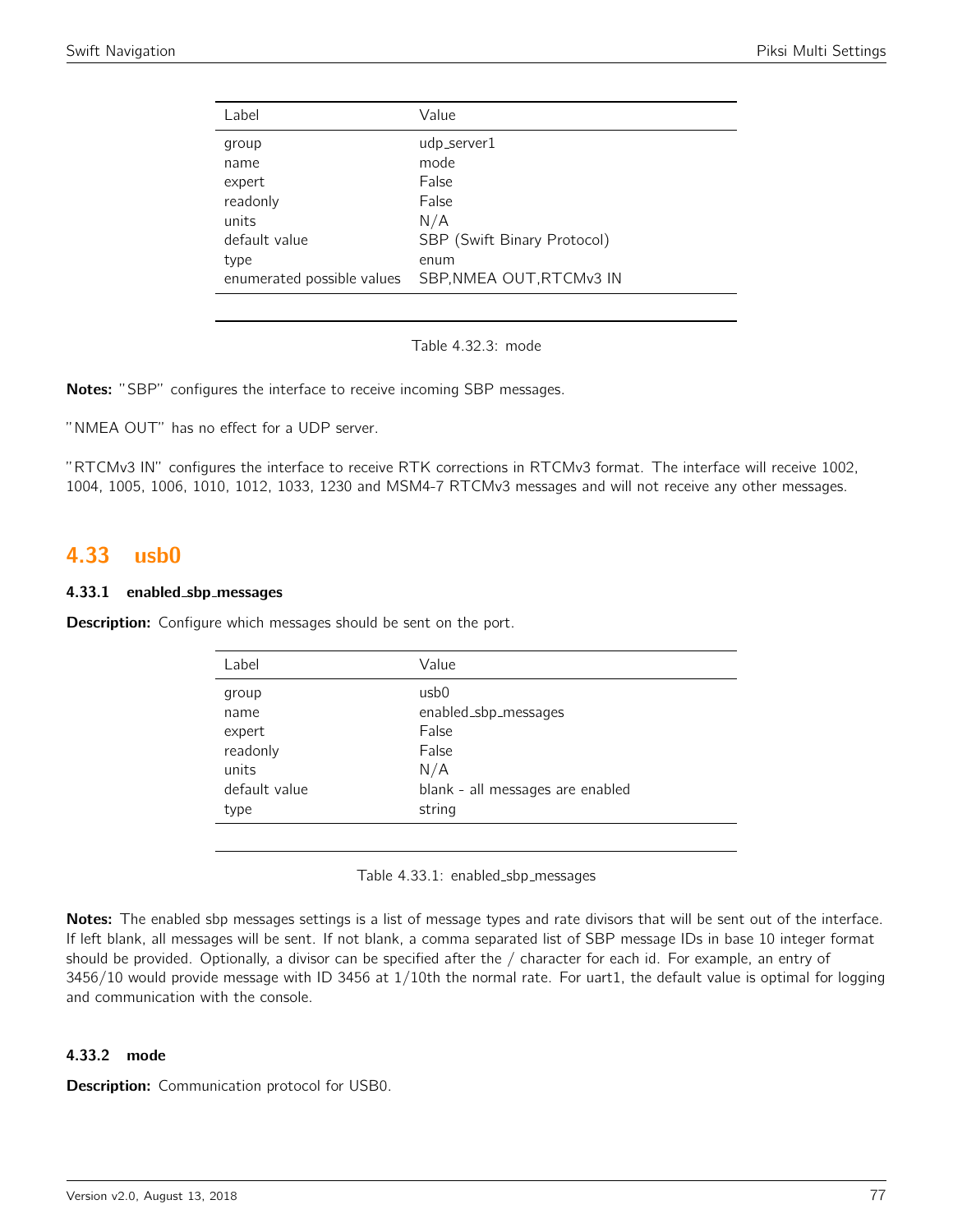| Label | Value |
|---|---|
| group | udp_server1 |
| name | mode |
| expert | False |
| readonly | False |
| units | N/A |
| default value | SBP (Swift Binary Protocol) |
| type | enum |
| enumerated possible values | SBP,NMEA OUT,RTCMv3 IN |

Table 4.32.3: mode

**Notes:** "SBP" configures the interface to receive incoming SBP messages.

"NMEA OUT" has no effect for a UDP server.

"RTCMv3 IN" configures the interface to receive RTK corrections in RTCMv3 format. The interface will receive 1002, 1004, 1005, 1006, 1010, 1012, 1033, 1230 and MSM4-7 RTCMv3 messages and will not receive any other messages.

## 4.33 usb0

### 4.33.1 enabled_sbp_messages

**Description:** Configure which messages should be sent on the port.

| Label | Value |
|---|---|
| group | usb0 |
| name | enabled_sbp_messages |
| expert | False |
| readonly | False |
| units | N/A |
| default value | blank - all messages are enabled |
| type | string |

Table 4.33.1: enabled_sbp_messages

**Notes:** The enabled sbp messages settings is a list of message types and rate divisors that will be sent out of the interface. If left blank, all messages will be sent. If not blank, a comma separated list of SBP message IDs in base 10 integer format should be provided. Optionally, a divisor can be specified after the / character for each id. For example, an entry of 3456/10 would provide message with ID 3456 at 1/10th the normal rate. For uart1, the default value is optimal for logging and communication with the console.

### 4.33.2 mode

**Description:** Communication protocol for USB0.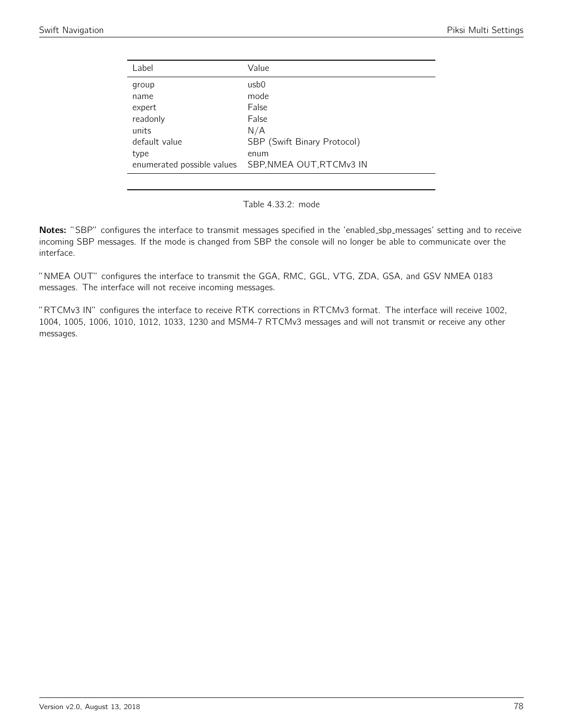| Label | Value |
|---|---|
| group | usb0 |
| name | mode |
| expert | False |
| readonly | False |
| units | N/A |
| default value | SBP (Swift Binary Protocol) |
| type | enum |
| enumerated possible values | SBP,NMEA OUT,RTCMv3 IN |

Table 4.33.2: mode

**Notes:** "SBP" configures the interface to transmit messages specified in the 'enabled_sbp_messages' setting and to receive incoming SBP messages. If the mode is changed from SBP the console will no longer be able to communicate over the interface.

"NMEA OUT" configures the interface to transmit the GGA, RMC, GGL, VTG, ZDA, GSA, and GSV NMEA 0183 messages. The interface will not receive incoming messages.

"RTCMv3 IN" configures the interface to receive RTK corrections in RTCMv3 format. The interface will receive 1002, 1004, 1005, 1006, 1010, 1012, 1033, 1230 and MSM4-7 RTCMv3 messages and will not transmit or receive any other messages.